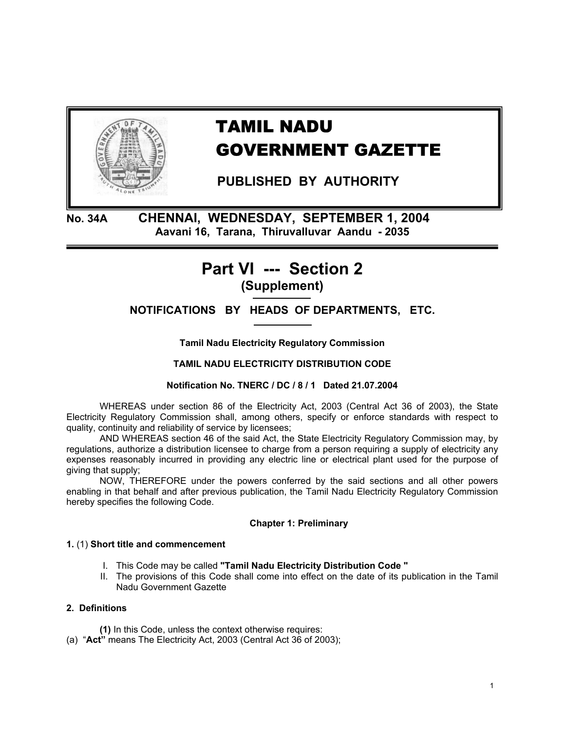# TAMIL NADU GOVERNMENT GAZETTE

**PUBLISHED BY AUTHORITY**

**No. 34A CHENNAI, WEDNESDAY, SEPTEMBER 1, 2004**
**Aavani 16, Tarana, Thiruvalluvar Aandu - 2035**

## Part VI --- Section 2
**(Supplement)**

**NOTIFICATIONS BY HEADS OF DEPARTMENTS, ETC.**

**Tamil Nadu Electricity Regulatory Commission**

**TAMIL NADU ELECTRICITY DISTRIBUTION CODE**

**Notification No. TNERC / DC / 8 / 1 Dated 21.07.2004**

WHEREAS under section 86 of the Electricity Act, 2003 (Central Act 36 of 2003), the State Electricity Regulatory Commission shall, among others, specify or enforce standards with respect to quality, continuity and reliability of service by licensees;

AND WHEREAS section 46 of the said Act, the State Electricity Regulatory Commission may, by regulations, authorize a distribution licensee to charge from a person requiring a supply of electricity any expenses reasonably incurred in providing any electric line or electrical plant used for the purpose of giving that supply;

NOW, THEREFORE under the powers conferred by the said sections and all other powers enabling in that behalf and after previous publication, the Tamil Nadu Electricity Regulatory Commission hereby specifies the following Code.

### Chapter 1: Preliminary

**1.** (1) **Short title and commencement**

I. This Code may be called **"Tamil Nadu Electricity Distribution Code "**
II. The provisions of this Code shall come into effect on the date of its publication in the Tamil Nadu Government Gazette

**2. Definitions**

**(1)** In this Code, unless the context otherwise requires:

(a) "**Act"** means The Electricity Act, 2003 (Central Act 36 of 2003);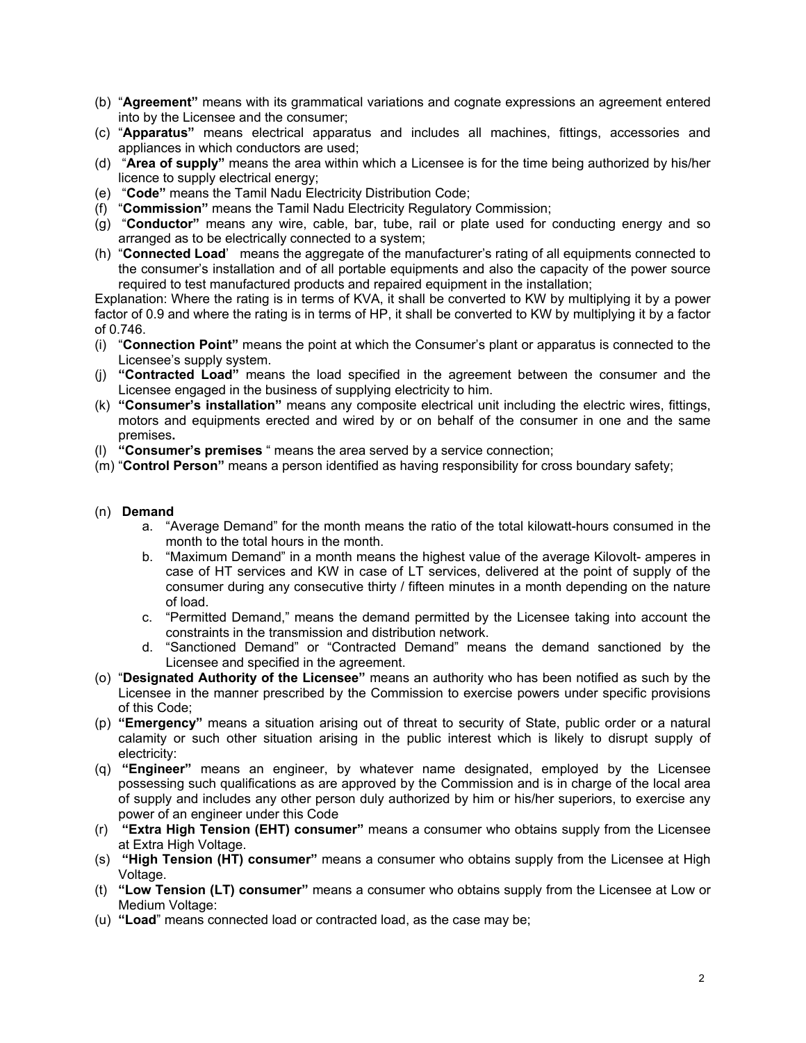(b) "**Agreement"** means with its grammatical variations and cognate expressions an agreement entered into by the Licensee and the consumer;

(c) "**Apparatus"** means electrical apparatus and includes all machines, fittings, accessories and appliances in which conductors are used;

(d) "**Area of supply"** means the area within which a Licensee is for the time being authorized by his/her licence to supply electrical energy;

(e) "**Code"** means the Tamil Nadu Electricity Distribution Code;

(f) "**Commission"** means the Tamil Nadu Electricity Regulatory Commission;

(g) "**Conductor"** means any wire, cable, bar, tube, rail or plate used for conducting energy and so arranged as to be electrically connected to a system;

(h) "**Connected Load**' means the aggregate of the manufacturer's rating of all equipments connected to the consumer's installation and of all portable equipments and also the capacity of the power source required to test manufactured products and repaired equipment in the installation;

Explanation: Where the rating is in terms of KVA, it shall be converted to KW by multiplying it by a power factor of 0.9 and where the rating is in terms of HP, it shall be converted to KW by multiplying it by a factor of 0.746.

(i) "**Connection Point"** means the point at which the Consumer's plant or apparatus is connected to the Licensee's supply system.

(j) **"Contracted Load"** means the load specified in the agreement between the consumer and the Licensee engaged in the business of supplying electricity to him.

(k) **"Consumer's installation"** means any composite electrical unit including the electric wires, fittings, motors and equipments erected and wired by or on behalf of the consumer in one and the same premises**.**

(l) **"Consumer's premises** " means the area served by a service connection;

(m) "**Control Person"** means a person identified as having responsibility for cross boundary safety;

(n) **Demand**

a. "Average Demand" for the month means the ratio of the total kilowatt-hours consumed in the month to the total hours in the month.

b. "Maximum Demand" in a month means the highest value of the average Kilovolt- amperes in case of HT services and KW in case of LT services, delivered at the point of supply of the consumer during any consecutive thirty / fifteen minutes in a month depending on the nature of load.

c. "Permitted Demand," means the demand permitted by the Licensee taking into account the constraints in the transmission and distribution network.

d. "Sanctioned Demand" or "Contracted Demand" means the demand sanctioned by the Licensee and specified in the agreement.

(o) "**Designated Authority of the Licensee"** means an authority who has been notified as such by the Licensee in the manner prescribed by the Commission to exercise powers under specific provisions of this Code;

(p) **"Emergency"** means a situation arising out of threat to security of State, public order or a natural calamity or such other situation arising in the public interest which is likely to disrupt supply of electricity:

(q) **"Engineer"** means an engineer, by whatever name designated, employed by the Licensee possessing such qualifications as are approved by the Commission and is in charge of the local area of supply and includes any other person duly authorized by him or his/her superiors, to exercise any power of an engineer under this Code

(r) **"Extra High Tension (EHT) consumer"** means a consumer who obtains supply from the Licensee at Extra High Voltage.

(s) **"High Tension (HT) consumer"** means a consumer who obtains supply from the Licensee at High Voltage.

(t) **"Low Tension (LT) consumer"** means a consumer who obtains supply from the Licensee at Low or Medium Voltage:

(u) **"Load**" means connected load or contracted load, as the case may be;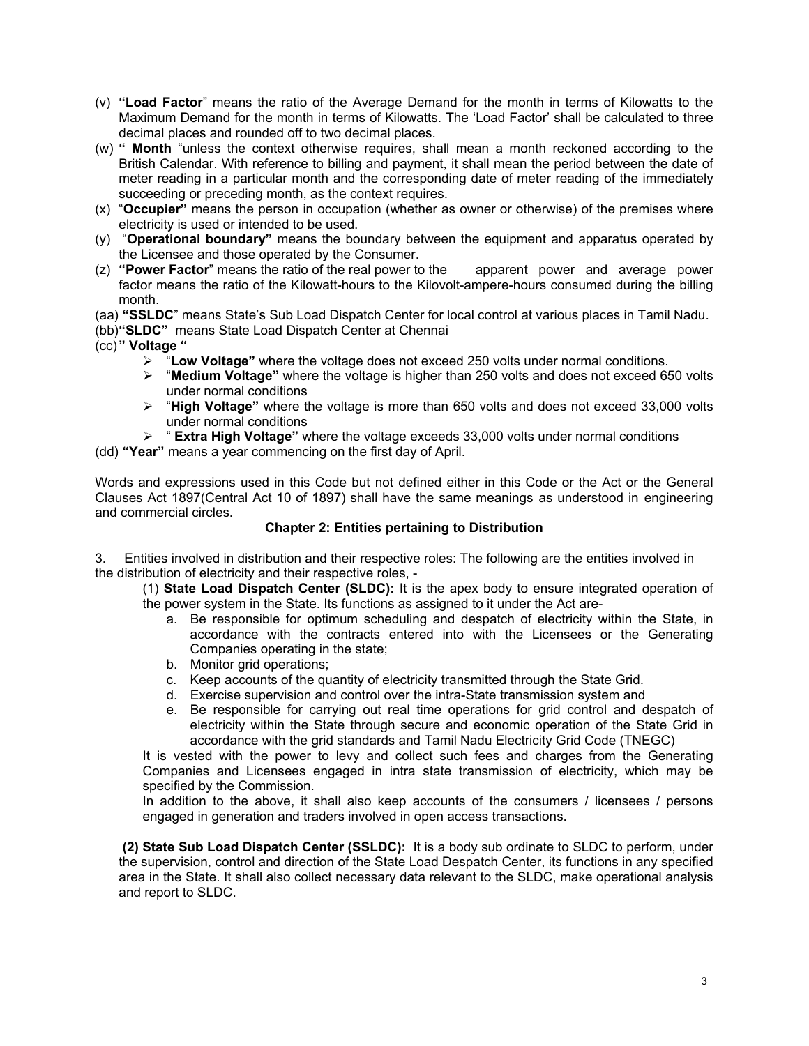(v) **"Load Factor**" means the ratio of the Average Demand for the month in terms of Kilowatts to the Maximum Demand for the month in terms of Kilowatts. The 'Load Factor' shall be calculated to three decimal places and rounded off to two decimal places.

(w) **" Month** "unless the context otherwise requires, shall mean a month reckoned according to the British Calendar. With reference to billing and payment, it shall mean the period between the date of meter reading in a particular month and the corresponding date of meter reading of the immediately succeeding or preceding month, as the context requires.

(x) "**Occupier"** means the person in occupation (whether as owner or otherwise) of the premises where electricity is used or intended to be used.

(y) "**Operational boundary"** means the boundary between the equipment and apparatus operated by the Licensee and those operated by the Consumer.

(z) **"Power Factor**" means the ratio of the real power to the apparent power and average power factor means the ratio of the Kilowatt-hours to the Kilovolt-ampere-hours consumed during the billing month.

(aa) **"SSLDC**" means State's Sub Load Dispatch Center for local control at various places in Tamil Nadu.

(bb)**"SLDC"** means State Load Dispatch Center at Chennai

(cc)**" Voltage "**

- "**Low Voltage"** where the voltage does not exceed 250 volts under normal conditions.
- "**Medium Voltage"** where the voltage is higher than 250 volts and does not exceed 650 volts under normal conditions
- "**High Voltage"** where the voltage is more than 650 volts and does not exceed 33,000 volts under normal conditions
- " **Extra High Voltage"** where the voltage exceeds 33,000 volts under normal conditions

(dd) **"Year"** means a year commencing on the first day of April.

Words and expressions used in this Code but not defined either in this Code or the Act or the General Clauses Act 1897(Central Act 10 of 1897) shall have the same meanings as understood in engineering and commercial circles.

## Chapter 2: Entities pertaining to Distribution

3. Entities involved in distribution and their respective roles: The following are the entities involved in the distribution of electricity and their respective roles, -

(1) **State Load Dispatch Center (SLDC):** It is the apex body to ensure integrated operation of the power system in the State. Its functions as assigned to it under the Act are-

a. Be responsible for optimum scheduling and despatch of electricity within the State, in accordance with the contracts entered into with the Licensees or the Generating Companies operating in the state;
b. Monitor grid operations;
c. Keep accounts of the quantity of electricity transmitted through the State Grid.
d. Exercise supervision and control over the intra-State transmission system and
e. Be responsible for carrying out real time operations for grid control and despatch of electricity within the State through secure and economic operation of the State Grid in accordance with the grid standards and Tamil Nadu Electricity Grid Code (TNEGC)

It is vested with the power to levy and collect such fees and charges from the Generating Companies and Licensees engaged in intra state transmission of electricity, which may be specified by the Commission.

In addition to the above, it shall also keep accounts of the consumers / licensees / persons engaged in generation and traders involved in open access transactions.

**(2) State Sub Load Dispatch Center (SSLDC):** It is a body sub ordinate to SLDC to perform, under the supervision, control and direction of the State Load Despatch Center, its functions in any specified area in the State. It shall also collect necessary data relevant to the SLDC, make operational analysis and report to SLDC.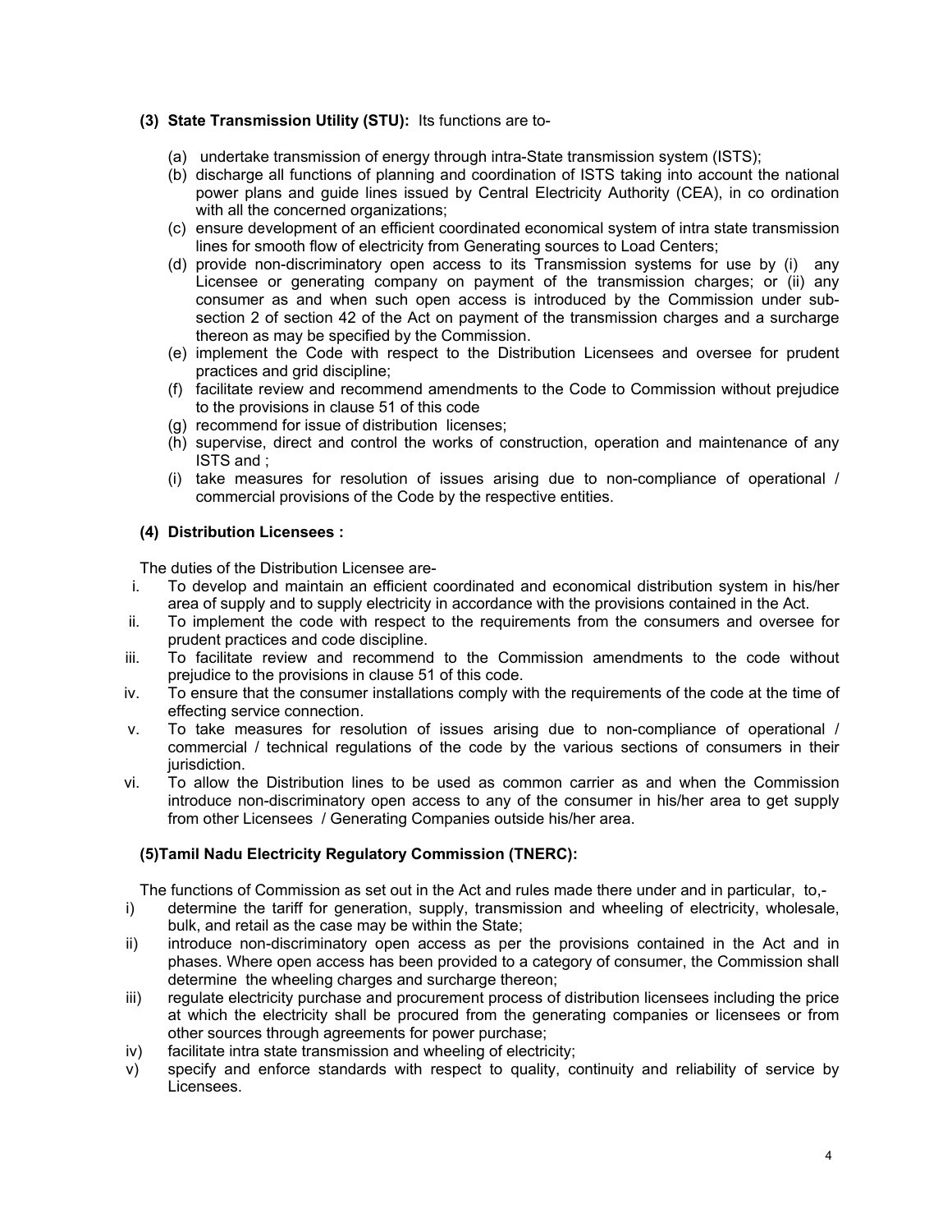**(3) State Transmission Utility (STU):** Its functions are to-

(a) undertake transmission of energy through intra-State transmission system (ISTS);

(b) discharge all functions of planning and coordination of ISTS taking into account the national power plans and guide lines issued by Central Electricity Authority (CEA), in co ordination with all the concerned organizations;

(c) ensure development of an efficient coordinated economical system of intra state transmission lines for smooth flow of electricity from Generating sources to Load Centers;

(d) provide non-discriminatory open access to its Transmission systems for use by (i) any Licensee or generating company on payment of the transmission charges; or (ii) any consumer as and when such open access is introduced by the Commission under sub-section 2 of section 42 of the Act on payment of the transmission charges and a surcharge thereon as may be specified by the Commission.

(e) implement the Code with respect to the Distribution Licensees and oversee for prudent practices and grid discipline;

(f) facilitate review and recommend amendments to the Code to Commission without prejudice to the provisions in clause 51 of this code

(g) recommend for issue of distribution licenses;

(h) supervise, direct and control the works of construction, operation and maintenance of any ISTS and ;

(i) take measures for resolution of issues arising due to non-compliance of operational / commercial provisions of the Code by the respective entities.

**(4) Distribution Licensees :**

The duties of the Distribution Licensee are-

i. To develop and maintain an efficient coordinated and economical distribution system in his/her area of supply and to supply electricity in accordance with the provisions contained in the Act.

ii. To implement the code with respect to the requirements from the consumers and oversee for prudent practices and code discipline.

iii. To facilitate review and recommend to the Commission amendments to the code without prejudice to the provisions in clause 51 of this code.

iv. To ensure that the consumer installations comply with the requirements of the code at the time of effecting service connection.

v. To take measures for resolution of issues arising due to non-compliance of operational / commercial / technical regulations of the code by the various sections of consumers in their jurisdiction.

vi. To allow the Distribution lines to be used as common carrier as and when the Commission introduce non-discriminatory open access to any of the consumer in his/her area to get supply from other Licensees / Generating Companies outside his/her area.

**(5)Tamil Nadu Electricity Regulatory Commission (TNERC):**

The functions of Commission as set out in the Act and rules made there under and in particular, to,-

i) determine the tariff for generation, supply, transmission and wheeling of electricity, wholesale, bulk, and retail as the case may be within the State;

ii) introduce non-discriminatory open access as per the provisions contained in the Act and in phases. Where open access has been provided to a category of consumer, the Commission shall determine the wheeling charges and surcharge thereon;

iii) regulate electricity purchase and procurement process of distribution licensees including the price at which the electricity shall be procured from the generating companies or licensees or from other sources through agreements for power purchase;

iv) facilitate intra state transmission and wheeling of electricity;

v) specify and enforce standards with respect to quality, continuity and reliability of service by Licensees.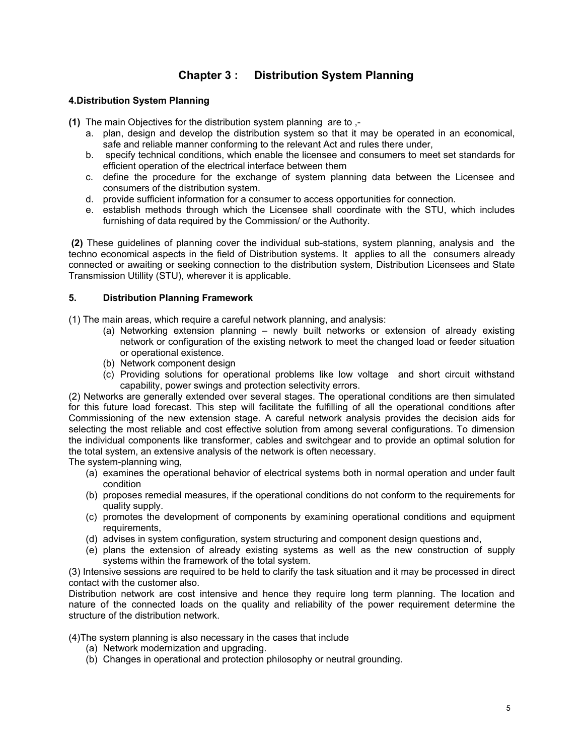# Chapter 3 : Distribution System Planning

### 4.Distribution System Planning

**(1)** The main Objectives for the distribution system planning are to ,-

a. plan, design and develop the distribution system so that it may be operated in an economical, safe and reliable manner conforming to the relevant Act and rules there under,
b. specify technical conditions, which enable the licensee and consumers to meet set standards for efficient operation of the electrical interface between them
c. define the procedure for the exchange of system planning data between the Licensee and consumers of the distribution system.
d. provide sufficient information for a consumer to access opportunities for connection.
e. establish methods through which the Licensee shall coordinate with the STU, which includes furnishing of data required by the Commission/ or the Authority.

**(2)** These guidelines of planning cover the individual sub-stations, system planning, analysis and the techno economical aspects in the field of Distribution systems. It applies to all the consumers already connected or awaiting or seeking connection to the distribution system, Distribution Licensees and State Transmission Utillity (STU), wherever it is applicable.

### 5. Distribution Planning Framework

(1) The main areas, which require a careful network planning, and analysis:

(a) Networking extension planning – newly built networks or extension of already existing network or configuration of the existing network to meet the changed load or feeder situation or operational existence.
(b) Network component design
(c) Providing solutions for operational problems like low voltage and short circuit withstand capability, power swings and protection selectivity errors.

(2) Networks are generally extended over several stages. The operational conditions are then simulated for this future load forecast. This step will facilitate the fulfilling of all the operational conditions after Commissioning of the new extension stage. A careful network analysis provides the decision aids for selecting the most reliable and cost effective solution from among several configurations. To dimension the individual components like transformer, cables and switchgear and to provide an optimal solution for the total system, an extensive analysis of the network is often necessary.

The system-planning wing,

(a) examines the operational behavior of electrical systems both in normal operation and under fault condition
(b) proposes remedial measures, if the operational conditions do not conform to the requirements for quality supply.
(c) promotes the development of components by examining operational conditions and equipment requirements,
(d) advises in system configuration, system structuring and component design questions and,
(e) plans the extension of already existing systems as well as the new construction of supply systems within the framework of the total system.

(3) Intensive sessions are required to be held to clarify the task situation and it may be processed in direct contact with the customer also.

Distribution network are cost intensive and hence they require long term planning. The location and nature of the connected loads on the quality and reliability of the power requirement determine the structure of the distribution network.

(4)The system planning is also necessary in the cases that include

(a) Network modernization and upgrading.
(b) Changes in operational and protection philosophy or neutral grounding.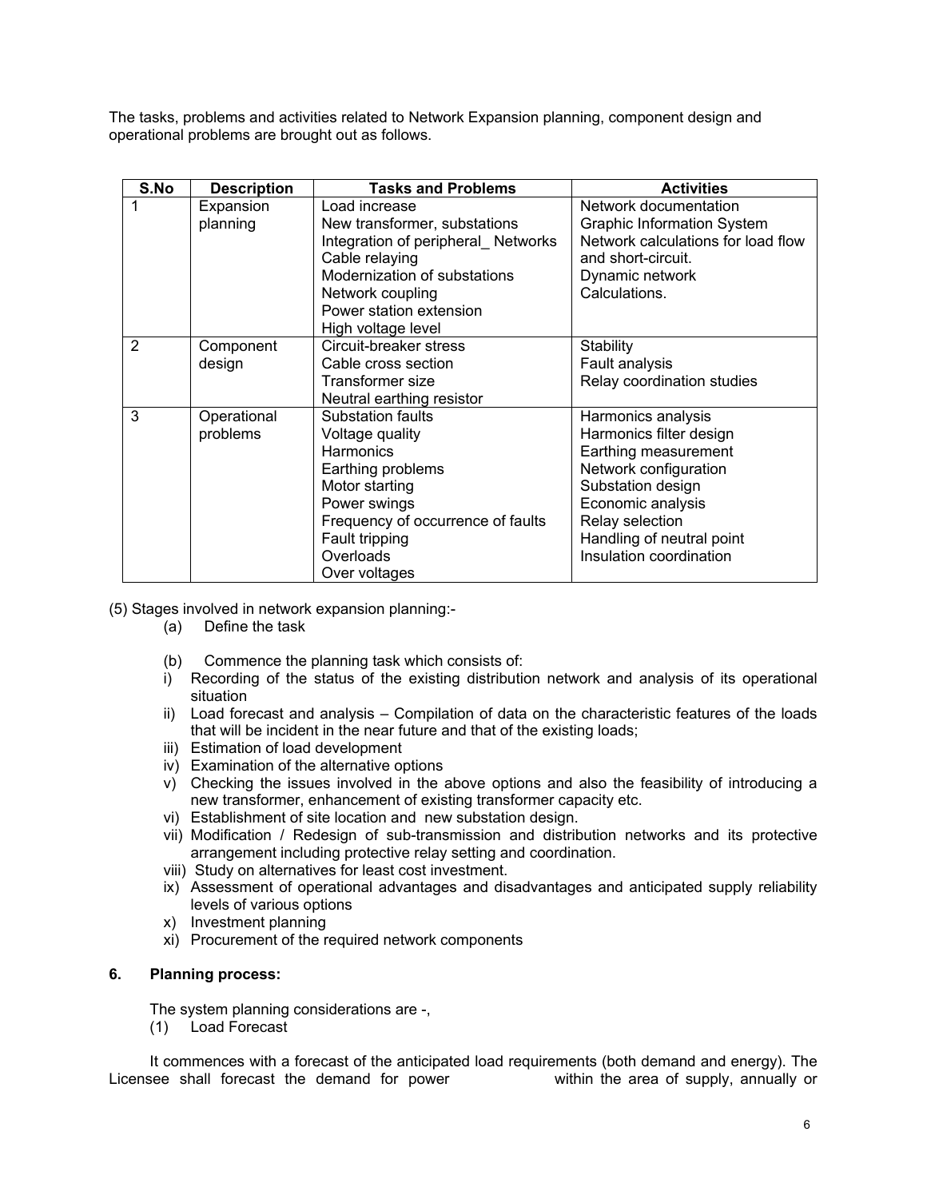The tasks, problems and activities related to Network Expansion planning, component design and operational problems are brought out as follows.

| S.No | Description | Tasks and Problems | Activities |
|---|---|---|---|
| 1 | Expansion planning | Load increase<br>New transformer, substations<br>Integration of peripheral_ Networks<br>Cable relaying<br>Modernization of substations<br>Network coupling<br>Power station extension<br>High voltage level | Network documentation<br>Graphic Information System<br>Network calculations for load flow and short-circuit.<br>Dynamic network Calculations. |
| 2 | Component design | Circuit-breaker stress<br>Cable cross section<br>Transformer size<br>Neutral earthing resistor | Stability<br>Fault analysis<br>Relay coordination studies |
| 3 | Operational problems | Substation faults<br>Voltage quality<br>Harmonics<br>Earthing problems<br>Motor starting<br>Power swings<br>Frequency of occurrence of faults<br>Fault tripping<br>Overloads<br>Over voltages | Harmonics analysis<br>Harmonics filter design<br>Earthing measurement<br>Network configuration<br>Substation design<br>Economic analysis<br>Relay selection<br>Handling of neutral point<br>Insulation coordination |

(5) Stages involved in network expansion planning:-

(a) Define the task

(b) Commence the planning task which consists of:

i) Recording of the status of the existing distribution network and analysis of its operational situation
ii) Load forecast and analysis – Compilation of data on the characteristic features of the loads that will be incident in the near future and that of the existing loads;
iii) Estimation of load development
iv) Examination of the alternative options
v) Checking the issues involved in the above options and also the feasibility of introducing a new transformer, enhancement of existing transformer capacity etc.
vi) Establishment of site location and new substation design.
vii) Modification / Redesign of sub-transmission and distribution networks and its protective arrangement including protective relay setting and coordination.
viii) Study on alternatives for least cost investment.
ix) Assessment of operational advantages and disadvantages and anticipated supply reliability levels of various options
x) Investment planning
xi) Procurement of the required network components

## 6. Planning process:

The system planning considerations are -,

(1) Load Forecast

It commences with a forecast of the anticipated load requirements (both demand and energy). The Licensee shall forecast the demand for power within the area of supply, annually or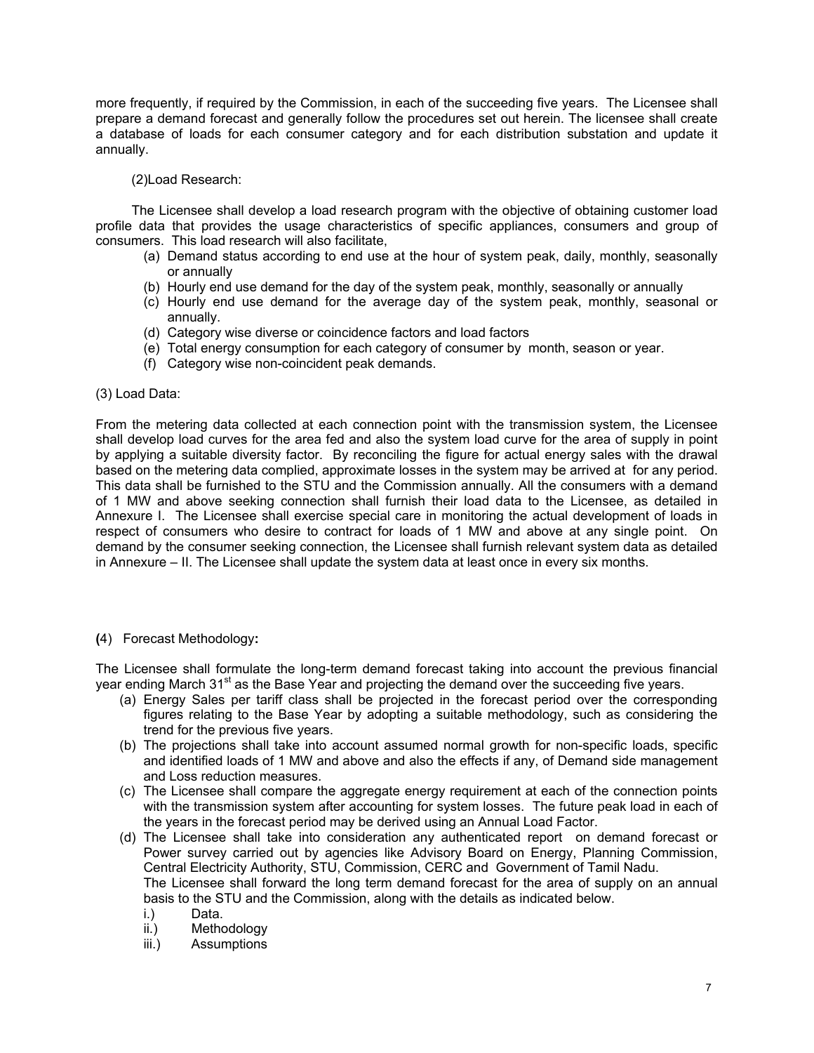more frequently, if required by the Commission, in each of the succeeding five years. The Licensee shall prepare a demand forecast and generally follow the procedures set out herein. The licensee shall create a database of loads for each consumer category and for each distribution substation and update it annually.

(2)Load Research:

The Licensee shall develop a load research program with the objective of obtaining customer load profile data that provides the usage characteristics of specific appliances, consumers and group of consumers. This load research will also facilitate,

(a) Demand status according to end use at the hour of system peak, daily, monthly, seasonally or annually
(b) Hourly end use demand for the day of the system peak, monthly, seasonally or annually
(c) Hourly end use demand for the average day of the system peak, monthly, seasonal or annually.
(d) Category wise diverse or coincidence factors and load factors
(e) Total energy consumption for each category of consumer by month, season or year.
(f) Category wise non-coincident peak demands.

(3) Load Data:

From the metering data collected at each connection point with the transmission system, the Licensee shall develop load curves for the area fed and also the system load curve for the area of supply in point by applying a suitable diversity factor. By reconciling the figure for actual energy sales with the drawal based on the metering data complied, approximate losses in the system may be arrived at for any period. This data shall be furnished to the STU and the Commission annually. All the consumers with a demand of 1 MW and above seeking connection shall furnish their load data to the Licensee, as detailed in Annexure I. The Licensee shall exercise special care in monitoring the actual development of loads in respect of consumers who desire to contract for loads of 1 MW and above at any single point. On demand by the consumer seeking connection, the Licensee shall furnish relevant system data as detailed in Annexure – II. The Licensee shall update the system data at least once in every six months.

**(**4) Forecast Methodology**:**

The Licensee shall formulate the long-term demand forecast taking into account the previous financial year ending March 31st as the Base Year and projecting the demand over the succeeding five years.

(a) Energy Sales per tariff class shall be projected in the forecast period over the corresponding figures relating to the Base Year by adopting a suitable methodology, such as considering the trend for the previous five years.
(b) The projections shall take into account assumed normal growth for non-specific loads, specific and identified loads of 1 MW and above and also the effects if any, of Demand side management and Loss reduction measures.
(c) The Licensee shall compare the aggregate energy requirement at each of the connection points with the transmission system after accounting for system losses. The future peak load in each of the years in the forecast period may be derived using an Annual Load Factor.
(d) The Licensee shall take into consideration any authenticated report on demand forecast or Power survey carried out by agencies like Advisory Board on Energy, Planning Commission, Central Electricity Authority, STU, Commission, CERC and Government of Tamil Nadu.
The Licensee shall forward the long term demand forecast for the area of supply on an annual basis to the STU and the Commission, along with the details as indicated below.
    i.) Data.
    ii.) Methodology
    iii.) Assumptions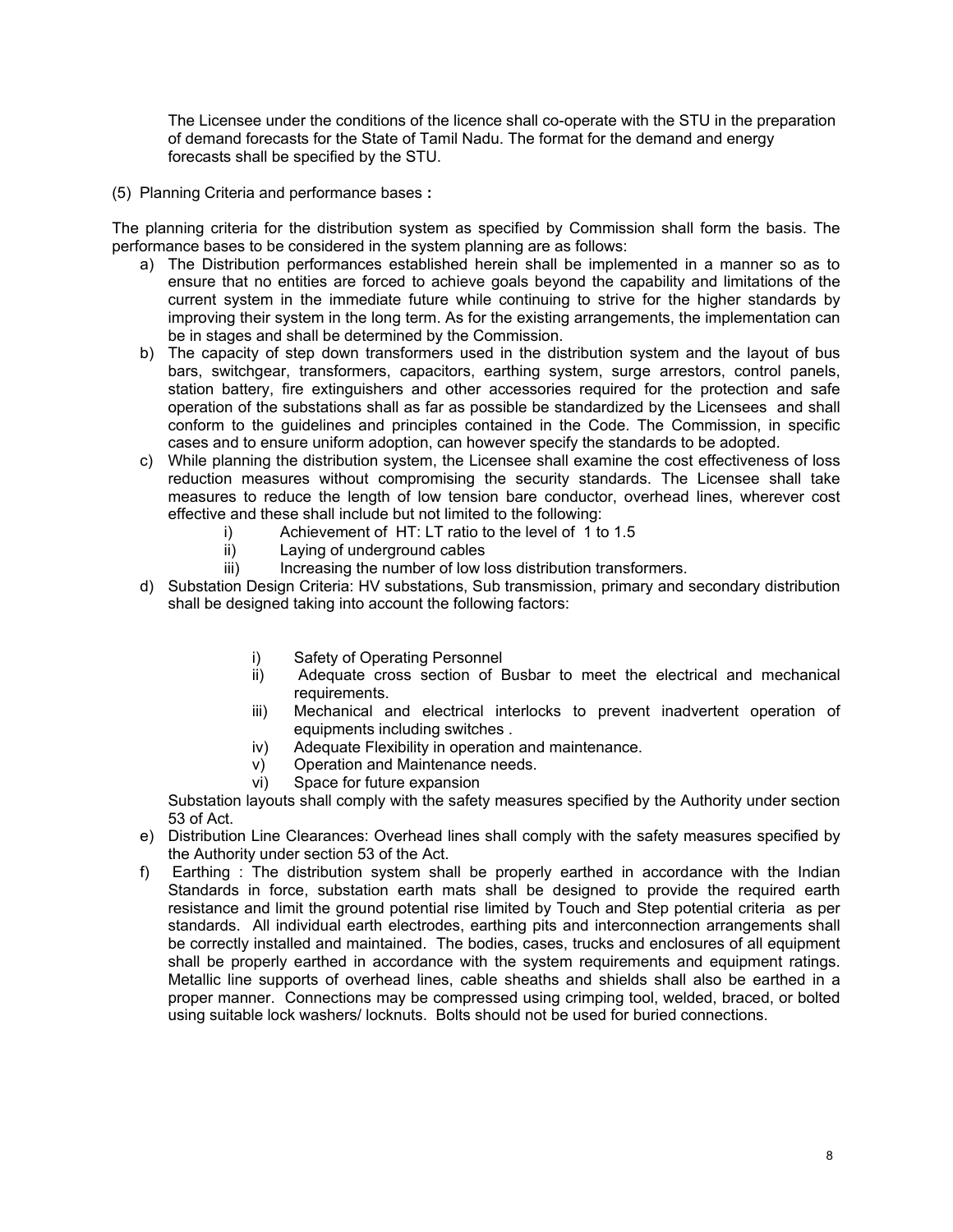The Licensee under the conditions of the licence shall co-operate with the STU in the preparation of demand forecasts for the State of Tamil Nadu. The format for the demand and energy forecasts shall be specified by the STU.

(5) Planning Criteria and performance bases **:**

The planning criteria for the distribution system as specified by Commission shall form the basis. The performance bases to be considered in the system planning are as follows:

a) The Distribution performances established herein shall be implemented in a manner so as to ensure that no entities are forced to achieve goals beyond the capability and limitations of the current system in the immediate future while continuing to strive for the higher standards by improving their system in the long term. As for the existing arrangements, the implementation can be in stages and shall be determined by the Commission.

b) The capacity of step down transformers used in the distribution system and the layout of bus bars, switchgear, transformers, capacitors, earthing system, surge arrestors, control panels, station battery, fire extinguishers and other accessories required for the protection and safe operation of the substations shall as far as possible be standardized by the Licensees and shall conform to the guidelines and principles contained in the Code. The Commission, in specific cases and to ensure uniform adoption, can however specify the standards to be adopted.

c) While planning the distribution system, the Licensee shall examine the cost effectiveness of loss reduction measures without compromising the security standards. The Licensee shall take measures to reduce the length of low tension bare conductor, overhead lines, wherever cost effective and these shall include but not limited to the following:
    i) Achievement of HT: LT ratio to the level of 1 to 1.5
    ii) Laying of underground cables
    iii) Increasing the number of low loss distribution transformers.

d) Substation Design Criteria: HV substations, Sub transmission, primary and secondary distribution shall be designed taking into account the following factors:
    i) Safety of Operating Personnel
    ii) Adequate cross section of Busbar to meet the electrical and mechanical requirements.
    iii) Mechanical and electrical interlocks to prevent inadvertent operation of equipments including switches .
    iv) Adequate Flexibility in operation and maintenance.
    v) Operation and Maintenance needs.
    vi) Space for future expansion

    Substation layouts shall comply with the safety measures specified by the Authority under section 53 of Act.

e) Distribution Line Clearances: Overhead lines shall comply with the safety measures specified by the Authority under section 53 of the Act.

f) Earthing : The distribution system shall be properly earthed in accordance with the Indian Standards in force, substation earth mats shall be designed to provide the required earth resistance and limit the ground potential rise limited by Touch and Step potential criteria as per standards. All individual earth electrodes, earthing pits and interconnection arrangements shall be correctly installed and maintained. The bodies, cases, trucks and enclosures of all equipment shall be properly earthed in accordance with the system requirements and equipment ratings. Metallic line supports of overhead lines, cable sheaths and shields shall also be earthed in a proper manner. Connections may be compressed using crimping tool, welded, braced, or bolted using suitable lock washers/ locknuts. Bolts should not be used for buried connections.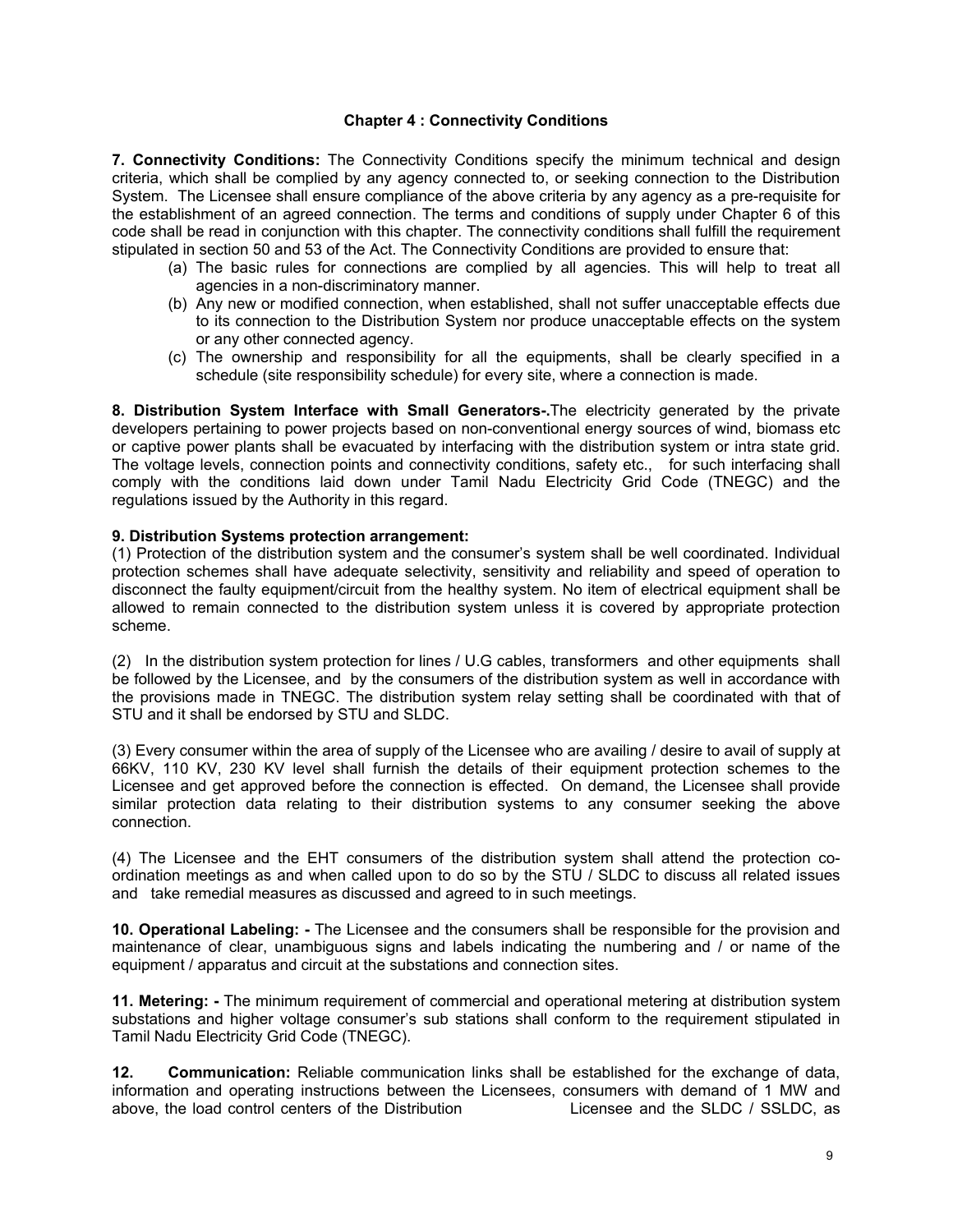## Chapter 4 : Connectivity Conditions

**7. Connectivity Conditions:** The Connectivity Conditions specify the minimum technical and design criteria, which shall be complied by any agency connected to, or seeking connection to the Distribution System. The Licensee shall ensure compliance of the above criteria by any agency as a pre-requisite for the establishment of an agreed connection. The terms and conditions of supply under Chapter 6 of this code shall be read in conjunction with this chapter. The connectivity conditions shall fulfill the requirement stipulated in section 50 and 53 of the Act. The Connectivity Conditions are provided to ensure that:

(a) The basic rules for connections are complied by all agencies. This will help to treat all agencies in a non-discriminatory manner.

(b) Any new or modified connection, when established, shall not suffer unacceptable effects due to its connection to the Distribution System nor produce unacceptable effects on the system or any other connected agency.

(c) The ownership and responsibility for all the equipments, shall be clearly specified in a schedule (site responsibility schedule) for every site, where a connection is made.

**8. Distribution System Interface with Small Generators-.**The electricity generated by the private developers pertaining to power projects based on non-conventional energy sources of wind, biomass etc or captive power plants shall be evacuated by interfacing with the distribution system or intra state grid. The voltage levels, connection points and connectivity conditions, safety etc., for such interfacing shall comply with the conditions laid down under Tamil Nadu Electricity Grid Code (TNEGC) and the regulations issued by the Authority in this regard.

**9. Distribution Systems protection arrangement:**

(1) Protection of the distribution system and the consumer's system shall be well coordinated. Individual protection schemes shall have adequate selectivity, sensitivity and reliability and speed of operation to disconnect the faulty equipment/circuit from the healthy system. No item of electrical equipment shall be allowed to remain connected to the distribution system unless it is covered by appropriate protection scheme.

(2) In the distribution system protection for lines / U.G cables, transformers and other equipments shall be followed by the Licensee, and by the consumers of the distribution system as well in accordance with the provisions made in TNEGC. The distribution system relay setting shall be coordinated with that of STU and it shall be endorsed by STU and SLDC.

(3) Every consumer within the area of supply of the Licensee who are availing / desire to avail of supply at 66KV, 110 KV, 230 KV level shall furnish the details of their equipment protection schemes to the Licensee and get approved before the connection is effected. On demand, the Licensee shall provide similar protection data relating to their distribution systems to any consumer seeking the above connection.

(4) The Licensee and the EHT consumers of the distribution system shall attend the protection co-ordination meetings as and when called upon to do so by the STU / SLDC to discuss all related issues and take remedial measures as discussed and agreed to in such meetings.

**10. Operational Labeling: -** The Licensee and the consumers shall be responsible for the provision and maintenance of clear, unambiguous signs and labels indicating the numbering and / or name of the equipment / apparatus and circuit at the substations and connection sites.

**11. Metering: -** The minimum requirement of commercial and operational metering at distribution system substations and higher voltage consumer's sub stations shall conform to the requirement stipulated in Tamil Nadu Electricity Grid Code (TNEGC).

**12. Communication:** Reliable communication links shall be established for the exchange of data, information and operating instructions between the Licensees, consumers with demand of 1 MW and above, the load control centers of the Distribution Licensee and the SLDC / SSLDC, as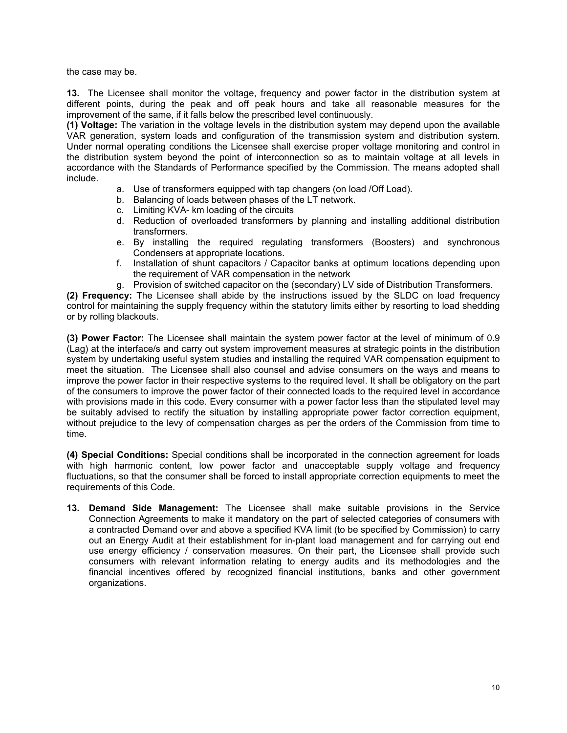the case may be.

**13.** The Licensee shall monitor the voltage, frequency and power factor in the distribution system at different points, during the peak and off peak hours and take all reasonable measures for the improvement of the same, if it falls below the prescribed level continuously.

**(1) Voltage:** The variation in the voltage levels in the distribution system may depend upon the available VAR generation, system loads and configuration of the transmission system and distribution system. Under normal operating conditions the Licensee shall exercise proper voltage monitoring and control in the distribution system beyond the point of interconnection so as to maintain voltage at all levels in accordance with the Standards of Performance specified by the Commission. The means adopted shall include.

a. Use of transformers equipped with tap changers (on load /Off Load).
b. Balancing of loads between phases of the LT network.
c. Limiting KVA- km loading of the circuits
d. Reduction of overloaded transformers by planning and installing additional distribution transformers.
e. By installing the required regulating transformers (Boosters) and synchronous Condensers at appropriate locations.
f. Installation of shunt capacitors / Capacitor banks at optimum locations depending upon the requirement of VAR compensation in the network
g. Provision of switched capacitor on the (secondary) LV side of Distribution Transformers.

**(2) Frequency:** The Licensee shall abide by the instructions issued by the SLDC on load frequency control for maintaining the supply frequency within the statutory limits either by resorting to load shedding or by rolling blackouts.

**(3) Power Factor:** The Licensee shall maintain the system power factor at the level of minimum of 0.9 (Lag) at the interface/s and carry out system improvement measures at strategic points in the distribution system by undertaking useful system studies and installing the required VAR compensation equipment to meet the situation. The Licensee shall also counsel and advise consumers on the ways and means to improve the power factor in their respective systems to the required level. It shall be obligatory on the part of the consumers to improve the power factor of their connected loads to the required level in accordance with provisions made in this code. Every consumer with a power factor less than the stipulated level may be suitably advised to rectify the situation by installing appropriate power factor correction equipment, without prejudice to the levy of compensation charges as per the orders of the Commission from time to time.

**(4) Special Conditions:** Special conditions shall be incorporated in the connection agreement for loads with high harmonic content, low power factor and unacceptable supply voltage and frequency fluctuations, so that the consumer shall be forced to install appropriate correction equipments to meet the requirements of this Code.

**13. Demand Side Management:** The Licensee shall make suitable provisions in the Service Connection Agreements to make it mandatory on the part of selected categories of consumers with a contracted Demand over and above a specified KVA limit (to be specified by Commission) to carry out an Energy Audit at their establishment for in-plant load management and for carrying out end use energy efficiency / conservation measures. On their part, the Licensee shall provide such consumers with relevant information relating to energy audits and its methodologies and the financial incentives offered by recognized financial institutions, banks and other government organizations.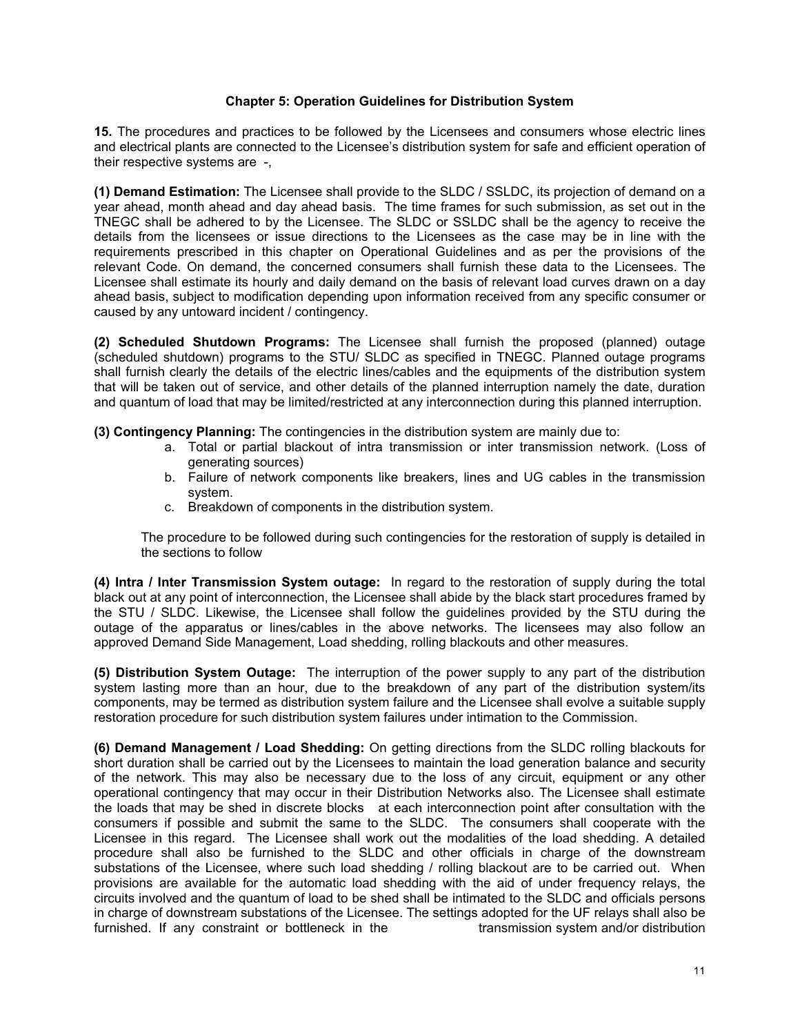## Chapter 5: Operation Guidelines for Distribution System

**15.** The procedures and practices to be followed by the Licensees and consumers whose electric lines and electrical plants are connected to the Licensee's distribution system for safe and efficient operation of their respective systems are -,

**(1) Demand Estimation:** The Licensee shall provide to the SLDC / SSLDC, its projection of demand on a year ahead, month ahead and day ahead basis. The time frames for such submission, as set out in the TNEGC shall be adhered to by the Licensee. The SLDC or SSLDC shall be the agency to receive the details from the licensees or issue directions to the Licensees as the case may be in line with the requirements prescribed in this chapter on Operational Guidelines and as per the provisions of the relevant Code. On demand, the concerned consumers shall furnish these data to the Licensees. The Licensee shall estimate its hourly and daily demand on the basis of relevant load curves drawn on a day ahead basis, subject to modification depending upon information received from any specific consumer or caused by any untoward incident / contingency.

**(2) Scheduled Shutdown Programs:** The Licensee shall furnish the proposed (planned) outage (scheduled shutdown) programs to the STU/ SLDC as specified in TNEGC. Planned outage programs shall furnish clearly the details of the electric lines/cables and the equipments of the distribution system that will be taken out of service, and other details of the planned interruption namely the date, duration and quantum of load that may be limited/restricted at any interconnection during this planned interruption.

**(3) Contingency Planning:** The contingencies in the distribution system are mainly due to:

a. Total or partial blackout of intra transmission or inter transmission network. (Loss of generating sources)
b. Failure of network components like breakers, lines and UG cables in the transmission system.
c. Breakdown of components in the distribution system.

The procedure to be followed during such contingencies for the restoration of supply is detailed in the sections to follow

**(4) Intra / Inter Transmission System outage:** In regard to the restoration of supply during the total black out at any point of interconnection, the Licensee shall abide by the black start procedures framed by the STU / SLDC. Likewise, the Licensee shall follow the guidelines provided by the STU during the outage of the apparatus or lines/cables in the above networks. The licensees may also follow an approved Demand Side Management, Load shedding, rolling blackouts and other measures.

**(5) Distribution System Outage:** The interruption of the power supply to any part of the distribution system lasting more than an hour, due to the breakdown of any part of the distribution system/its components, may be termed as distribution system failure and the Licensee shall evolve a suitable supply restoration procedure for such distribution system failures under intimation to the Commission.

**(6) Demand Management / Load Shedding:** On getting directions from the SLDC rolling blackouts for short duration shall be carried out by the Licensees to maintain the load generation balance and security of the network. This may also be necessary due to the loss of any circuit, equipment or any other operational contingency that may occur in their Distribution Networks also. The Licensee shall estimate the loads that may be shed in discrete blocks at each interconnection point after consultation with the consumers if possible and submit the same to the SLDC. The consumers shall cooperate with the Licensee in this regard. The Licensee shall work out the modalities of the load shedding. A detailed procedure shall also be furnished to the SLDC and other officials in charge of the downstream substations of the Licensee, where such load shedding / rolling blackout are to be carried out. When provisions are available for the automatic load shedding with the aid of under frequency relays, the circuits involved and the quantum of load to be shed shall be intimated to the SLDC and officials persons in charge of downstream substations of the Licensee. The settings adopted for the UF relays shall also be furnished. If any constraint or bottleneck in the transmission system and/or distribution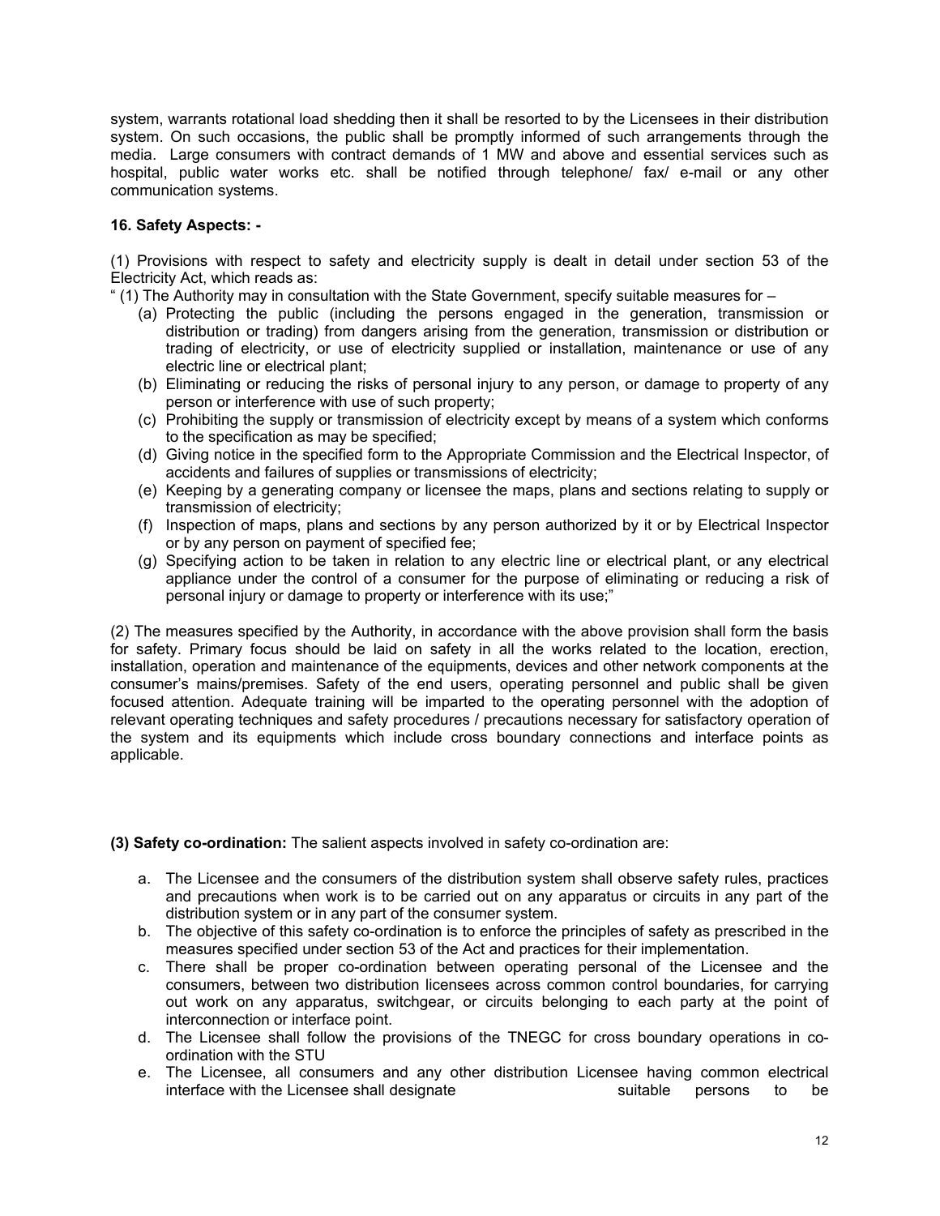system, warrants rotational load shedding then it shall be resorted to by the Licensees in their distribution system. On such occasions, the public shall be promptly informed of such arrangements through the media. Large consumers with contract demands of 1 MW and above and essential services such as hospital, public water works etc. shall be notified through telephone/ fax/ e-mail or any other communication systems.

**16. Safety Aspects: -**

(1) Provisions with respect to safety and electricity supply is dealt in detail under section 53 of the Electricity Act, which reads as:

" (1) The Authority may in consultation with the State Government, specify suitable measures for –

(a) Protecting the public (including the persons engaged in the generation, transmission or distribution or trading) from dangers arising from the generation, transmission or distribution or trading of electricity, or use of electricity supplied or installation, maintenance or use of any electric line or electrical plant;
(b) Eliminating or reducing the risks of personal injury to any person, or damage to property of any person or interference with use of such property;
(c) Prohibiting the supply or transmission of electricity except by means of a system which conforms to the specification as may be specified;
(d) Giving notice in the specified form to the Appropriate Commission and the Electrical Inspector, of accidents and failures of supplies or transmissions of electricity;
(e) Keeping by a generating company or licensee the maps, plans and sections relating to supply or transmission of electricity;
(f) Inspection of maps, plans and sections by any person authorized by it or by Electrical Inspector or by any person on payment of specified fee;
(g) Specifying action to be taken in relation to any electric line or electrical plant, or any electrical appliance under the control of a consumer for the purpose of eliminating or reducing a risk of personal injury or damage to property or interference with its use;"

(2) The measures specified by the Authority, in accordance with the above provision shall form the basis for safety. Primary focus should be laid on safety in all the works related to the location, erection, installation, operation and maintenance of the equipments, devices and other network components at the consumer's mains/premises. Safety of the end users, operating personnel and public shall be given focused attention. Adequate training will be imparted to the operating personnel with the adoption of relevant operating techniques and safety procedures / precautions necessary for satisfactory operation of the system and its equipments which include cross boundary connections and interface points as applicable.

**(3) Safety co-ordination:** The salient aspects involved in safety co-ordination are:

a. The Licensee and the consumers of the distribution system shall observe safety rules, practices and precautions when work is to be carried out on any apparatus or circuits in any part of the distribution system or in any part of the consumer system.
b. The objective of this safety co-ordination is to enforce the principles of safety as prescribed in the measures specified under section 53 of the Act and practices for their implementation.
c. There shall be proper co-ordination between operating personal of the Licensee and the consumers, between two distribution licensees across common control boundaries, for carrying out work on any apparatus, switchgear, or circuits belonging to each party at the point of interconnection or interface point.
d. The Licensee shall follow the provisions of the TNEGC for cross boundary operations in co-ordination with the STU
e. The Licensee, all consumers and any other distribution Licensee having common electrical interface with the Licensee shall designate suitable persons to be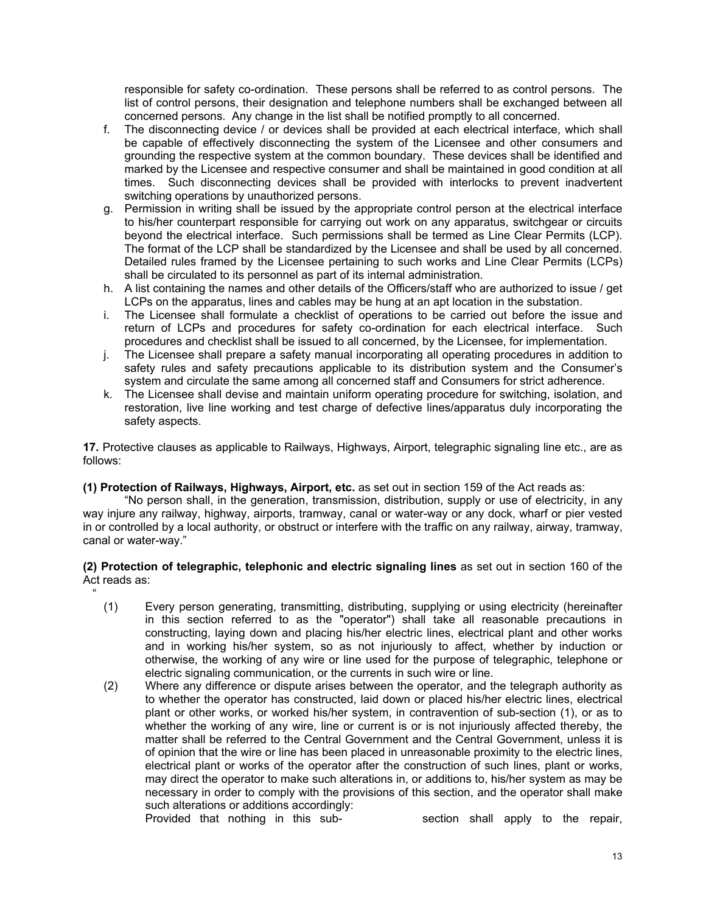responsible for safety co-ordination. These persons shall be referred to as control persons. The list of control persons, their designation and telephone numbers shall be exchanged between all concerned persons. Any change in the list shall be notified promptly to all concerned.

f. The disconnecting device / or devices shall be provided at each electrical interface, which shall be capable of effectively disconnecting the system of the Licensee and other consumers and grounding the respective system at the common boundary. These devices shall be identified and marked by the Licensee and respective consumer and shall be maintained in good condition at all times. Such disconnecting devices shall be provided with interlocks to prevent inadvertent switching operations by unauthorized persons.
g. Permission in writing shall be issued by the appropriate control person at the electrical interface to his/her counterpart responsible for carrying out work on any apparatus, switchgear or circuits beyond the electrical interface. Such permissions shall be termed as Line Clear Permits (LCP). The format of the LCP shall be standardized by the Licensee and shall be used by all concerned. Detailed rules framed by the Licensee pertaining to such works and Line Clear Permits (LCPs) shall be circulated to its personnel as part of its internal administration.
h. A list containing the names and other details of the Officers/staff who are authorized to issue / get LCPs on the apparatus, lines and cables may be hung at an apt location in the substation.
i. The Licensee shall formulate a checklist of operations to be carried out before the issue and return of LCPs and procedures for safety co-ordination for each electrical interface. Such procedures and checklist shall be issued to all concerned, by the Licensee, for implementation.
j. The Licensee shall prepare a safety manual incorporating all operating procedures in addition to safety rules and safety precautions applicable to its distribution system and the Consumer's system and circulate the same among all concerned staff and Consumers for strict adherence.
k. The Licensee shall devise and maintain uniform operating procedure for switching, isolation, and restoration, live line working and test charge of defective lines/apparatus duly incorporating the safety aspects.

**17.** Protective clauses as applicable to Railways, Highways, Airport, telegraphic signaling line etc., are as follows:

**(1) Protection of Railways, Highways, Airport, etc.** as set out in section 159 of the Act reads as:

"No person shall, in the generation, transmission, distribution, supply or use of electricity, in any way injure any railway, highway, airports, tramway, canal or water-way or any dock, wharf or pier vested in or controlled by a local authority, or obstruct or interfere with the traffic on any railway, airway, tramway, canal or water-way."

**(2) Protection of telegraphic, telephonic and electric signaling lines** as set out in section 160 of the Act reads as:

"

(1) Every person generating, transmitting, distributing, supplying or using electricity (hereinafter in this section referred to as the "operator") shall take all reasonable precautions in constructing, laying down and placing his/her electric lines, electrical plant and other works and in working his/her system, so as not injuriously to affect, whether by induction or otherwise, the working of any wire or line used for the purpose of telegraphic, telephone or electric signaling communication, or the currents in such wire or line.

(2) Where any difference or dispute arises between the operator, and the telegraph authority as to whether the operator has constructed, laid down or placed his/her electric lines, electrical plant or other works, or worked his/her system, in contravention of sub-section (1), or as to whether the working of any wire, line or current is or is not injuriously affected thereby, the matter shall be referred to the Central Government and the Central Government, unless it is of opinion that the wire or line has been placed in unreasonable proximity to the electric lines, electrical plant or works of the operator after the construction of such lines, plant or works, may direct the operator to make such alterations in, or additions to, his/her system as may be necessary in order to comply with the provisions of this section, and the operator shall make such alterations or additions accordingly:

Provided that nothing in this sub- section shall apply to the repair,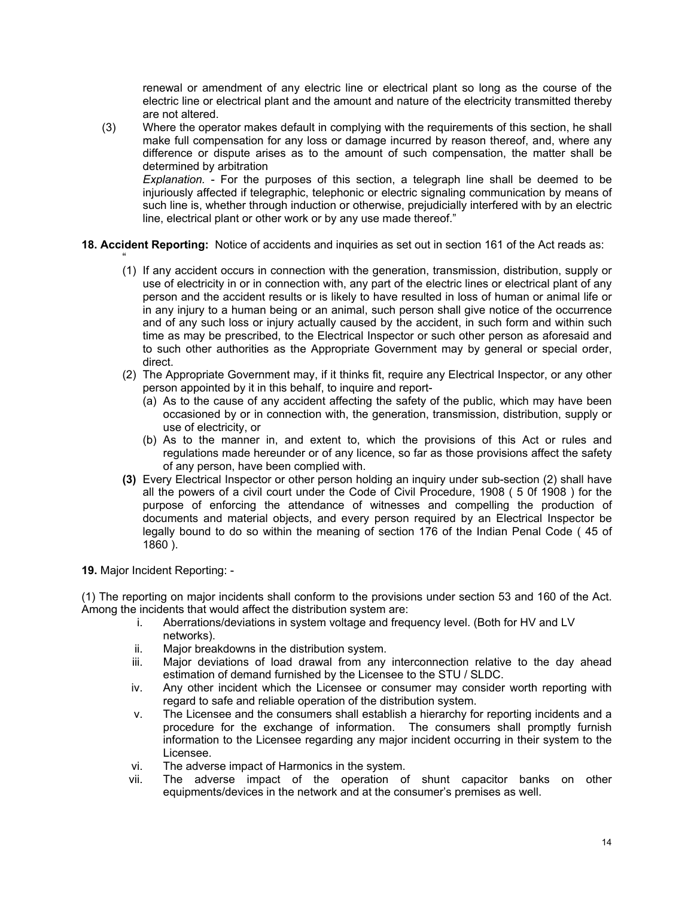renewal or amendment of any electric line or electrical plant so long as the course of the electric line or electrical plant and the amount and nature of the electricity transmitted thereby are not altered.

(3) Where the operator makes default in complying with the requirements of this section, he shall make full compensation for any loss or damage incurred by reason thereof, and, where any difference or dispute arises as to the amount of such compensation, the matter shall be determined by arbitration

*Explanation.* - For the purposes of this section, a telegraph line shall be deemed to be injuriously affected if telegraphic, telephonic or electric signaling communication by means of such line is, whether through induction or otherwise, prejudicially interfered with by an electric line, electrical plant or other work or by any use made thereof."

**18. Accident Reporting:** Notice of accidents and inquiries as set out in section 161 of the Act reads as:

"

(1) If any accident occurs in connection with the generation, transmission, distribution, supply or use of electricity in or in connection with, any part of the electric lines or electrical plant of any person and the accident results or is likely to have resulted in loss of human or animal life or in any injury to a human being or an animal, such person shall give notice of the occurrence and of any such loss or injury actually caused by the accident, in such form and within such time as may be prescribed, to the Electrical Inspector or such other person as aforesaid and to such other authorities as the Appropriate Government may by general or special order, direct.

(2) The Appropriate Government may, if it thinks fit, require any Electrical Inspector, or any other person appointed by it in this behalf, to inquire and report-
   (a) As to the cause of any accident affecting the safety of the public, which may have been occasioned by or in connection with, the generation, transmission, distribution, supply or use of electricity, or
   (b) As to the manner in, and extent to, which the provisions of this Act or rules and regulations made hereunder or of any licence, so far as those provisions affect the safety of any person, have been complied with.

**(3)** Every Electrical Inspector or other person holding an inquiry under sub-section (2) shall have all the powers of a civil court under the Code of Civil Procedure, 1908 ( 5 0f 1908 ) for the purpose of enforcing the attendance of witnesses and compelling the production of documents and material objects, and every person required by an Electrical Inspector be legally bound to do so within the meaning of section 176 of the Indian Penal Code ( 45 of 1860 ).

**19.** Major Incident Reporting: -

(1) The reporting on major incidents shall conform to the provisions under section 53 and 160 of the Act. Among the incidents that would affect the distribution system are:

i. Aberrations/deviations in system voltage and frequency level. (Both for HV and LV networks).
ii. Major breakdowns in the distribution system.
iii. Major deviations of load drawal from any interconnection relative to the day ahead estimation of demand furnished by the Licensee to the STU / SLDC.
iv. Any other incident which the Licensee or consumer may consider worth reporting with regard to safe and reliable operation of the distribution system.
v. The Licensee and the consumers shall establish a hierarchy for reporting incidents and a procedure for the exchange of information. The consumers shall promptly furnish information to the Licensee regarding any major incident occurring in their system to the Licensee.
vi. The adverse impact of Harmonics in the system.
vii. The adverse impact of the operation of shunt capacitor banks on other equipments/devices in the network and at the consumer's premises as well.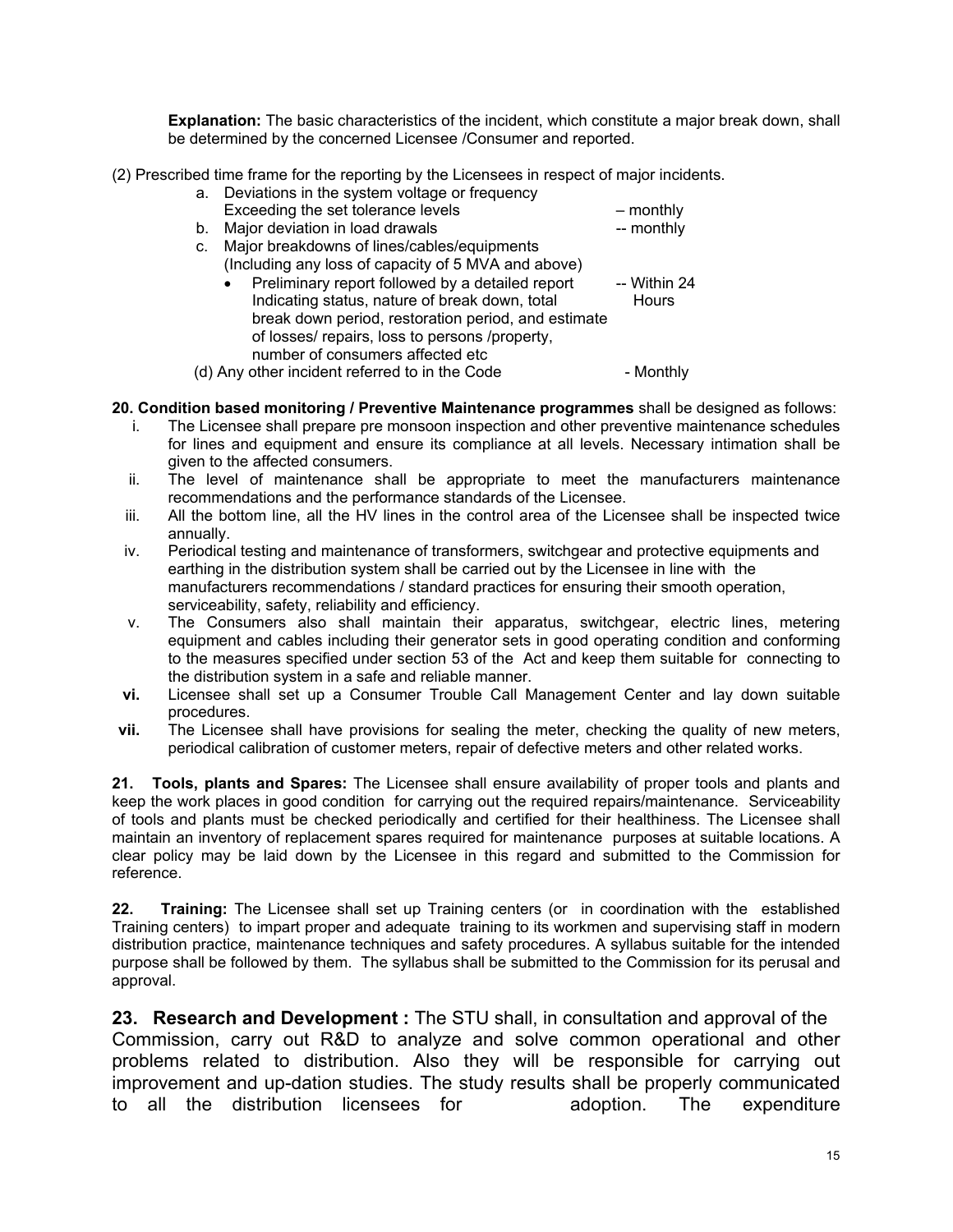**Explanation:** The basic characteristics of the incident, which constitute a major break down, shall be determined by the concerned Licensee /Consumer and reported.

(2) Prescribed time frame for the reporting by the Licensees in respect of major incidents.

a. Deviations in the system voltage or frequency Exceeding the set tolerance levels – monthly
b. Major deviation in load drawals -- monthly
c. Major breakdowns of lines/cables/equipments (Including any loss of capacity of 5 MVA and above)
   - Preliminary report followed by a detailed report Indicating status, nature of break down, total break down period, restoration period, and estimate of losses/ repairs, loss to persons /property, number of consumers affected etc -- Within 24 Hours

(d) Any other incident referred to in the Code - Monthly

**20. Condition based monitoring / Preventive Maintenance programmes** shall be designed as follows:

i. The Licensee shall prepare pre monsoon inspection and other preventive maintenance schedules for lines and equipment and ensure its compliance at all levels. Necessary intimation shall be given to the affected consumers.
ii. The level of maintenance shall be appropriate to meet the manufacturers maintenance recommendations and the performance standards of the Licensee.
iii. All the bottom line, all the HV lines in the control area of the Licensee shall be inspected twice annually.
iv. Periodical testing and maintenance of transformers, switchgear and protective equipments and earthing in the distribution system shall be carried out by the Licensee in line with the manufacturers recommendations / standard practices for ensuring their smooth operation, serviceability, safety, reliability and efficiency.
v. The Consumers also shall maintain their apparatus, switchgear, electric lines, metering equipment and cables including their generator sets in good operating condition and conforming to the measures specified under section 53 of the Act and keep them suitable for connecting to the distribution system in a safe and reliable manner.
**vi.** Licensee shall set up a Consumer Trouble Call Management Center and lay down suitable procedures.
**vii.** The Licensee shall have provisions for sealing the meter, checking the quality of new meters, periodical calibration of customer meters, repair of defective meters and other related works.

**21. Tools, plants and Spares:** The Licensee shall ensure availability of proper tools and plants and keep the work places in good condition for carrying out the required repairs/maintenance. Serviceability of tools and plants must be checked periodically and certified for their healthiness. The Licensee shall maintain an inventory of replacement spares required for maintenance purposes at suitable locations. A clear policy may be laid down by the Licensee in this regard and submitted to the Commission for reference.

**22. Training:** The Licensee shall set up Training centers (or in coordination with the established Training centers) to impart proper and adequate training to its workmen and supervising staff in modern distribution practice, maintenance techniques and safety procedures. A syllabus suitable for the intended purpose shall be followed by them. The syllabus shall be submitted to the Commission for its perusal and approval.

**23. Research and Development :** The STU shall, in consultation and approval of the Commission, carry out R&D to analyze and solve common operational and other problems related to distribution. Also they will be responsible for carrying out improvement and up-dation studies. The study results shall be properly communicated to all the distribution licensees for adoption. The expenditure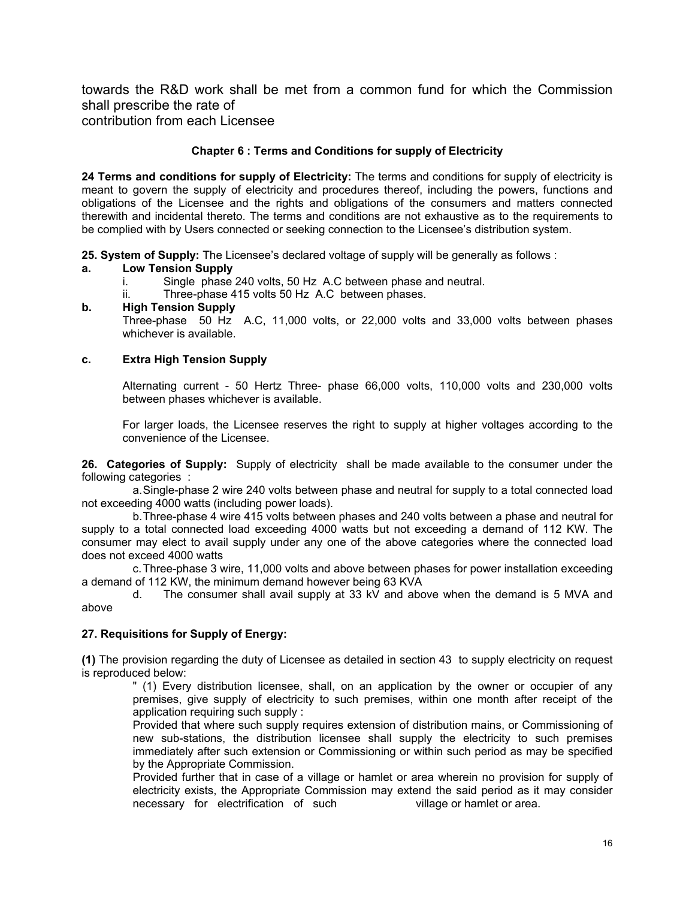towards the R&D work shall be met from a common fund for which the Commission shall prescribe the rate of
contribution from each Licensee

### Chapter 6 : Terms and Conditions for supply of Electricity

**24 Terms and conditions for supply of Electricity:** The terms and conditions for supply of electricity is meant to govern the supply of electricity and procedures thereof, including the powers, functions and obligations of the Licensee and the rights and obligations of the consumers and matters connected therewith and incidental thereto. The terms and conditions are not exhaustive as to the requirements to be complied with by Users connected or seeking connection to the Licensee's distribution system.

**25. System of Supply:** The Licensee's declared voltage of supply will be generally as follows :

**a. Low Tension Supply**

i. Single phase 240 volts, 50 Hz A.C between phase and neutral.

ii. Three-phase 415 volts 50 Hz A.C between phases.

**b. High Tension Supply**

Three-phase 50 Hz A.C, 11,000 volts, or 22,000 volts and 33,000 volts between phases whichever is available.

**c. Extra High Tension Supply**

Alternating current - 50 Hertz Three- phase 66,000 volts, 110,000 volts and 230,000 volts between phases whichever is available.

For larger loads, the Licensee reserves the right to supply at higher voltages according to the convenience of the Licensee.

**26. Categories of Supply:** Supply of electricity shall be made available to the consumer under the following categories :

a. Single-phase 2 wire 240 volts between phase and neutral for supply to a total connected load not exceeding 4000 watts (including power loads).

b. Three-phase 4 wire 415 volts between phases and 240 volts between a phase and neutral for supply to a total connected load exceeding 4000 watts but not exceeding a demand of 112 KW. The consumer may elect to avail supply under any one of the above categories where the connected load does not exceed 4000 watts

c. Three-phase 3 wire, 11,000 volts and above between phases for power installation exceeding a demand of 112 KW, the minimum demand however being 63 KVA

d. The consumer shall avail supply at 33 kV and above when the demand is 5 MVA and above

**27. Requisitions for Supply of Energy:**

**(1)** The provision regarding the duty of Licensee as detailed in section 43 to supply electricity on request is reproduced below:

> " (1) Every distribution licensee, shall, on an application by the owner or occupier of any premises, give supply of electricity to such premises, within one month after receipt of the application requiring such supply :
>
> Provided that where such supply requires extension of distribution mains, or Commissioning of new sub-stations, the distribution licensee shall supply the electricity to such premises immediately after such extension or Commissioning or within such period as may be specified by the Appropriate Commission.
>
> Provided further that in case of a village or hamlet or area wherein no provision for supply of electricity exists, the Appropriate Commission may extend the said period as it may consider necessary for electrification of such village or hamlet or area.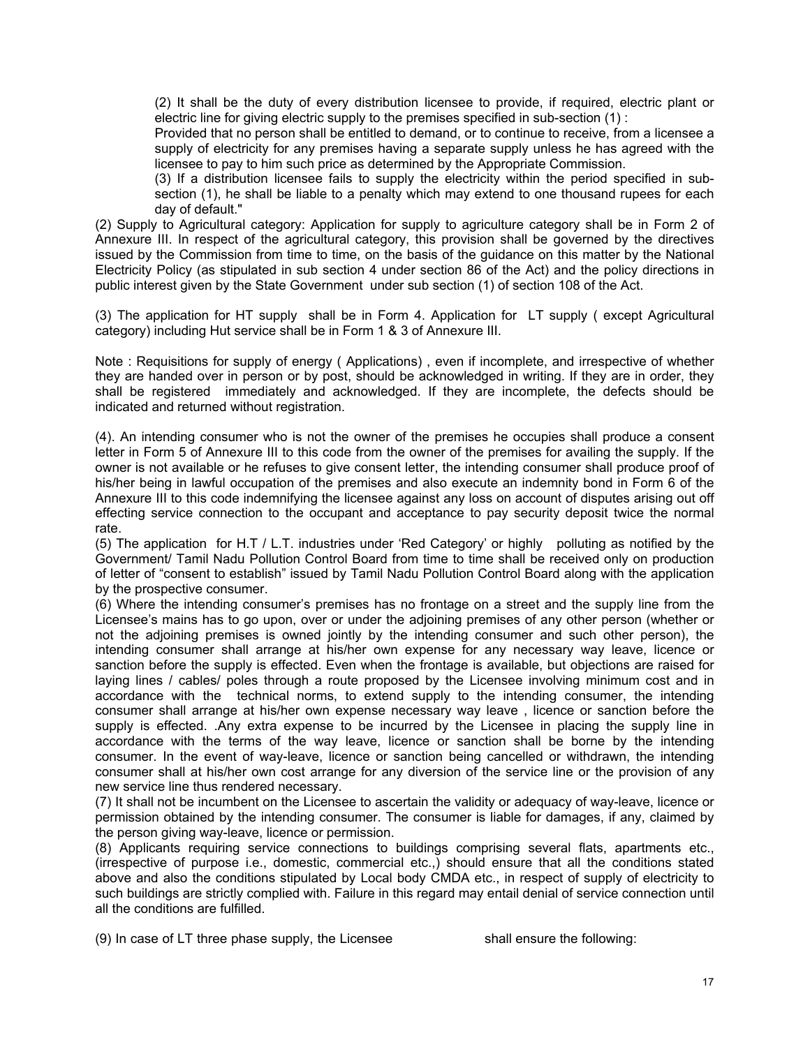(2) It shall be the duty of every distribution licensee to provide, if required, electric plant or electric line for giving electric supply to the premises specified in sub-section (1) :

Provided that no person shall be entitled to demand, or to continue to receive, from a licensee a supply of electricity for any premises having a separate supply unless he has agreed with the licensee to pay to him such price as determined by the Appropriate Commission.

(3) If a distribution licensee fails to supply the electricity within the period specified in sub-section (1), he shall be liable to a penalty which may extend to one thousand rupees for each day of default."

(2) Supply to Agricultural category: Application for supply to agriculture category shall be in Form 2 of Annexure III. In respect of the agricultural category, this provision shall be governed by the directives issued by the Commission from time to time, on the basis of the guidance on this matter by the National Electricity Policy (as stipulated in sub section 4 under section 86 of the Act) and the policy directions in public interest given by the State Government under sub section (1) of section 108 of the Act.

(3) The application for HT supply shall be in Form 4. Application for LT supply ( except Agricultural category) including Hut service shall be in Form 1 & 3 of Annexure III.

Note : Requisitions for supply of energy ( Applications) , even if incomplete, and irrespective of whether they are handed over in person or by post, should be acknowledged in writing. If they are in order, they shall be registered immediately and acknowledged. If they are incomplete, the defects should be indicated and returned without registration.

(4). An intending consumer who is not the owner of the premises he occupies shall produce a consent letter in Form 5 of Annexure III to this code from the owner of the premises for availing the supply. If the owner is not available or he refuses to give consent letter, the intending consumer shall produce proof of his/her being in lawful occupation of the premises and also execute an indemnity bond in Form 6 of the Annexure III to this code indemnifying the licensee against any loss on account of disputes arising out off effecting service connection to the occupant and acceptance to pay security deposit twice the normal rate.

(5) The application for H.T / L.T. industries under 'Red Category' or highly polluting as notified by the Government/ Tamil Nadu Pollution Control Board from time to time shall be received only on production of letter of "consent to establish" issued by Tamil Nadu Pollution Control Board along with the application by the prospective consumer.

(6) Where the intending consumer's premises has no frontage on a street and the supply line from the Licensee's mains has to go upon, over or under the adjoining premises of any other person (whether or not the adjoining premises is owned jointly by the intending consumer and such other person), the intending consumer shall arrange at his/her own expense for any necessary way leave, licence or sanction before the supply is effected. Even when the frontage is available, but objections are raised for laying lines / cables/ poles through a route proposed by the Licensee involving minimum cost and in accordance with the technical norms, to extend supply to the intending consumer, the intending consumer shall arrange at his/her own expense necessary way leave , licence or sanction before the supply is effected. .Any extra expense to be incurred by the Licensee in placing the supply line in accordance with the terms of the way leave, licence or sanction shall be borne by the intending consumer. In the event of way-leave, licence or sanction being cancelled or withdrawn, the intending consumer shall at his/her own cost arrange for any diversion of the service line or the provision of any new service line thus rendered necessary.

(7) It shall not be incumbent on the Licensee to ascertain the validity or adequacy of way-leave, licence or permission obtained by the intending consumer. The consumer is liable for damages, if any, claimed by the person giving way-leave, licence or permission.

(8) Applicants requiring service connections to buildings comprising several flats, apartments etc., (irrespective of purpose i.e., domestic, commercial etc.,) should ensure that all the conditions stated above and also the conditions stipulated by Local body CMDA etc., in respect of supply of electricity to such buildings are strictly complied with. Failure in this regard may entail denial of service connection until all the conditions are fulfilled.

(9) In case of LT three phase supply, the Licensee shall ensure the following: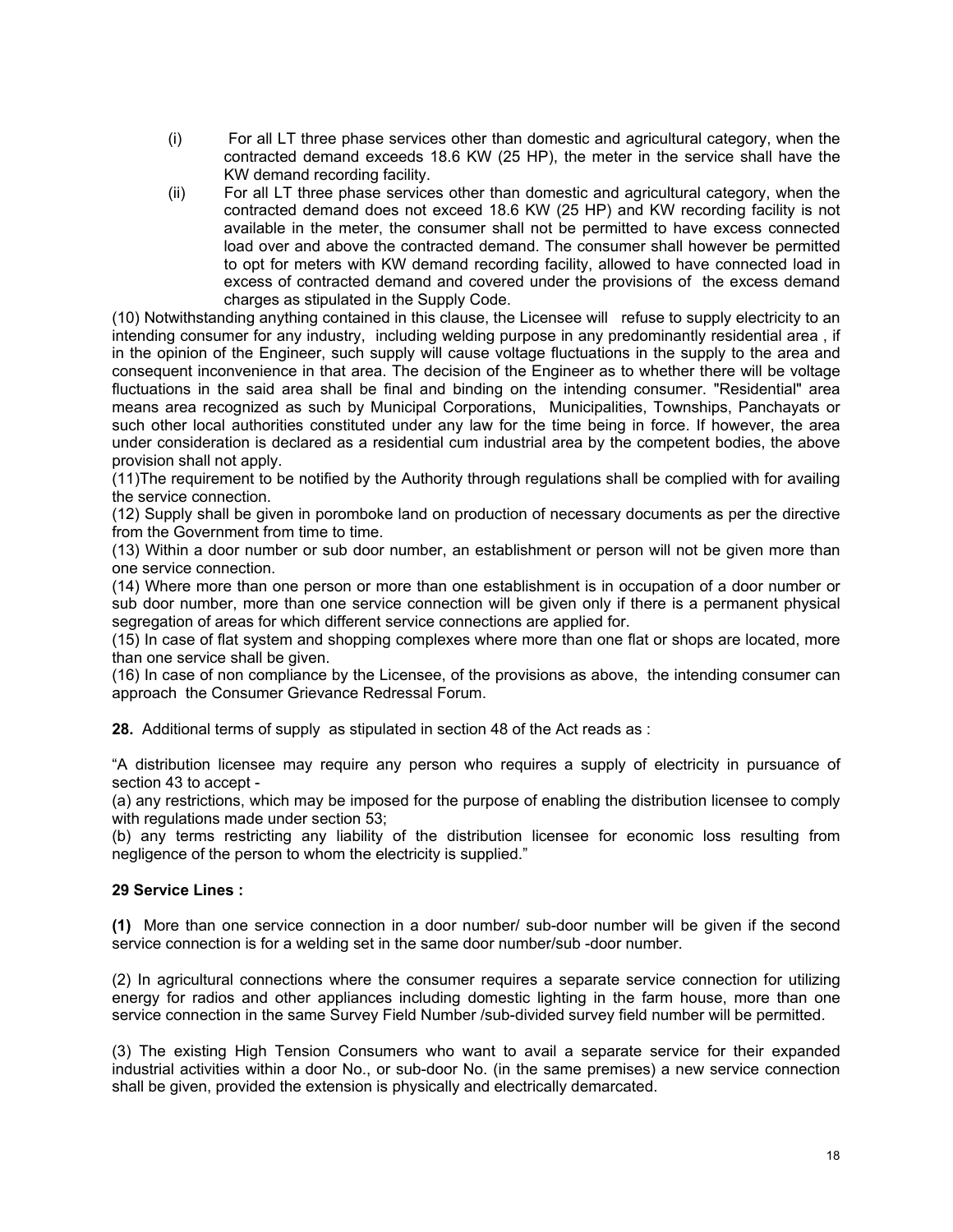(i) For all LT three phase services other than domestic and agricultural category, when the contracted demand exceeds 18.6 KW (25 HP), the meter in the service shall have the KW demand recording facility.

(ii) For all LT three phase services other than domestic and agricultural category, when the contracted demand does not exceed 18.6 KW (25 HP) and KW recording facility is not available in the meter, the consumer shall not be permitted to have excess connected load over and above the contracted demand. The consumer shall however be permitted to opt for meters with KW demand recording facility, allowed to have connected load in excess of contracted demand and covered under the provisions of the excess demand charges as stipulated in the Supply Code.

(10) Notwithstanding anything contained in this clause, the Licensee will refuse to supply electricity to an intending consumer for any industry, including welding purpose in any predominantly residential area , if in the opinion of the Engineer, such supply will cause voltage fluctuations in the supply to the area and consequent inconvenience in that area. The decision of the Engineer as to whether there will be voltage fluctuations in the said area shall be final and binding on the intending consumer. "Residential" area means area recognized as such by Municipal Corporations, Municipalities, Townships, Panchayats or such other local authorities constituted under any law for the time being in force. If however, the area under consideration is declared as a residential cum industrial area by the competent bodies, the above provision shall not apply.

(11)The requirement to be notified by the Authority through regulations shall be complied with for availing the service connection.

(12) Supply shall be given in poromboke land on production of necessary documents as per the directive from the Government from time to time.

(13) Within a door number or sub door number, an establishment or person will not be given more than one service connection.

(14) Where more than one person or more than one establishment is in occupation of a door number or sub door number, more than one service connection will be given only if there is a permanent physical segregation of areas for which different service connections are applied for.

(15) In case of flat system and shopping complexes where more than one flat or shops are located, more than one service shall be given.

(16) In case of non compliance by the Licensee, of the provisions as above, the intending consumer can approach the Consumer Grievance Redressal Forum.

**28.** Additional terms of supply as stipulated in section 48 of the Act reads as :

"A distribution licensee may require any person who requires a supply of electricity in pursuance of section 43 to accept -

(a) any restrictions, which may be imposed for the purpose of enabling the distribution licensee to comply with regulations made under section 53;

(b) any terms restricting any liability of the distribution licensee for economic loss resulting from negligence of the person to whom the electricity is supplied."

**29 Service Lines :**

**(1)** More than one service connection in a door number/ sub-door number will be given if the second service connection is for a welding set in the same door number/sub -door number.

(2) In agricultural connections where the consumer requires a separate service connection for utilizing energy for radios and other appliances including domestic lighting in the farm house, more than one service connection in the same Survey Field Number /sub-divided survey field number will be permitted.

(3) The existing High Tension Consumers who want to avail a separate service for their expanded industrial activities within a door No., or sub-door No. (in the same premises) a new service connection shall be given, provided the extension is physically and electrically demarcated.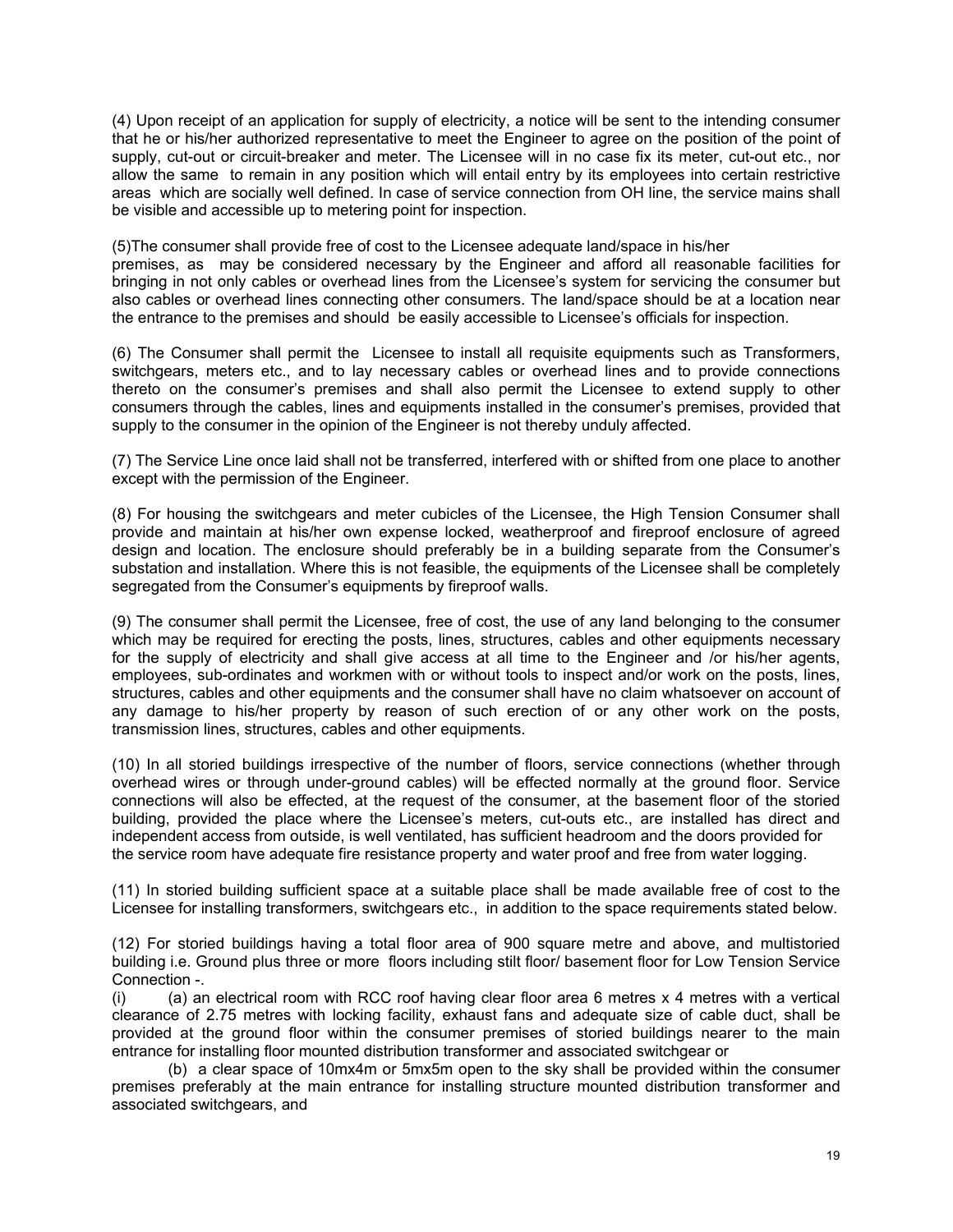(4) Upon receipt of an application for supply of electricity, a notice will be sent to the intending consumer that he or his/her authorized representative to meet the Engineer to agree on the position of the point of supply, cut-out or circuit-breaker and meter. The Licensee will in no case fix its meter, cut-out etc., nor allow the same to remain in any position which will entail entry by its employees into certain restrictive areas which are socially well defined. In case of service connection from OH line, the service mains shall be visible and accessible up to metering point for inspection.

(5)The consumer shall provide free of cost to the Licensee adequate land/space in his/her premises, as may be considered necessary by the Engineer and afford all reasonable facilities for bringing in not only cables or overhead lines from the Licensee's system for servicing the consumer but also cables or overhead lines connecting other consumers. The land/space should be at a location near the entrance to the premises and should be easily accessible to Licensee's officials for inspection.

(6) The Consumer shall permit the Licensee to install all requisite equipments such as Transformers, switchgears, meters etc., and to lay necessary cables or overhead lines and to provide connections thereto on the consumer's premises and shall also permit the Licensee to extend supply to other consumers through the cables, lines and equipments installed in the consumer's premises, provided that supply to the consumer in the opinion of the Engineer is not thereby unduly affected.

(7) The Service Line once laid shall not be transferred, interfered with or shifted from one place to another except with the permission of the Engineer.

(8) For housing the switchgears and meter cubicles of the Licensee, the High Tension Consumer shall provide and maintain at his/her own expense locked, weatherproof and fireproof enclosure of agreed design and location. The enclosure should preferably be in a building separate from the Consumer's substation and installation. Where this is not feasible, the equipments of the Licensee shall be completely segregated from the Consumer's equipments by fireproof walls.

(9) The consumer shall permit the Licensee, free of cost, the use of any land belonging to the consumer which may be required for erecting the posts, lines, structures, cables and other equipments necessary for the supply of electricity and shall give access at all time to the Engineer and /or his/her agents, employees, sub-ordinates and workmen with or without tools to inspect and/or work on the posts, lines, structures, cables and other equipments and the consumer shall have no claim whatsoever on account of any damage to his/her property by reason of such erection of or any other work on the posts, transmission lines, structures, cables and other equipments.

(10) In all storied buildings irrespective of the number of floors, service connections (whether through overhead wires or through under-ground cables) will be effected normally at the ground floor. Service connections will also be effected, at the request of the consumer, at the basement floor of the storied building, provided the place where the Licensee's meters, cut-outs etc., are installed has direct and independent access from outside, is well ventilated, has sufficient headroom and the doors provided for the service room have adequate fire resistance property and water proof and free from water logging.

(11) In storied building sufficient space at a suitable place shall be made available free of cost to the Licensee for installing transformers, switchgears etc., in addition to the space requirements stated below.

(12) For storied buildings having a total floor area of 900 square metre and above, and multistoried building i.e. Ground plus three or more floors including stilt floor/ basement floor for Low Tension Service Connection -.

(i) (a) an electrical room with RCC roof having clear floor area 6 metres x 4 metres with a vertical clearance of 2.75 metres with locking facility, exhaust fans and adequate size of cable duct, shall be provided at the ground floor within the consumer premises of storied buildings nearer to the main entrance for installing floor mounted distribution transformer and associated switchgear or

(b) a clear space of 10mx4m or 5mx5m open to the sky shall be provided within the consumer premises preferably at the main entrance for installing structure mounted distribution transformer and associated switchgears, and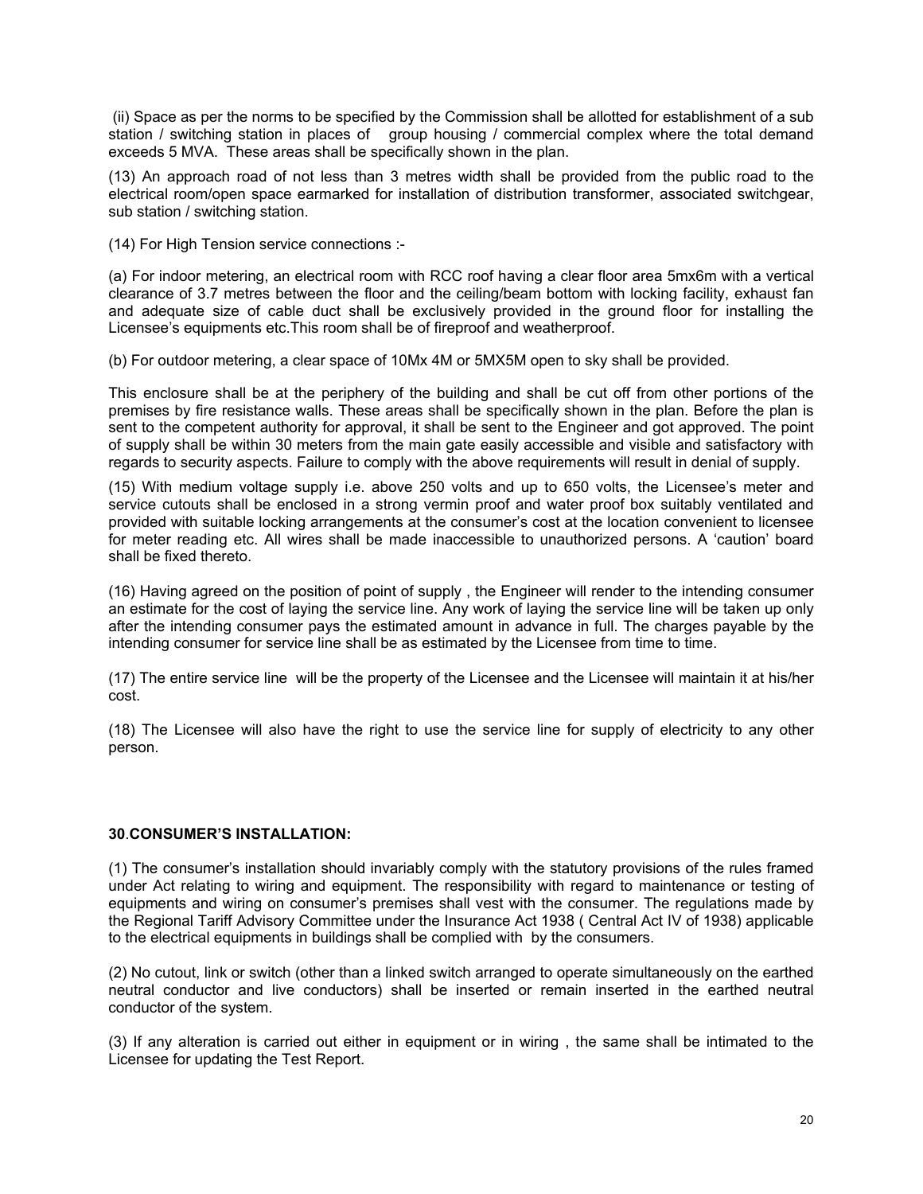(ii) Space as per the norms to be specified by the Commission shall be allotted for establishment of a sub station / switching station in places of group housing / commercial complex where the total demand exceeds 5 MVA. These areas shall be specifically shown in the plan.

(13) An approach road of not less than 3 metres width shall be provided from the public road to the electrical room/open space earmarked for installation of distribution transformer, associated switchgear, sub station / switching station.

(14) For High Tension service connections :-

(a) For indoor metering, an electrical room with RCC roof having a clear floor area 5mx6m with a vertical clearance of 3.7 metres between the floor and the ceiling/beam bottom with locking facility, exhaust fan and adequate size of cable duct shall be exclusively provided in the ground floor for installing the Licensee's equipments etc.This room shall be of fireproof and weatherproof.

(b) For outdoor metering, a clear space of 10Mx 4M or 5MX5M open to sky shall be provided.

This enclosure shall be at the periphery of the building and shall be cut off from other portions of the premises by fire resistance walls. These areas shall be specifically shown in the plan. Before the plan is sent to the competent authority for approval, it shall be sent to the Engineer and got approved. The point of supply shall be within 30 meters from the main gate easily accessible and visible and satisfactory with regards to security aspects. Failure to comply with the above requirements will result in denial of supply.

(15) With medium voltage supply i.e. above 250 volts and up to 650 volts, the Licensee's meter and service cutouts shall be enclosed in a strong vermin proof and water proof box suitably ventilated and provided with suitable locking arrangements at the consumer's cost at the location convenient to licensee for meter reading etc. All wires shall be made inaccessible to unauthorized persons. A 'caution' board shall be fixed thereto.

(16) Having agreed on the position of point of supply , the Engineer will render to the intending consumer an estimate for the cost of laying the service line. Any work of laying the service line will be taken up only after the intending consumer pays the estimated amount in advance in full. The charges payable by the intending consumer for service line shall be as estimated by the Licensee from time to time.

(17) The entire service line will be the property of the Licensee and the Licensee will maintain it at his/her cost.

(18) The Licensee will also have the right to use the service line for supply of electricity to any other person.

## 30.CONSUMER'S INSTALLATION:

(1) The consumer's installation should invariably comply with the statutory provisions of the rules framed under Act relating to wiring and equipment. The responsibility with regard to maintenance or testing of equipments and wiring on consumer's premises shall vest with the consumer. The regulations made by the Regional Tariff Advisory Committee under the Insurance Act 1938 ( Central Act IV of 1938) applicable to the electrical equipments in buildings shall be complied with by the consumers.

(2) No cutout, link or switch (other than a linked switch arranged to operate simultaneously on the earthed neutral conductor and live conductors) shall be inserted or remain inserted in the earthed neutral conductor of the system.

(3) If any alteration is carried out either in equipment or in wiring , the same shall be intimated to the Licensee for updating the Test Report.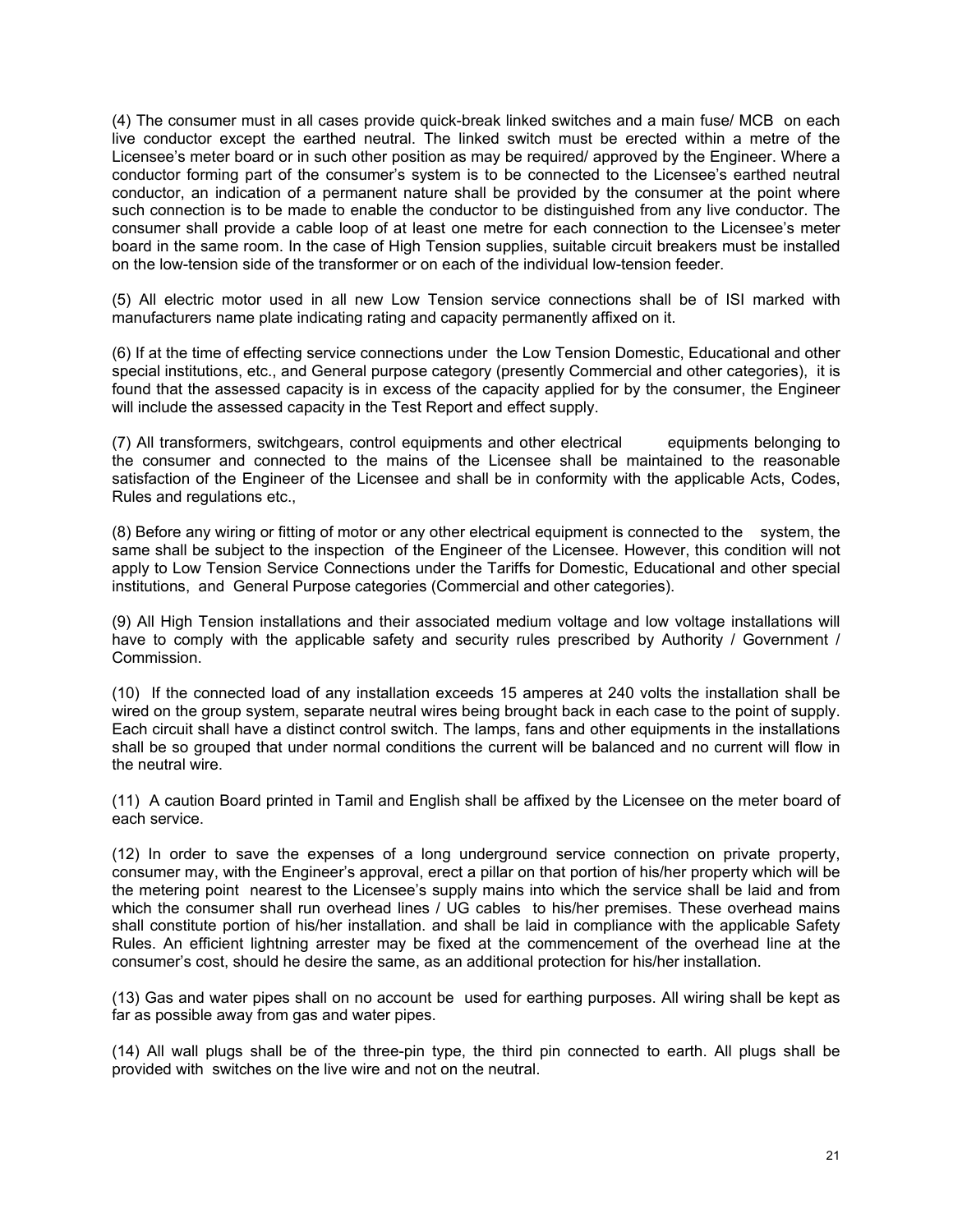(4) The consumer must in all cases provide quick-break linked switches and a main fuse/ MCB on each live conductor except the earthed neutral. The linked switch must be erected within a metre of the Licensee's meter board or in such other position as may be required/ approved by the Engineer. Where a conductor forming part of the consumer's system is to be connected to the Licensee's earthed neutral conductor, an indication of a permanent nature shall be provided by the consumer at the point where such connection is to be made to enable the conductor to be distinguished from any live conductor. The consumer shall provide a cable loop of at least one metre for each connection to the Licensee's meter board in the same room. In the case of High Tension supplies, suitable circuit breakers must be installed on the low-tension side of the transformer or on each of the individual low-tension feeder.

(5) All electric motor used in all new Low Tension service connections shall be of ISI marked with manufacturers name plate indicating rating and capacity permanently affixed on it.

(6) If at the time of effecting service connections under the Low Tension Domestic, Educational and other special institutions, etc., and General purpose category (presently Commercial and other categories), it is found that the assessed capacity is in excess of the capacity applied for by the consumer, the Engineer will include the assessed capacity in the Test Report and effect supply.

(7) All transformers, switchgears, control equipments and other electrical equipments belonging to the consumer and connected to the mains of the Licensee shall be maintained to the reasonable satisfaction of the Engineer of the Licensee and shall be in conformity with the applicable Acts, Codes, Rules and regulations etc.,

(8) Before any wiring or fitting of motor or any other electrical equipment is connected to the system, the same shall be subject to the inspection of the Engineer of the Licensee. However, this condition will not apply to Low Tension Service Connections under the Tariffs for Domestic, Educational and other special institutions, and General Purpose categories (Commercial and other categories).

(9) All High Tension installations and their associated medium voltage and low voltage installations will have to comply with the applicable safety and security rules prescribed by Authority / Government / Commission.

(10) If the connected load of any installation exceeds 15 amperes at 240 volts the installation shall be wired on the group system, separate neutral wires being brought back in each case to the point of supply. Each circuit shall have a distinct control switch. The lamps, fans and other equipments in the installations shall be so grouped that under normal conditions the current will be balanced and no current will flow in the neutral wire.

(11) A caution Board printed in Tamil and English shall be affixed by the Licensee on the meter board of each service.

(12) In order to save the expenses of a long underground service connection on private property, consumer may, with the Engineer's approval, erect a pillar on that portion of his/her property which will be the metering point nearest to the Licensee's supply mains into which the service shall be laid and from which the consumer shall run overhead lines / UG cables to his/her premises. These overhead mains shall constitute portion of his/her installation. and shall be laid in compliance with the applicable Safety Rules. An efficient lightning arrester may be fixed at the commencement of the overhead line at the consumer's cost, should he desire the same, as an additional protection for his/her installation.

(13) Gas and water pipes shall on no account be used for earthing purposes. All wiring shall be kept as far as possible away from gas and water pipes.

(14) All wall plugs shall be of the three-pin type, the third pin connected to earth. All plugs shall be provided with switches on the live wire and not on the neutral.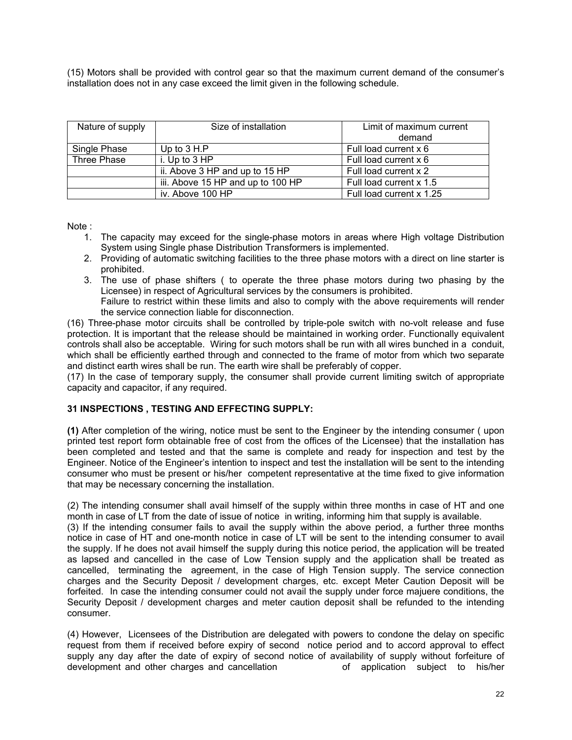(15) Motors shall be provided with control gear so that the maximum current demand of the consumer's installation does not in any case exceed the limit given in the following schedule.

| Nature of supply | Size of installation | Limit of maximum current demand |
|---|---|---|
| Single Phase | Up to 3 H.P | Full load current x 6 |
| Three Phase | i. Up to 3 HP | Full load current x 6 |
| | ii. Above 3 HP and up to 15 HP | Full load current x 2 |
| | iii. Above 15 HP and up to 100 HP | Full load current x 1.5 |
| | iv. Above 100 HP | Full load current x 1.25 |

Note :

1. The capacity may exceed for the single-phase motors in areas where High voltage Distribution System using Single phase Distribution Transformers is implemented.
2. Providing of automatic switching facilities to the three phase motors with a direct on line starter is prohibited.
3. The use of phase shifters ( to operate the three phase motors during two phasing by the Licensee) in respect of Agricultural services by the consumers is prohibited.
   Failure to restrict within these limits and also to comply with the above requirements will render the service connection liable for disconnection.

(16) Three-phase motor circuits shall be controlled by triple-pole switch with no-volt release and fuse protection. It is important that the release should be maintained in working order. Functionally equivalent controls shall also be acceptable. Wiring for such motors shall be run with all wires bunched in a conduit, which shall be efficiently earthed through and connected to the frame of motor from which two separate and distinct earth wires shall be run. The earth wire shall be preferably of copper.

(17) In the case of temporary supply, the consumer shall provide current limiting switch of appropriate capacity and capacitor, if any required.

## 31 INSPECTIONS , TESTING AND EFFECTING SUPPLY:

**(1)** After completion of the wiring, notice must be sent to the Engineer by the intending consumer ( upon printed test report form obtainable free of cost from the offices of the Licensee) that the installation has been completed and tested and that the same is complete and ready for inspection and test by the Engineer. Notice of the Engineer's intention to inspect and test the installation will be sent to the intending consumer who must be present or his/her competent representative at the time fixed to give information that may be necessary concerning the installation.

(2) The intending consumer shall avail himself of the supply within three months in case of HT and one month in case of LT from the date of issue of notice in writing, informing him that supply is available.

(3) If the intending consumer fails to avail the supply within the above period, a further three months notice in case of HT and one-month notice in case of LT will be sent to the intending consumer to avail the supply. If he does not avail himself the supply during this notice period, the application will be treated as lapsed and cancelled in the case of Low Tension supply and the application shall be treated as cancelled, terminating the agreement, in the case of High Tension supply. The service connection charges and the Security Deposit / development charges, etc. except Meter Caution Deposit will be forfeited. In case the intending consumer could not avail the supply under force majuere conditions, the Security Deposit / development charges and meter caution deposit shall be refunded to the intending consumer.

(4) However, Licensees of the Distribution are delegated with powers to condone the delay on specific request from them if received before expiry of second notice period and to accord approval to effect supply any day after the date of expiry of second notice of availability of supply without forfeiture of development and other charges and cancellation of application subject to his/her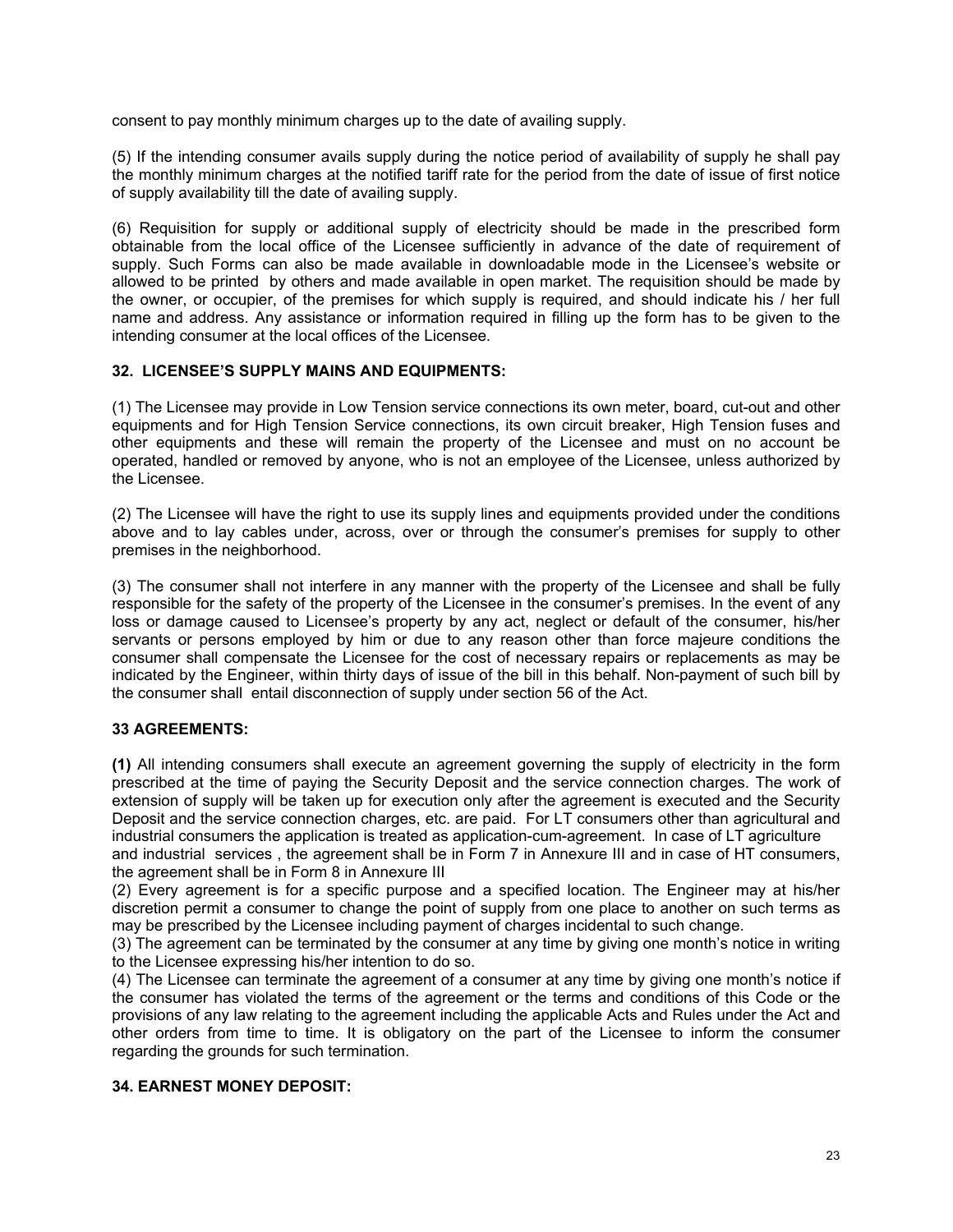consent to pay monthly minimum charges up to the date of availing supply.

(5) If the intending consumer avails supply during the notice period of availability of supply he shall pay the monthly minimum charges at the notified tariff rate for the period from the date of issue of first notice of supply availability till the date of availing supply.

(6) Requisition for supply or additional supply of electricity should be made in the prescribed form obtainable from the local office of the Licensee sufficiently in advance of the date of requirement of supply. Such Forms can also be made available in downloadable mode in the Licensee's website or allowed to be printed by others and made available in open market. The requisition should be made by the owner, or occupier, of the premises for which supply is required, and should indicate his / her full name and address. Any assistance or information required in filling up the form has to be given to the intending consumer at the local offices of the Licensee.

### 32. LICENSEE'S SUPPLY MAINS AND EQUIPMENTS:

(1) The Licensee may provide in Low Tension service connections its own meter, board, cut-out and other equipments and for High Tension Service connections, its own circuit breaker, High Tension fuses and other equipments and these will remain the property of the Licensee and must on no account be operated, handled or removed by anyone, who is not an employee of the Licensee, unless authorized by the Licensee.

(2) The Licensee will have the right to use its supply lines and equipments provided under the conditions above and to lay cables under, across, over or through the consumer's premises for supply to other premises in the neighborhood.

(3) The consumer shall not interfere in any manner with the property of the Licensee and shall be fully responsible for the safety of the property of the Licensee in the consumer's premises. In the event of any loss or damage caused to Licensee's property by any act, neglect or default of the consumer, his/her servants or persons employed by him or due to any reason other than force majeure conditions the consumer shall compensate the Licensee for the cost of necessary repairs or replacements as may be indicated by the Engineer, within thirty days of issue of the bill in this behalf. Non-payment of such bill by the consumer shall entail disconnection of supply under section 56 of the Act.

### 33 AGREEMENTS:

**(1)** All intending consumers shall execute an agreement governing the supply of electricity in the form prescribed at the time of paying the Security Deposit and the service connection charges. The work of extension of supply will be taken up for execution only after the agreement is executed and the Security Deposit and the service connection charges, etc. are paid. For LT consumers other than agricultural and industrial consumers the application is treated as application-cum-agreement. In case of LT agriculture and industrial services , the agreement shall be in Form 7 in Annexure III and in case of HT consumers, the agreement shall be in Form 8 in Annexure III

(2) Every agreement is for a specific purpose and a specified location. The Engineer may at his/her discretion permit a consumer to change the point of supply from one place to another on such terms as may be prescribed by the Licensee including payment of charges incidental to such change.

(3) The agreement can be terminated by the consumer at any time by giving one month's notice in writing to the Licensee expressing his/her intention to do so.

(4) The Licensee can terminate the agreement of a consumer at any time by giving one month's notice if the consumer has violated the terms of the agreement or the terms and conditions of this Code or the provisions of any law relating to the agreement including the applicable Acts and Rules under the Act and other orders from time to time. It is obligatory on the part of the Licensee to inform the consumer regarding the grounds for such termination.

### 34. EARNEST MONEY DEPOSIT: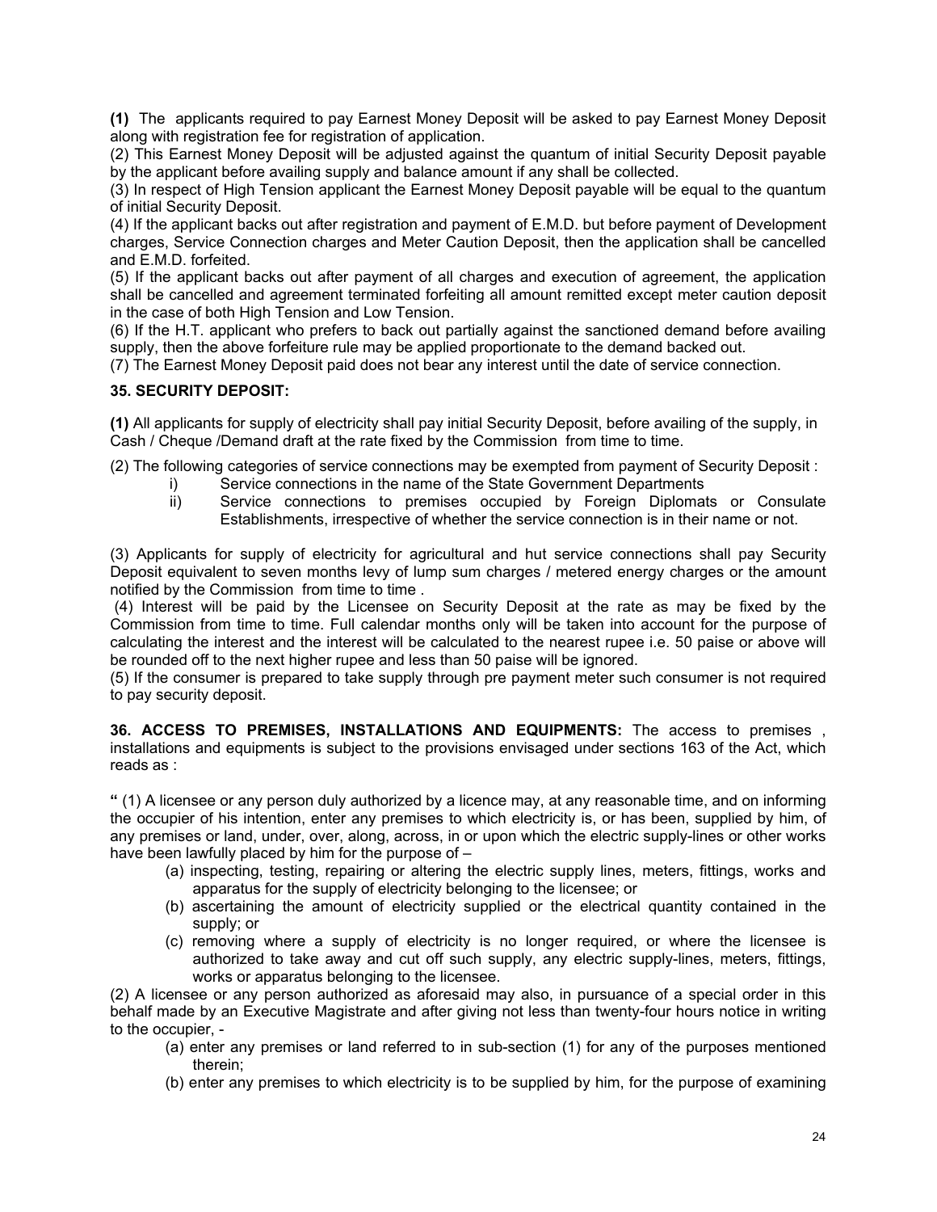**(1)** The applicants required to pay Earnest Money Deposit will be asked to pay Earnest Money Deposit along with registration fee for registration of application.

(2) This Earnest Money Deposit will be adjusted against the quantum of initial Security Deposit payable by the applicant before availing supply and balance amount if any shall be collected.

(3) In respect of High Tension applicant the Earnest Money Deposit payable will be equal to the quantum of initial Security Deposit.

(4) If the applicant backs out after registration and payment of E.M.D. but before payment of Development charges, Service Connection charges and Meter Caution Deposit, then the application shall be cancelled and E.M.D. forfeited.

(5) If the applicant backs out after payment of all charges and execution of agreement, the application shall be cancelled and agreement terminated forfeiting all amount remitted except meter caution deposit in the case of both High Tension and Low Tension.

(6) If the H.T. applicant who prefers to back out partially against the sanctioned demand before availing supply, then the above forfeiture rule may be applied proportionate to the demand backed out.

(7) The Earnest Money Deposit paid does not bear any interest until the date of service connection.

**35. SECURITY DEPOSIT:**

**(1)** All applicants for supply of electricity shall pay initial Security Deposit, before availing of the supply, in Cash / Cheque /Demand draft at the rate fixed by the Commission from time to time.

(2) The following categories of service connections may be exempted from payment of Security Deposit :

i) Service connections in the name of the State Government Departments

ii) Service connections to premises occupied by Foreign Diplomats or Consulate Establishments, irrespective of whether the service connection is in their name or not.

(3) Applicants for supply of electricity for agricultural and hut service connections shall pay Security Deposit equivalent to seven months levy of lump sum charges / metered energy charges or the amount notified by the Commission from time to time .

(4) Interest will be paid by the Licensee on Security Deposit at the rate as may be fixed by the Commission from time to time. Full calendar months only will be taken into account for the purpose of calculating the interest and the interest will be calculated to the nearest rupee i.e. 50 paise or above will be rounded off to the next higher rupee and less than 50 paise will be ignored.

(5) If the consumer is prepared to take supply through pre payment meter such consumer is not required to pay security deposit.

**36. ACCESS TO PREMISES, INSTALLATIONS AND EQUIPMENTS:** The access to premises , installations and equipments is subject to the provisions envisaged under sections 163 of the Act, which reads as :

**"** (1) A licensee or any person duly authorized by a licence may, at any reasonable time, and on informing the occupier of his intention, enter any premises to which electricity is, or has been, supplied by him, of any premises or land, under, over, along, across, in or upon which the electric supply-lines or other works have been lawfully placed by him for the purpose of –

(a) inspecting, testing, repairing or altering the electric supply lines, meters, fittings, works and apparatus for the supply of electricity belonging to the licensee; or

(b) ascertaining the amount of electricity supplied or the electrical quantity contained in the supply; or

(c) removing where a supply of electricity is no longer required, or where the licensee is authorized to take away and cut off such supply, any electric supply-lines, meters, fittings, works or apparatus belonging to the licensee.

(2) A licensee or any person authorized as aforesaid may also, in pursuance of a special order in this behalf made by an Executive Magistrate and after giving not less than twenty-four hours notice in writing to the occupier, -

(a) enter any premises or land referred to in sub-section (1) for any of the purposes mentioned therein;

(b) enter any premises to which electricity is to be supplied by him, for the purpose of examining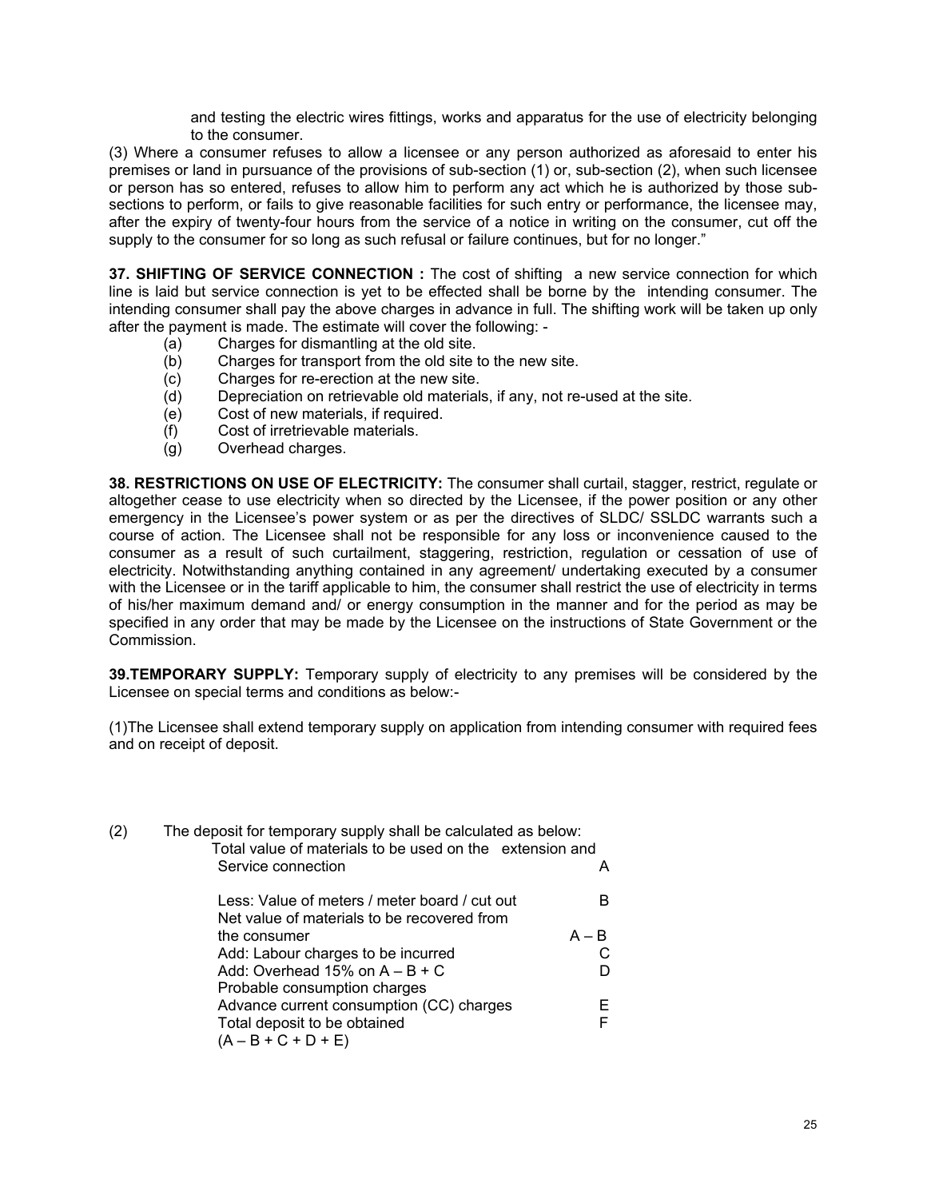and testing the electric wires fittings, works and apparatus for the use of electricity belonging to the consumer.

(3) Where a consumer refuses to allow a licensee or any person authorized as aforesaid to enter his premises or land in pursuance of the provisions of sub-section (1) or, sub-section (2), when such licensee or person has so entered, refuses to allow him to perform any act which he is authorized by those sub-sections to perform, or fails to give reasonable facilities for such entry or performance, the licensee may, after the expiry of twenty-four hours from the service of a notice in writing on the consumer, cut off the supply to the consumer for so long as such refusal or failure continues, but for no longer."

**37. SHIFTING OF SERVICE CONNECTION :** The cost of shifting a new service connection for which line is laid but service connection is yet to be effected shall be borne by the intending consumer. The intending consumer shall pay the above charges in advance in full. The shifting work will be taken up only after the payment is made. The estimate will cover the following: -

(a) Charges for dismantling at the old site.
(b) Charges for transport from the old site to the new site.
(c) Charges for re-erection at the new site.
(d) Depreciation on retrievable old materials, if any, not re-used at the site.
(e) Cost of new materials, if required.
(f) Cost of irretrievable materials.
(g) Overhead charges.

**38. RESTRICTIONS ON USE OF ELECTRICITY:** The consumer shall curtail, stagger, restrict, regulate or altogether cease to use electricity when so directed by the Licensee, if the power position or any other emergency in the Licensee's power system or as per the directives of SLDC/ SSLDC warrants such a course of action. The Licensee shall not be responsible for any loss or inconvenience caused to the consumer as a result of such curtailment, staggering, restriction, regulation or cessation of use of electricity. Notwithstanding anything contained in any agreement/ undertaking executed by a consumer with the Licensee or in the tariff applicable to him, the consumer shall restrict the use of electricity in terms of his/her maximum demand and/ or energy consumption in the manner and for the period as may be specified in any order that may be made by the Licensee on the instructions of State Government or the Commission.

**39.TEMPORARY SUPPLY:** Temporary supply of electricity to any premises will be considered by the Licensee on special terms and conditions as below:-

(1)The Licensee shall extend temporary supply on application from intending consumer with required fees and on receipt of deposit.

(2) The deposit for temporary supply shall be calculated as below:

| | |
|---|---|
| Total value of materials to be used on the extension and Service connection | A |
| Less: Value of meters / meter board / cut out | B |
| Net value of materials to be recovered from the consumer | A – B |
| Add: Labour charges to be incurred | C |
| Add: Overhead 15% on A – B + C | D |
| Probable consumption charges | |
| Advance current consumption (CC) charges | E |
| Total deposit to be obtained (A – B + C + D + E) | F |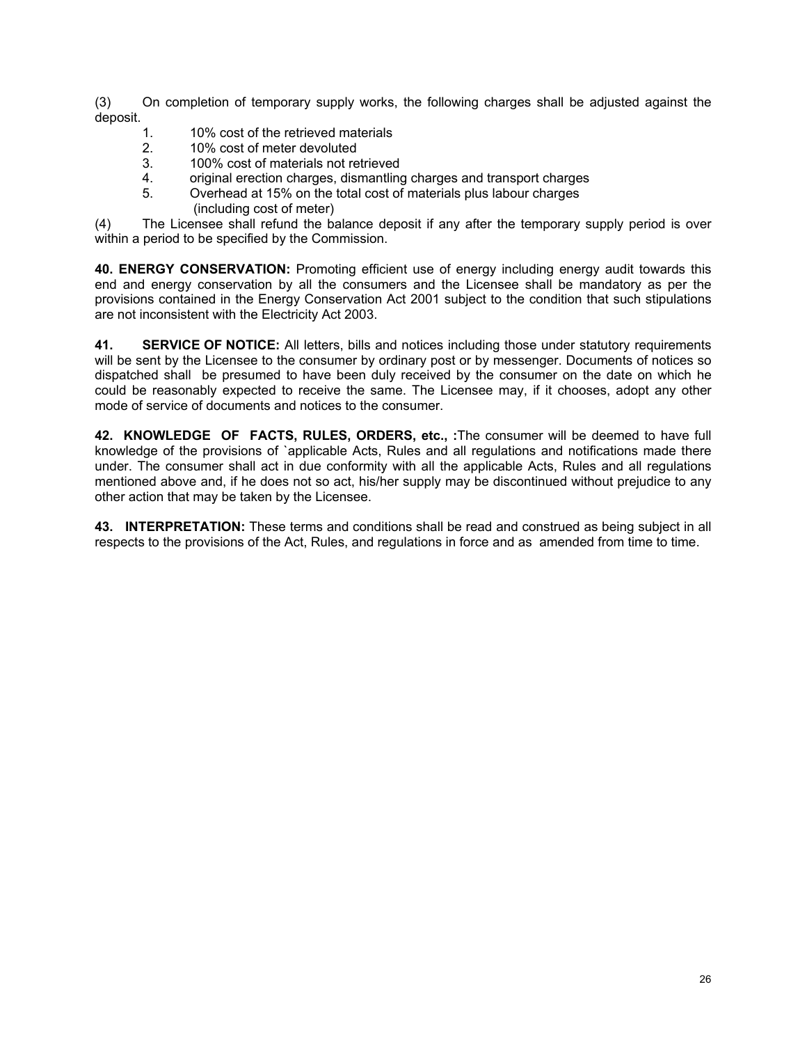(3) On completion of temporary supply works, the following charges shall be adjusted against the deposit.

1. 10% cost of the retrieved materials
2. 10% cost of meter devoluted
3. 100% cost of materials not retrieved
4. original erection charges, dismantling charges and transport charges
5. Overhead at 15% on the total cost of materials plus labour charges (including cost of meter)

(4) The Licensee shall refund the balance deposit if any after the temporary supply period is over within a period to be specified by the Commission.

**40. ENERGY CONSERVATION:** Promoting efficient use of energy including energy audit towards this end and energy conservation by all the consumers and the Licensee shall be mandatory as per the provisions contained in the Energy Conservation Act 2001 subject to the condition that such stipulations are not inconsistent with the Electricity Act 2003.

**41. SERVICE OF NOTICE:** All letters, bills and notices including those under statutory requirements will be sent by the Licensee to the consumer by ordinary post or by messenger. Documents of notices so dispatched shall be presumed to have been duly received by the consumer on the date on which he could be reasonably expected to receive the same. The Licensee may, if it chooses, adopt any other mode of service of documents and notices to the consumer.

**42. KNOWLEDGE OF FACTS, RULES, ORDERS, etc., :**The consumer will be deemed to have full knowledge of the provisions of `applicable Acts, Rules and all regulations and notifications made there under. The consumer shall act in due conformity with all the applicable Acts, Rules and all regulations mentioned above and, if he does not so act, his/her supply may be discontinued without prejudice to any other action that may be taken by the Licensee.

**43. INTERPRETATION:** These terms and conditions shall be read and construed as being subject in all respects to the provisions of the Act, Rules, and regulations in force and as amended from time to time.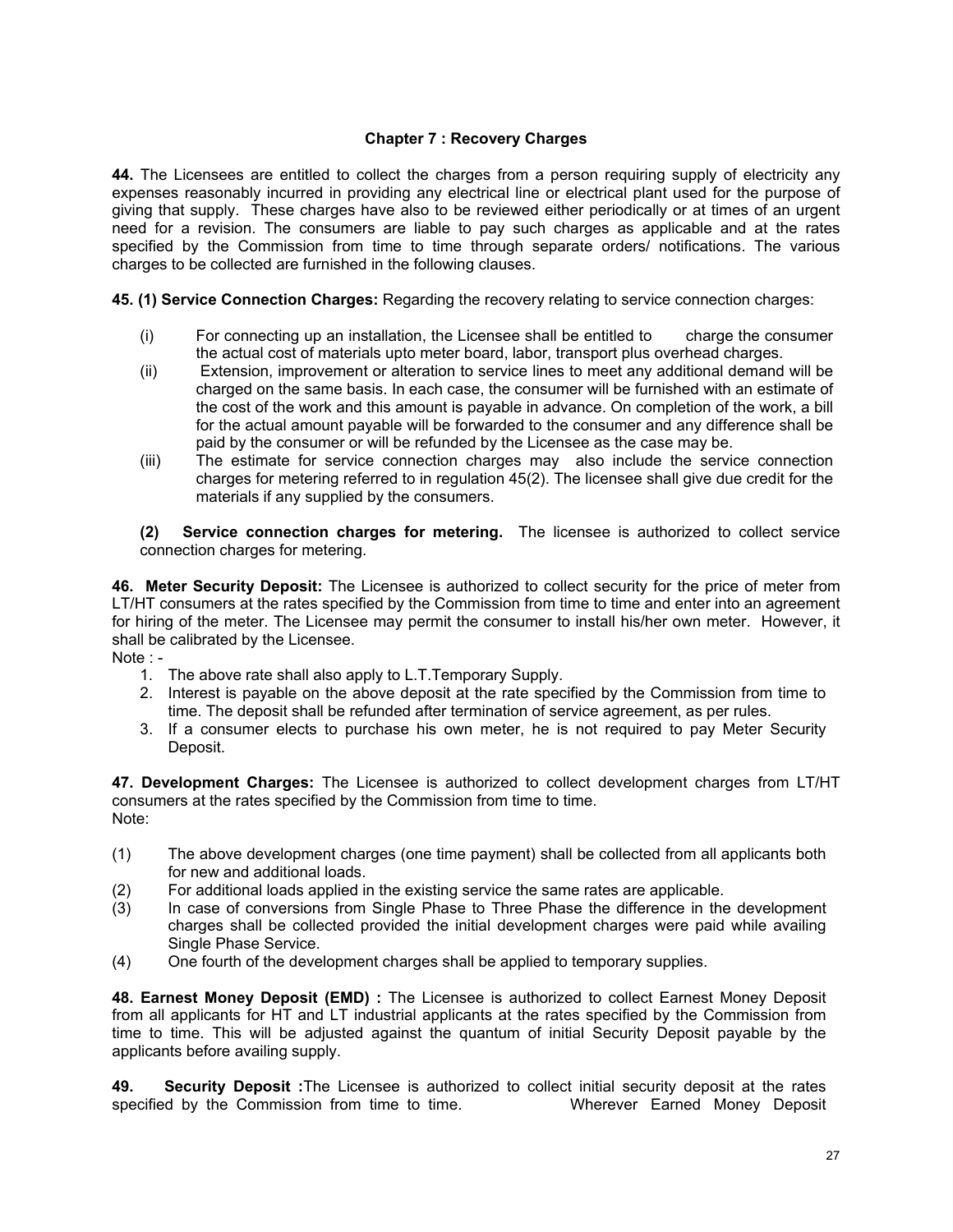## Chapter 7 : Recovery Charges

**44.** The Licensees are entitled to collect the charges from a person requiring supply of electricity any expenses reasonably incurred in providing any electrical line or electrical plant used for the purpose of giving that supply. These charges have also to be reviewed either periodically or at times of an urgent need for a revision. The consumers are liable to pay such charges as applicable and at the rates specified by the Commission from time to time through separate orders/ notifications. The various charges to be collected are furnished in the following clauses.

**45. (1) Service Connection Charges:** Regarding the recovery relating to service connection charges:

(i) For connecting up an installation, the Licensee shall be entitled to charge the consumer the actual cost of materials upto meter board, labor, transport plus overhead charges.

(ii) Extension, improvement or alteration to service lines to meet any additional demand will be charged on the same basis. In each case, the consumer will be furnished with an estimate of the cost of the work and this amount is payable in advance. On completion of the work, a bill for the actual amount payable will be forwarded to the consumer and any difference shall be paid by the consumer or will be refunded by the Licensee as the case may be.

(iii) The estimate for service connection charges may also include the service connection charges for metering referred to in regulation 45(2). The licensee shall give due credit for the materials if any supplied by the consumers.

**(2) Service connection charges for metering.** The licensee is authorized to collect service connection charges for metering.

**46. Meter Security Deposit:** The Licensee is authorized to collect security for the price of meter from LT/HT consumers at the rates specified by the Commission from time to time and enter into an agreement for hiring of the meter. The Licensee may permit the consumer to install his/her own meter. However, it shall be calibrated by the Licensee.

Note : -

1. The above rate shall also apply to L.T.Temporary Supply.
2. Interest is payable on the above deposit at the rate specified by the Commission from time to time. The deposit shall be refunded after termination of service agreement, as per rules.
3. If a consumer elects to purchase his own meter, he is not required to pay Meter Security Deposit.

**47. Development Charges:** The Licensee is authorized to collect development charges from LT/HT consumers at the rates specified by the Commission from time to time.

Note:

(1) The above development charges (one time payment) shall be collected from all applicants both for new and additional loads.

(2) For additional loads applied in the existing service the same rates are applicable.

(3) In case of conversions from Single Phase to Three Phase the difference in the development charges shall be collected provided the initial development charges were paid while availing Single Phase Service.

(4) One fourth of the development charges shall be applied to temporary supplies.

**48. Earnest Money Deposit (EMD) :** The Licensee is authorized to collect Earnest Money Deposit from all applicants for HT and LT industrial applicants at the rates specified by the Commission from time to time. This will be adjusted against the quantum of initial Security Deposit payable by the applicants before availing supply.

**49. Security Deposit :**The Licensee is authorized to collect initial security deposit at the rates specified by the Commission from time to time. Wherever Earned Money Deposit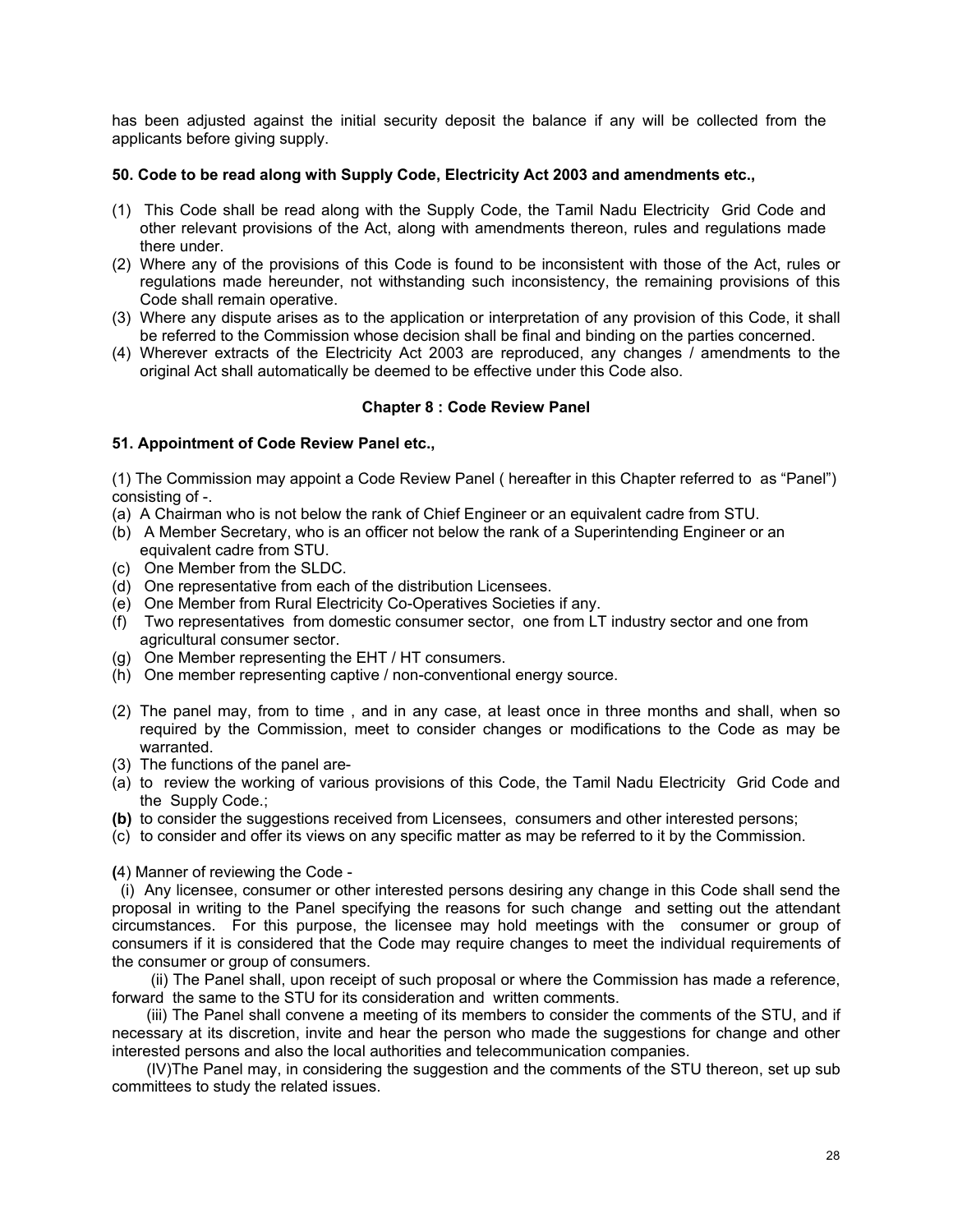has been adjusted against the initial security deposit the balance if any will be collected from the applicants before giving supply.

**50. Code to be read along with Supply Code, Electricity Act 2003 and amendments etc.,**

(1) This Code shall be read along with the Supply Code, the Tamil Nadu Electricity Grid Code and other relevant provisions of the Act, along with amendments thereon, rules and regulations made there under.
(2) Where any of the provisions of this Code is found to be inconsistent with those of the Act, rules or regulations made hereunder, not withstanding such inconsistency, the remaining provisions of this Code shall remain operative.
(3) Where any dispute arises as to the application or interpretation of any provision of this Code, it shall be referred to the Commission whose decision shall be final and binding on the parties concerned.
(4) Wherever extracts of the Electricity Act 2003 are reproduced, any changes / amendments to the original Act shall automatically be deemed to be effective under this Code also.

## Chapter 8 : Code Review Panel

**51. Appointment of Code Review Panel etc.,**

(1) The Commission may appoint a Code Review Panel ( hereafter in this Chapter referred to as "Panel") consisting of -.
(a) A Chairman who is not below the rank of Chief Engineer or an equivalent cadre from STU.
(b) A Member Secretary, who is an officer not below the rank of a Superintending Engineer or an equivalent cadre from STU.
(c) One Member from the SLDC.
(d) One representative from each of the distribution Licensees.
(e) One Member from Rural Electricity Co-Operatives Societies if any.
(f) Two representatives from domestic consumer sector, one from LT industry sector and one from agricultural consumer sector.
(g) One Member representing the EHT / HT consumers.
(h) One member representing captive / non-conventional energy source.

(2) The panel may, from to time , and in any case, at least once in three months and shall, when so required by the Commission, meet to consider changes or modifications to the Code as may be warranted.
(3) The functions of the panel are-
(a) to review the working of various provisions of this Code, the Tamil Nadu Electricity Grid Code and the Supply Code.;
**(b)** to consider the suggestions received from Licensees, consumers and other interested persons;
(c) to consider and offer its views on any specific matter as may be referred to it by the Commission.

**(**4) Manner of reviewing the Code -

(i) Any licensee, consumer or other interested persons desiring any change in this Code shall send the proposal in writing to the Panel specifying the reasons for such change and setting out the attendant circumstances. For this purpose, the licensee may hold meetings with the consumer or group of consumers if it is considered that the Code may require changes to meet the individual requirements of the consumer or group of consumers.

(ii) The Panel shall, upon receipt of such proposal or where the Commission has made a reference, forward the same to the STU for its consideration and written comments.

(iii) The Panel shall convene a meeting of its members to consider the comments of the STU, and if necessary at its discretion, invite and hear the person who made the suggestions for change and other interested persons and also the local authorities and telecommunication companies.

(IV)The Panel may, in considering the suggestion and the comments of the STU thereon, set up sub committees to study the related issues.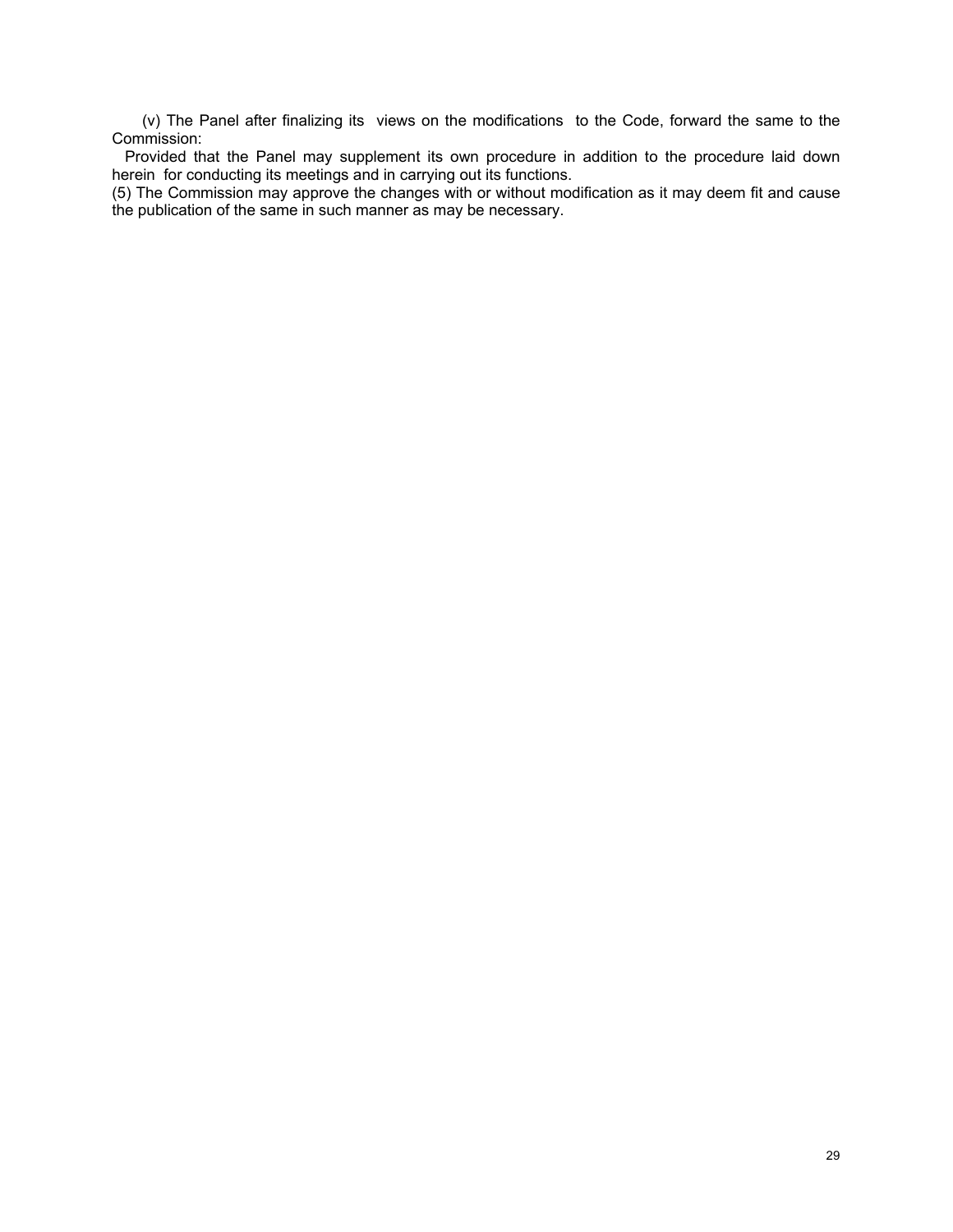(v) The Panel after finalizing its views on the modifications to the Code, forward the same to the Commission:

Provided that the Panel may supplement its own procedure in addition to the procedure laid down herein for conducting its meetings and in carrying out its functions.

(5) The Commission may approve the changes with or without modification as it may deem fit and cause the publication of the same in such manner as may be necessary.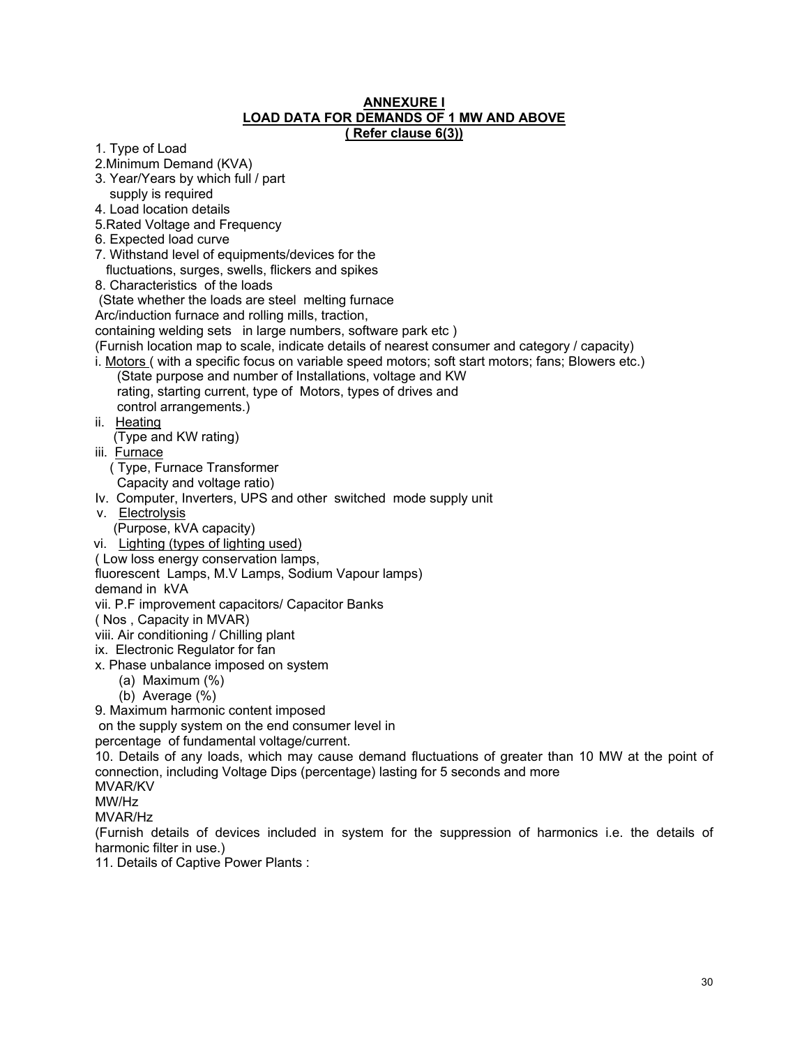**ANNEXURE I**
**LOAD DATA FOR DEMANDS OF 1 MW AND ABOVE**
**( Refer clause 6(3))**

1. Type of Load
2. Minimum Demand (KVA)
3. Year/Years by which full / part supply is required
4. Load location details
5. Rated Voltage and Frequency
6. Expected load curve
7. Withstand level of equipments/devices for the fluctuations, surges, swells, flickers and spikes
8. Characteristics of the loads
 (State whether the loads are steel melting furnace
Arc/induction furnace and rolling mills, traction,
containing welding sets in large numbers, software park etc )
(Furnish location map to scale, indicate details of nearest consumer and category / capacity)
i. Motors ( with a specific focus on variable speed motors; soft start motors; fans; Blowers etc.)
 (State purpose and number of Installations, voltage and KW rating, starting current, type of Motors, types of drives and control arrangements.)
ii. Heating
 (Type and KW rating)
iii. Furnace
 ( Type, Furnace Transformer Capacity and voltage ratio)
Iv. Computer, Inverters, UPS and other switched mode supply unit
v. Electrolysis
 (Purpose, kVA capacity)
vi. Lighting (types of lighting used)
( Low loss energy conservation lamps,
fluorescent Lamps, M.V Lamps, Sodium Vapour lamps)
demand in kVA
vii. P.F improvement capacitors/ Capacitor Banks
( Nos , Capacity in MVAR)
viii. Air conditioning / Chilling plant
ix. Electronic Regulator for fan
x. Phase unbalance imposed on system
 (a) Maximum (%)
 (b) Average (%)
9. Maximum harmonic content imposed on the supply system on the end consumer level in percentage of fundamental voltage/current.
10. Details of any loads, which may cause demand fluctuations of greater than 10 MW at the point of connection, including Voltage Dips (percentage) lasting for 5 seconds and more
MVAR/KV
MW/Hz
MVAR/Hz
(Furnish details of devices included in system for the suppression of harmonics i.e. the details of harmonic filter in use.)
11. Details of Captive Power Plants :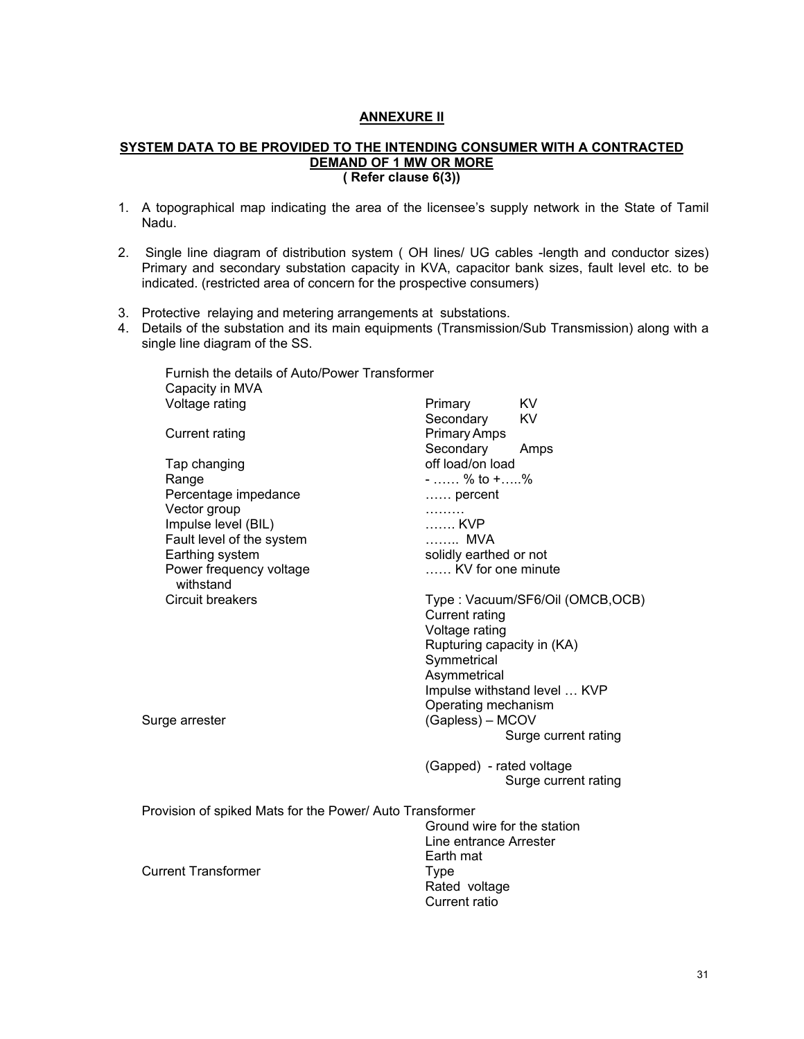## ANNEXURE II

### SYSTEM DATA TO BE PROVIDED TO THE INTENDING CONSUMER WITH A CONTRACTED DEMAND OF 1 MW OR MORE

**( Refer clause 6(3))**

1. A topographical map indicating the area of the licensee's supply network in the State of Tamil Nadu.

2. Single line diagram of distribution system ( OH lines/ UG cables -length and conductor sizes) Primary and secondary substation capacity in KVA, capacitor bank sizes, fault level etc. to be indicated. (restricted area of concern for the prospective consumers)

3. Protective relaying and metering arrangements at substations.

4. Details of the substation and its main equipments (Transmission/Sub Transmission) along with a single line diagram of the SS.

Furnish the details of Auto/Power Transformer

| | |
|---|---|
| Capacity in MVA | |
| Voltage rating | Primary KV<br>Secondary KV |
| Current rating | Primary Amps<br>Secondary Amps |
| Tap changing | off load/on load |
| Range | - …… % to +…..% |
| Percentage impedance | …… percent |
| Vector group | ……… |
| Impulse level (BIL) | ……. KVP |
| Fault level of the system | …….. MVA |
| Earthing system | solidly earthed or not |
| Power frequency voltage withstand | …… KV for one minute |
| Circuit breakers | Type : Vacuum/SF6/Oil (OMCB,OCB)<br>Current rating<br>Voltage rating<br>Rupturing capacity in (KA)<br>Symmetrical<br>Asymmetrical<br>Impulse withstand level … KVP<br>Operating mechanism |
| Surge arrester | (Gapless) – MCOV<br>Surge current rating<br><br>(Gapped) - rated voltage<br>Surge current rating |

Provision of spiked Mats for the Power/ Auto Transformer

| | |
|---|---|
| | Ground wire for the station<br>Line entrance Arrester<br>Earth mat |
| Current Transformer | Type<br>Rated voltage<br>Current ratio |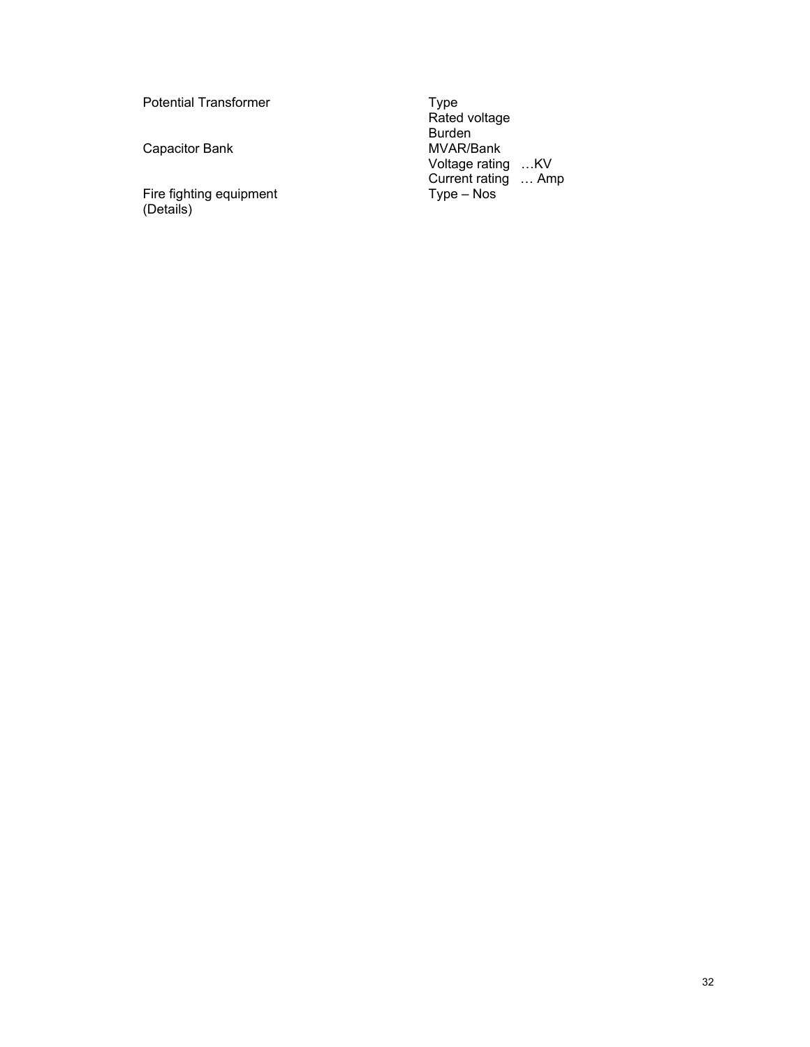| | |
|---|---|
| Potential Transformer | Type |
| | Rated voltage |
| | Burden |
| Capacitor Bank | MVAR/Bank |
| | Voltage rating …KV |
| | Current rating … Amp |
| Fire fighting equipment (Details) | Type – Nos |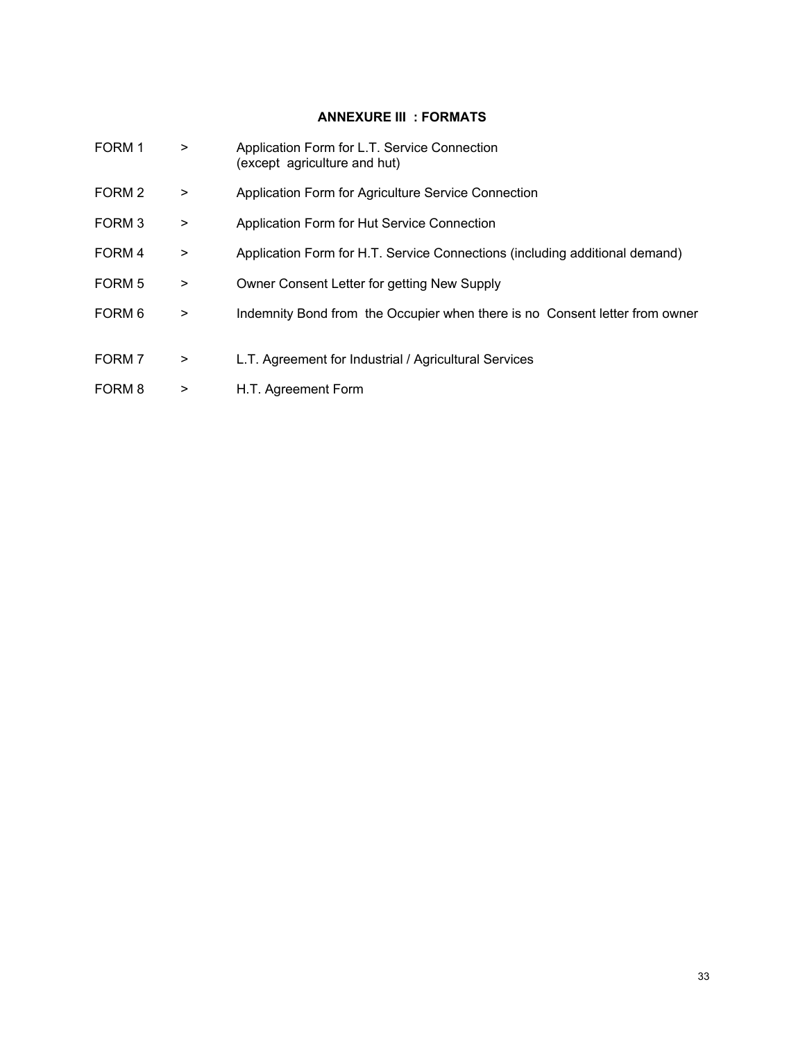## ANNEXURE III : FORMATS

| | | |
|---|---|---|
| FORM 1 | > | Application Form for L.T. Service Connection (except agriculture and hut) |
| FORM 2 | > | Application Form for Agriculture Service Connection |
| FORM 3 | > | Application Form for Hut Service Connection |
| FORM 4 | > | Application Form for H.T. Service Connections (including additional demand) |
| FORM 5 | > | Owner Consent Letter for getting New Supply |
| FORM 6 | > | Indemnity Bond from the Occupier when there is no Consent letter from owner |
| FORM 7 | > | L.T. Agreement for Industrial / Agricultural Services |
| FORM 8 | > | H.T. Agreement Form |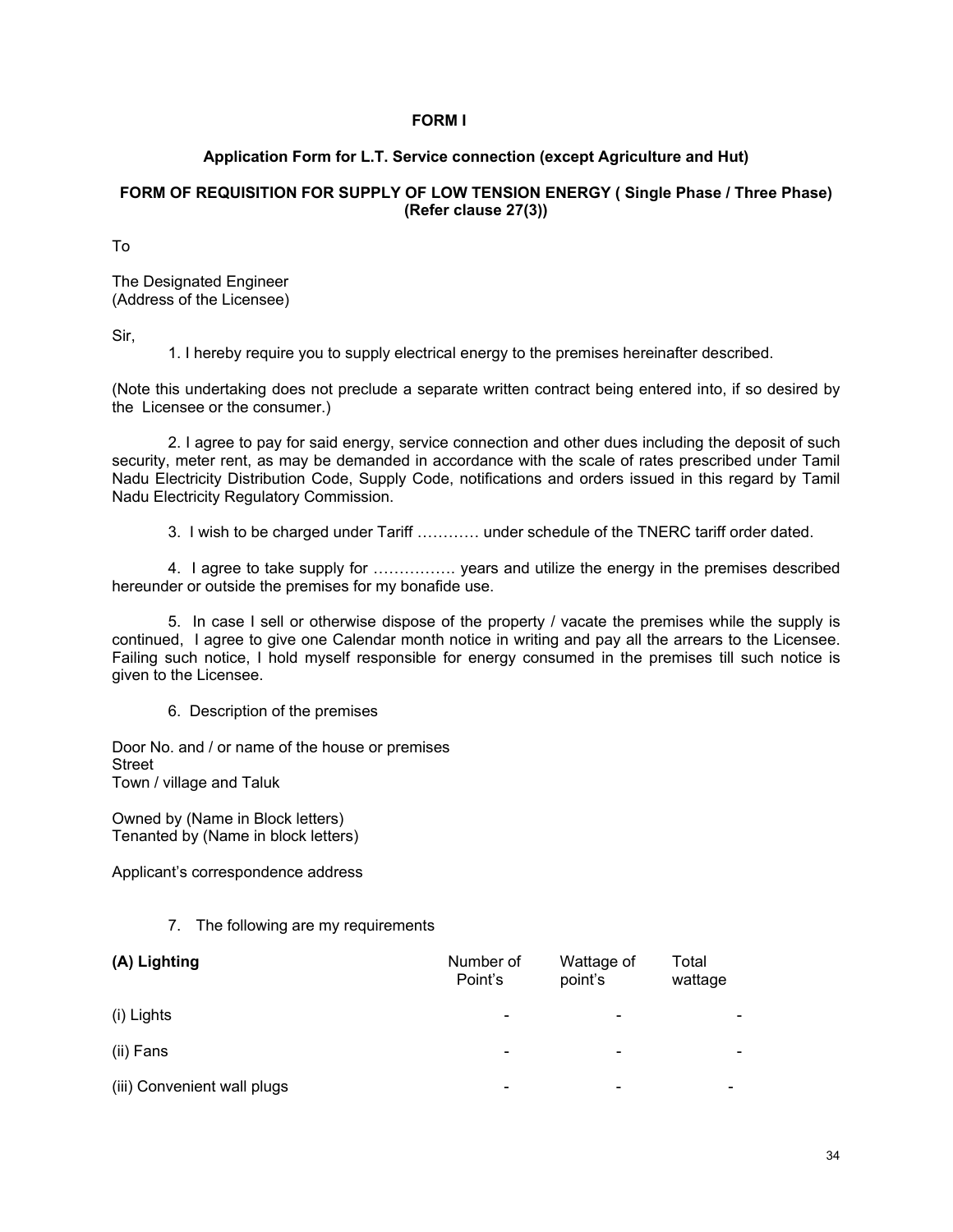**FORM I**

**Application Form for L.T. Service connection (except Agriculture and Hut)**

**FORM OF REQUISITION FOR SUPPLY OF LOW TENSION ENERGY ( Single Phase / Three Phase) (Refer clause 27(3))**

To

The Designated Engineer
(Address of the Licensee)

Sir,

1. I hereby require you to supply electrical energy to the premises hereinafter described.

(Note this undertaking does not preclude a separate written contract being entered into, if so desired by the Licensee or the consumer.)

2. I agree to pay for said energy, service connection and other dues including the deposit of such security, meter rent, as may be demanded in accordance with the scale of rates prescribed under Tamil Nadu Electricity Distribution Code, Supply Code, notifications and orders issued in this regard by Tamil Nadu Electricity Regulatory Commission.

3. I wish to be charged under Tariff ………… under schedule of the TNERC tariff order dated.

4. I agree to take supply for ……………. years and utilize the energy in the premises described hereunder or outside the premises for my bonafide use.

5. In case I sell or otherwise dispose of the property / vacate the premises while the supply is continued, I agree to give one Calendar month notice in writing and pay all the arrears to the Licensee. Failing such notice, I hold myself responsible for energy consumed in the premises till such notice is given to the Licensee.

6. Description of the premises

Door No. and / or name of the house or premises
Street
Town / village and Taluk

Owned by (Name in Block letters)
Tenanted by (Name in block letters)

Applicant's correspondence address

7. The following are my requirements

| **(A) Lighting** | Number of Point's | Wattage of point's | Total wattage |
|---|---|---|---|
| (i) Lights | - | - | - |
| (ii) Fans | - | - | - |
| (iii) Convenient wall plugs | - | - | - |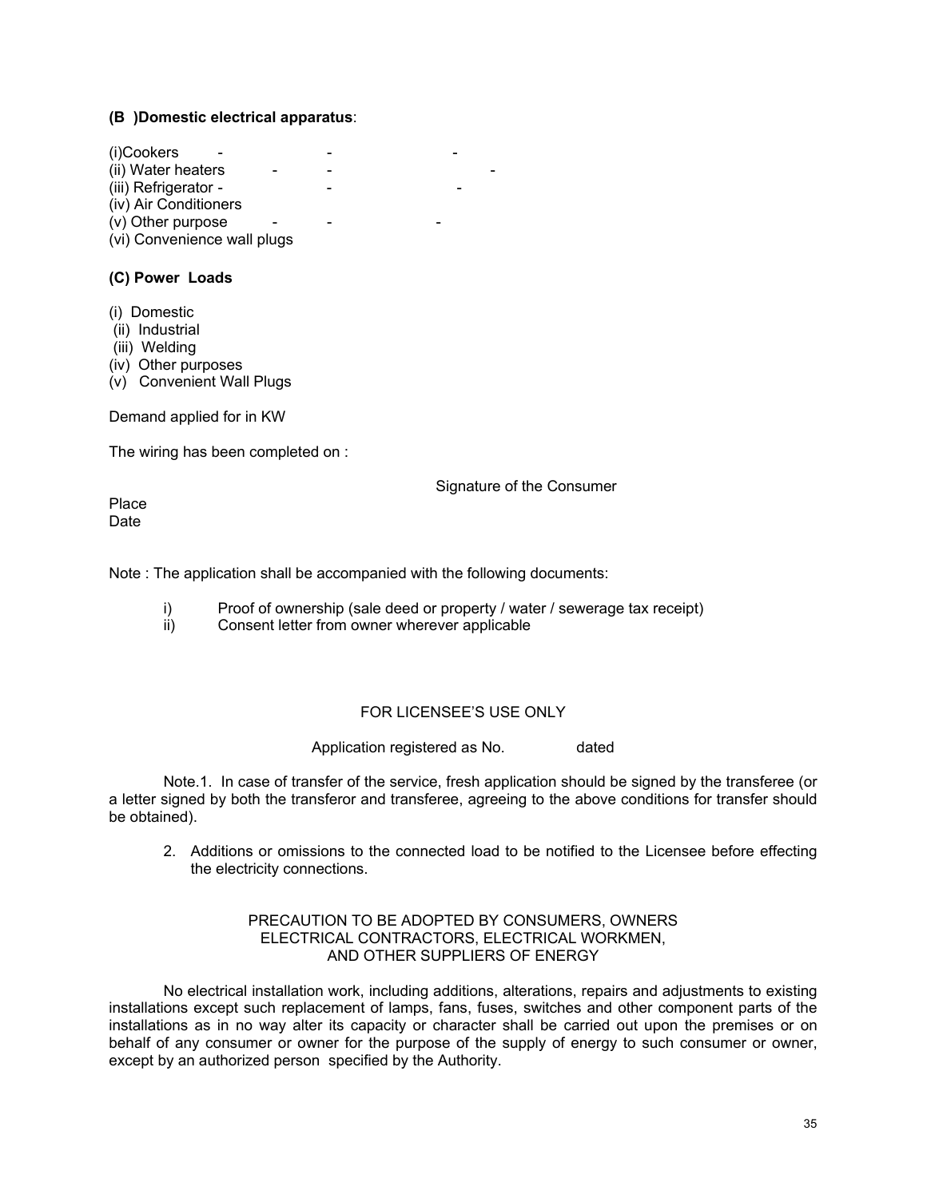**(B )Domestic electrical apparatus**:

(i)Cookers - - -
(ii) Water heaters - - -
(iii) Refrigerator - - -
(iv) Air Conditioners
(v) Other purpose - - -
(vi) Convenience wall plugs

**(C) Power Loads**

(i) Domestic
(ii) Industrial
(iii) Welding
(iv) Other purposes
(v) Convenient Wall Plugs

Demand applied for in KW

The wiring has been completed on :

Signature of the Consumer

Place
Date

Note : The application shall be accompanied with the following documents:

i) Proof of ownership (sale deed or property / water / sewerage tax receipt)
ii) Consent letter from owner wherever applicable

FOR LICENSEE'S USE ONLY

Application registered as No. dated

Note.1. In case of transfer of the service, fresh application should be signed by the transferee (or a letter signed by both the transferor and transferee, agreeing to the above conditions for transfer should be obtained).

2. Additions or omissions to the connected load to be notified to the Licensee before effecting the electricity connections.

PRECAUTION TO BE ADOPTED BY CONSUMERS, OWNERS ELECTRICAL CONTRACTORS, ELECTRICAL WORKMEN, AND OTHER SUPPLIERS OF ENERGY

No electrical installation work, including additions, alterations, repairs and adjustments to existing installations except such replacement of lamps, fans, fuses, switches and other component parts of the installations as in no way alter its capacity or character shall be carried out upon the premises or on behalf of any consumer or owner for the purpose of the supply of energy to such consumer or owner, except by an authorized person specified by the Authority.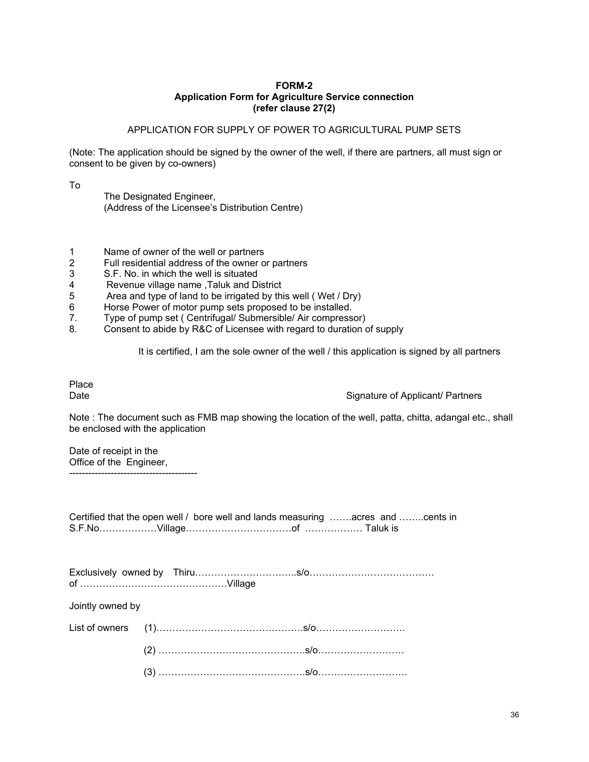**FORM-2**
**Application Form for Agriculture Service connection**
**(refer clause 27(2)**

APPLICATION FOR SUPPLY OF POWER TO AGRICULTURAL PUMP SETS

(Note: The application should be signed by the owner of the well, if there are partners, all must sign or consent to be given by co-owners)

To

The Designated Engineer,
(Address of the Licensee's Distribution Centre)

1 Name of owner of the well or partners
2 Full residential address of the owner or partners
3 S.F. No. in which the well is situated
4 Revenue village name ,Taluk and District
5 Area and type of land to be irrigated by this well ( Wet / Dry)
6 Horse Power of motor pump sets proposed to be installed.
7. Type of pump set ( Centrifugal/ Submersible/ Air compressor)
8. Consent to abide by R&C of Licensee with regard to duration of supply

It is certified, I am the sole owner of the well / this application is signed by all partners

Place
Date

Signature of Applicant/ Partners

Note : The document such as FMB map showing the location of the well, patta, chitta, adangal etc., shall be enclosed with the application

Date of receipt in the
Office of the Engineer,
---------------------------------------

Certified that the open well / bore well and lands measuring …….acres and ……..cents in S.F.No………………Village……………………………of ……………… Taluk is

Exclusively owned by Thiru…………………………..s/o…………………………………
of ……………………………………….Village

Jointly owned by

List of owners (1)……………………………………….s/o……………………….

(2) ……………………………………….s/o………………………

(3) ……………………………………….s/o……………………….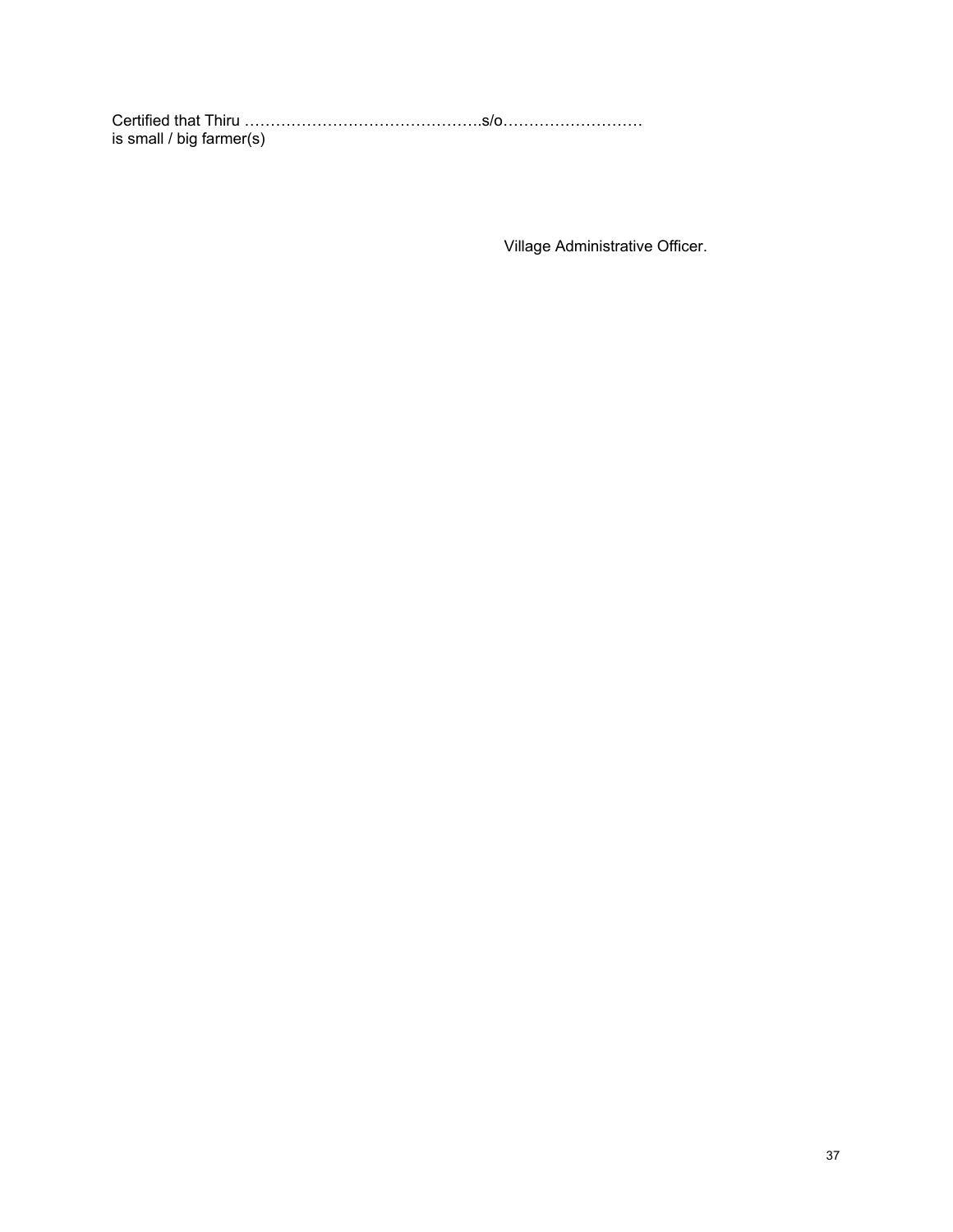Certified that Thiru ……………………………………….s/o………………………
is small / big farmer(s)

Village Administrative Officer.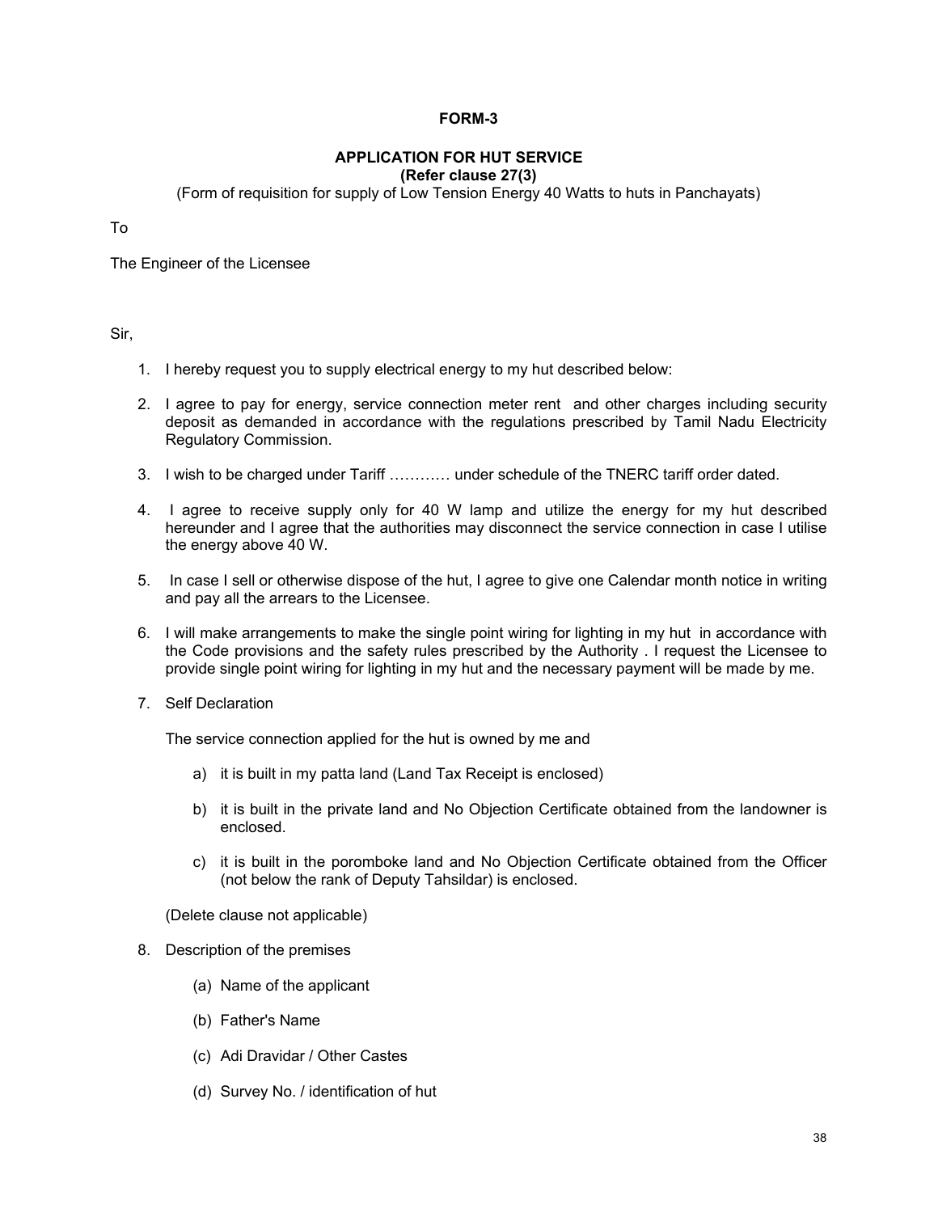**FORM-3**

**APPLICATION FOR HUT SERVICE**
**(Refer clause 27(3)**

(Form of requisition for supply of Low Tension Energy 40 Watts to huts in Panchayats)

To

The Engineer of the Licensee

Sir,

1. I hereby request you to supply electrical energy to my hut described below:

2. I agree to pay for energy, service connection meter rent and other charges including security deposit as demanded in accordance with the regulations prescribed by Tamil Nadu Electricity Regulatory Commission.

3. I wish to be charged under Tariff ………… under schedule of the TNERC tariff order dated.

4. I agree to receive supply only for 40 W lamp and utilize the energy for my hut described hereunder and I agree that the authorities may disconnect the service connection in case I utilise the energy above 40 W.

5. In case I sell or otherwise dispose of the hut, I agree to give one Calendar month notice in writing and pay all the arrears to the Licensee.

6. I will make arrangements to make the single point wiring for lighting in my hut in accordance with the Code provisions and the safety rules prescribed by the Authority . I request the Licensee to provide single point wiring for lighting in my hut and the necessary payment will be made by me.

7. Self Declaration

   The service connection applied for the hut is owned by me and

   a) it is built in my patta land (Land Tax Receipt is enclosed)

   b) it is built in the private land and No Objection Certificate obtained from the landowner is enclosed.

   c) it is built in the poromboke land and No Objection Certificate obtained from the Officer (not below the rank of Deputy Tahsildar) is enclosed.

   (Delete clause not applicable)

8. Description of the premises

   (a) Name of the applicant

   (b) Father's Name

   (c) Adi Dravidar / Other Castes

   (d) Survey No. / identification of hut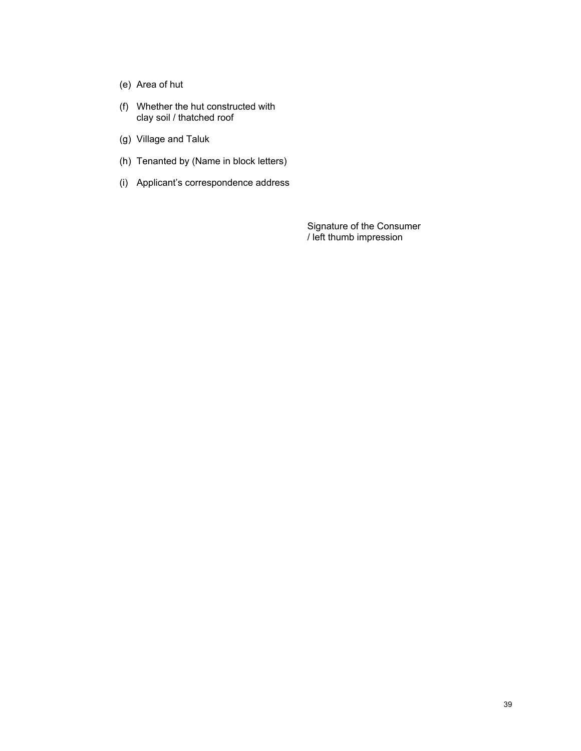(e) Area of hut

(f) Whether the hut constructed with clay soil / thatched roof

(g) Village and Taluk

(h) Tenanted by (Name in block letters)

(i) Applicant's correspondence address

Signature of the Consumer
/ left thumb impression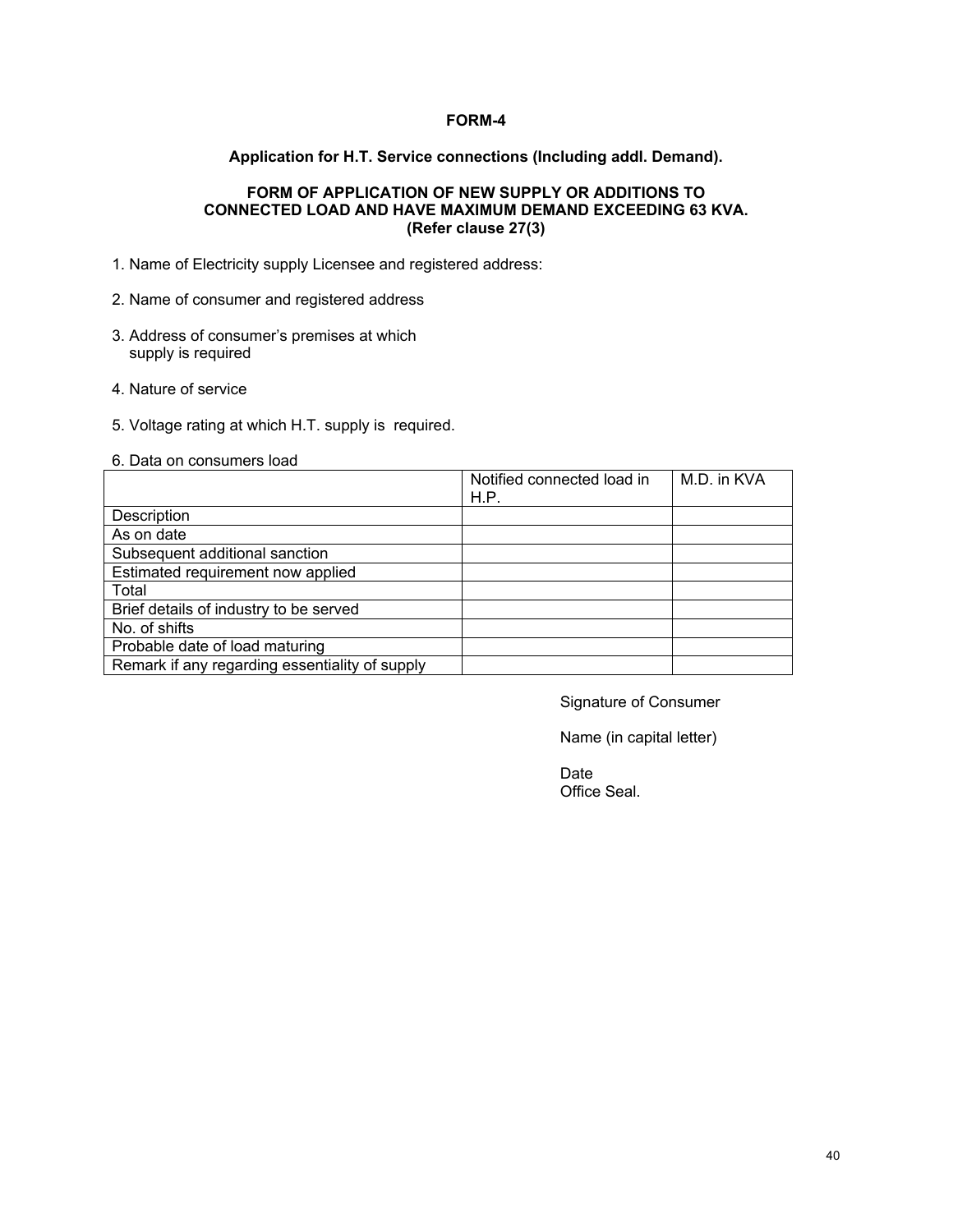# FORM-4

### Application for H.T. Service connections (Including addl. Demand).

### FORM OF APPLICATION OF NEW SUPPLY OR ADDITIONS TO CONNECTED LOAD AND HAVE MAXIMUM DEMAND EXCEEDING 63 KVA. (Refer clause 27(3)

1. Name of Electricity supply Licensee and registered address:
2. Name of consumer and registered address
3. Address of consumer's premises at which supply is required
4. Nature of service
5. Voltage rating at which H.T. supply is required.
6. Data on consumers load

| | Notified connected load in H.P. | M.D. in KVA |
|---|---|---|
| Description | | |
| As on date | | |
| Subsequent additional sanction | | |
| Estimated requirement now applied | | |
| Total | | |
| Brief details of industry to be served | | |
| No. of shifts | | |
| Probable date of load maturing | | |
| Remark if any regarding essentiality of supply | | |

Signature of Consumer

Name (in capital letter)

Date

Office Seal.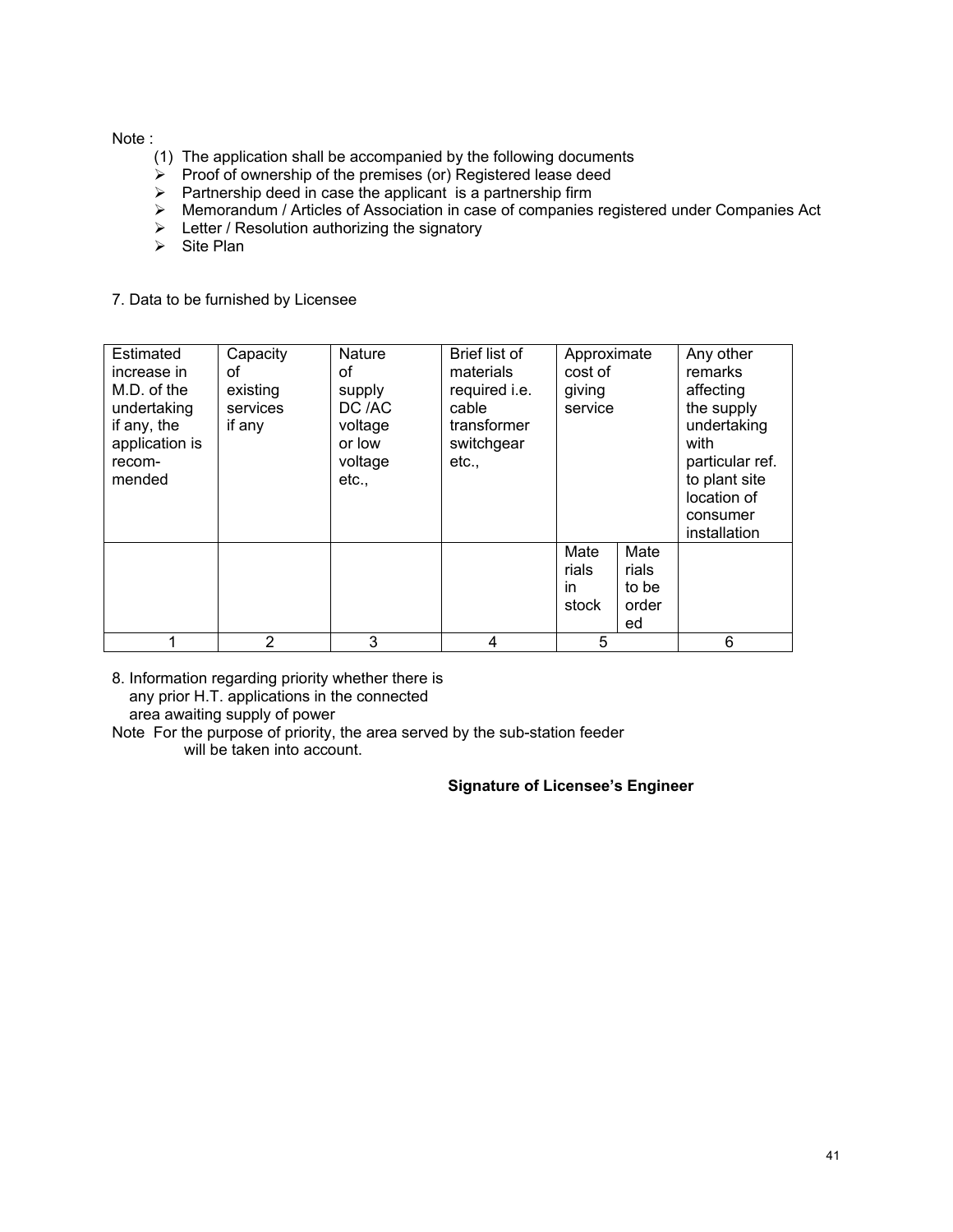Note :

(1) The application shall be accompanied by the following documents

- Proof of ownership of the premises (or) Registered lease deed
- Partnership deed in case the applicant is a partnership firm
- Memorandum / Articles of Association in case of companies registered under Companies Act
- Letter / Resolution authorizing the signatory
- Site Plan

7. Data to be furnished by Licensee

| Estimated increase in M.D. of the undertaking if any, the application is recom-mended | Capacity of existing services if any | Nature of supply DC /AC voltage or low voltage etc., | Brief list of materials required i.e. cable transformer switchgear etc., | Approximate cost of giving service | | Any other remarks affecting the supply undertaking with particular ref. to plant site location of consumer installation |
|---|---|---|---|---|---|---|
| | | | | Materials in stock | Materials to be ordered | |
| 1 | 2 | 3 | 4 | 5 | | 6 |

8. Information regarding priority whether there is any prior H.T. applications in the connected area awaiting supply of power

Note For the purpose of priority, the area served by the sub-station feeder will be taken into account.

**Signature of Licensee's Engineer**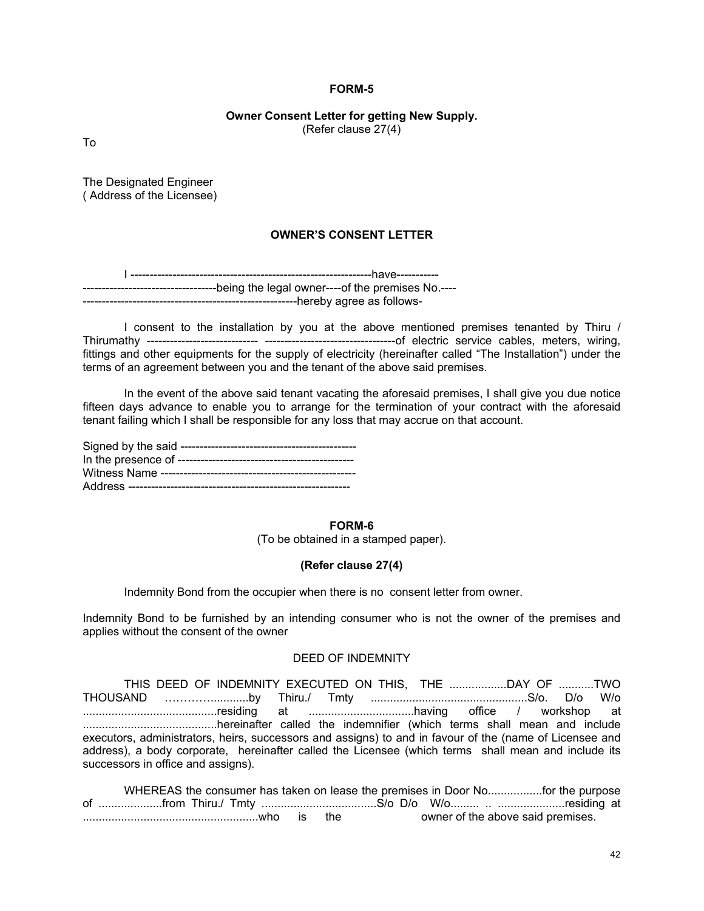**FORM-5**

**Owner Consent Letter for getting New Supply.**
(Refer clause 27(4)

To

The Designated Engineer
( Address of the Licensee)

**OWNER'S CONSENT LETTER**

I ---------------------------------------------------------------have-----------
-----------------------------------being the legal owner----of the premises No.----
--------------------------------------------------------hereby agree as follows-

I consent to the installation by you at the above mentioned premises tenanted by Thiru / Thirumathy ---------------------------- ----------------------------------of electric service cables, meters, wiring, fittings and other equipments for the supply of electricity (hereinafter called "The Installation") under the terms of an agreement between you and the tenant of the above said premises.

In the event of the above said tenant vacating the aforesaid premises, I shall give you due notice fifteen days advance to enable you to arrange for the termination of your contract with the aforesaid tenant failing which I shall be responsible for any loss that may accrue on that account.

Signed by the said ----------------------------------------------
In the presence of ----------------------------------------------
Witness Name ---------------------------------------------------
Address ----------------------------------------------------------

**FORM-6**

(To be obtained in a stamped paper).

**(Refer clause 27(4)**

Indemnity Bond from the occupier when there is no consent letter from owner.

Indemnity Bond to be furnished by an intending consumer who is not the owner of the premises and applies without the consent of the owner

DEED OF INDEMNITY

THIS DEED OF INDEMNITY EXECUTED ON THIS, THE .................DAY OF ...........TWO THOUSAND ………............by Thiru./ Tmty ................................................S/o. D/o W/o ..........................................residing at ................................having office / workshop at ..........................................hereinafter called the indemnifier (which terms shall mean and include executors, administrators, heirs, successors and assigns) to and in favour of the (name of Licensee and address), a body corporate, hereinafter called the Licensee (which terms shall mean and include its successors in office and assigns).

WHEREAS the consumer has taken on lease the premises in Door No.................for the purpose of ....................from Thiru./ Tmty ....................................S/o D/o W/o......... .. .....................residing at .......................................................who is the owner of the above said premises.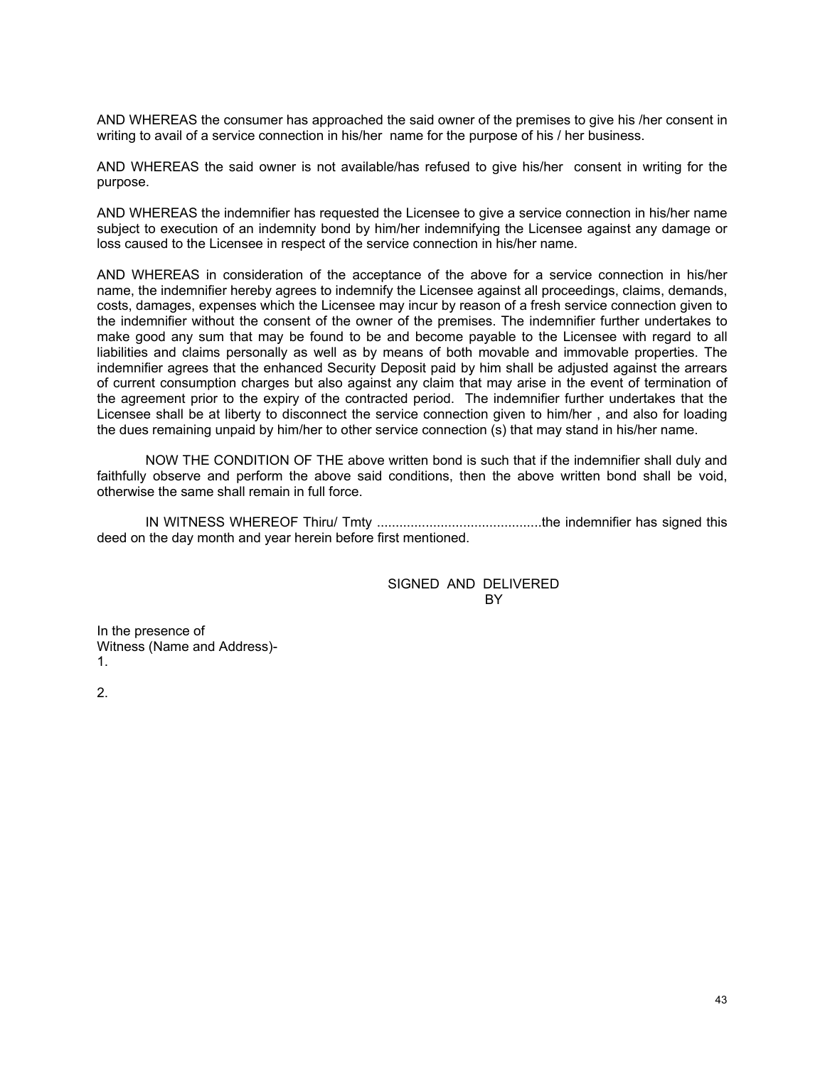AND WHEREAS the consumer has approached the said owner of the premises to give his /her consent in writing to avail of a service connection in his/her name for the purpose of his / her business.

AND WHEREAS the said owner is not available/has refused to give his/her consent in writing for the purpose.

AND WHEREAS the indemnifier has requested the Licensee to give a service connection in his/her name subject to execution of an indemnity bond by him/her indemnifying the Licensee against any damage or loss caused to the Licensee in respect of the service connection in his/her name.

AND WHEREAS in consideration of the acceptance of the above for a service connection in his/her name, the indemnifier hereby agrees to indemnify the Licensee against all proceedings, claims, demands, costs, damages, expenses which the Licensee may incur by reason of a fresh service connection given to the indemnifier without the consent of the owner of the premises. The indemnifier further undertakes to make good any sum that may be found to be and become payable to the Licensee with regard to all liabilities and claims personally as well as by means of both movable and immovable properties. The indemnifier agrees that the enhanced Security Deposit paid by him shall be adjusted against the arrears of current consumption charges but also against any claim that may arise in the event of termination of the agreement prior to the expiry of the contracted period. The indemnifier further undertakes that the Licensee shall be at liberty to disconnect the service connection given to him/her , and also for loading the dues remaining unpaid by him/her to other service connection (s) that may stand in his/her name.

NOW THE CONDITION OF THE above written bond is such that if the indemnifier shall duly and faithfully observe and perform the above said conditions, then the above written bond shall be void, otherwise the same shall remain in full force.

IN WITNESS WHEREOF Thiru/ Tmty ............................................the indemnifier has signed this deed on the day month and year herein before first mentioned.

SIGNED AND DELIVERED
BY

In the presence of
Witness (Name and Address)-
1.

2.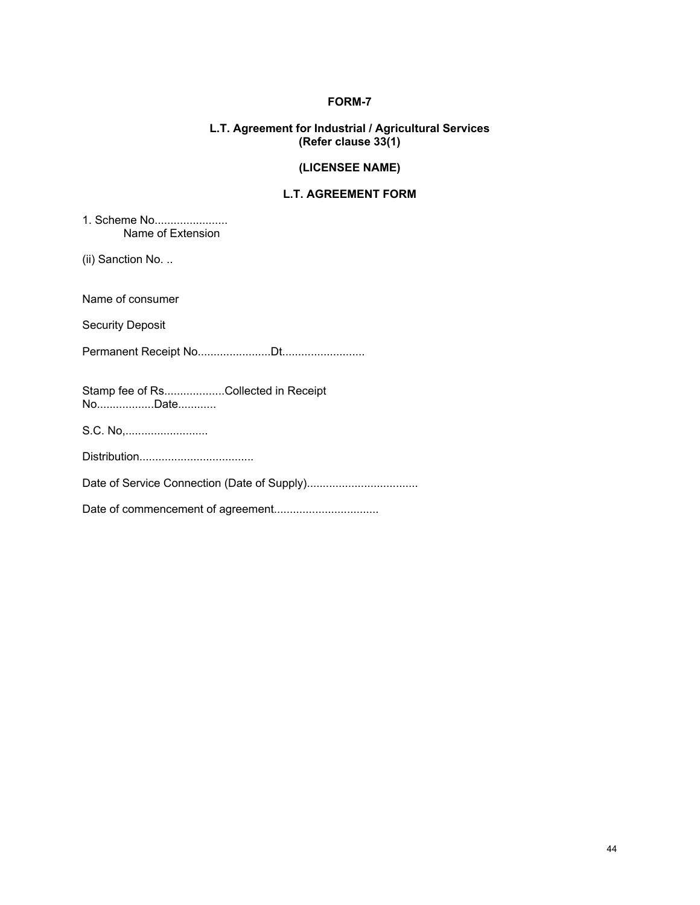# FORM-7

## L.T. Agreement for Industrial / Agricultural Services (Refer clause 33(1)

## (LICENSEE NAME)

## L.T. AGREEMENT FORM

1. Scheme No.......................
   Name of Extension

(ii) Sanction No. ..

Name of consumer

Security Deposit

Permanent Receipt No.......................Dt..........................

Stamp fee of Rs...................Collected in Receipt No..................Date............

S.C. No,..........................

Distribution...................................

Date of Service Connection (Date of Supply)..................................

Date of commencement of agreement................................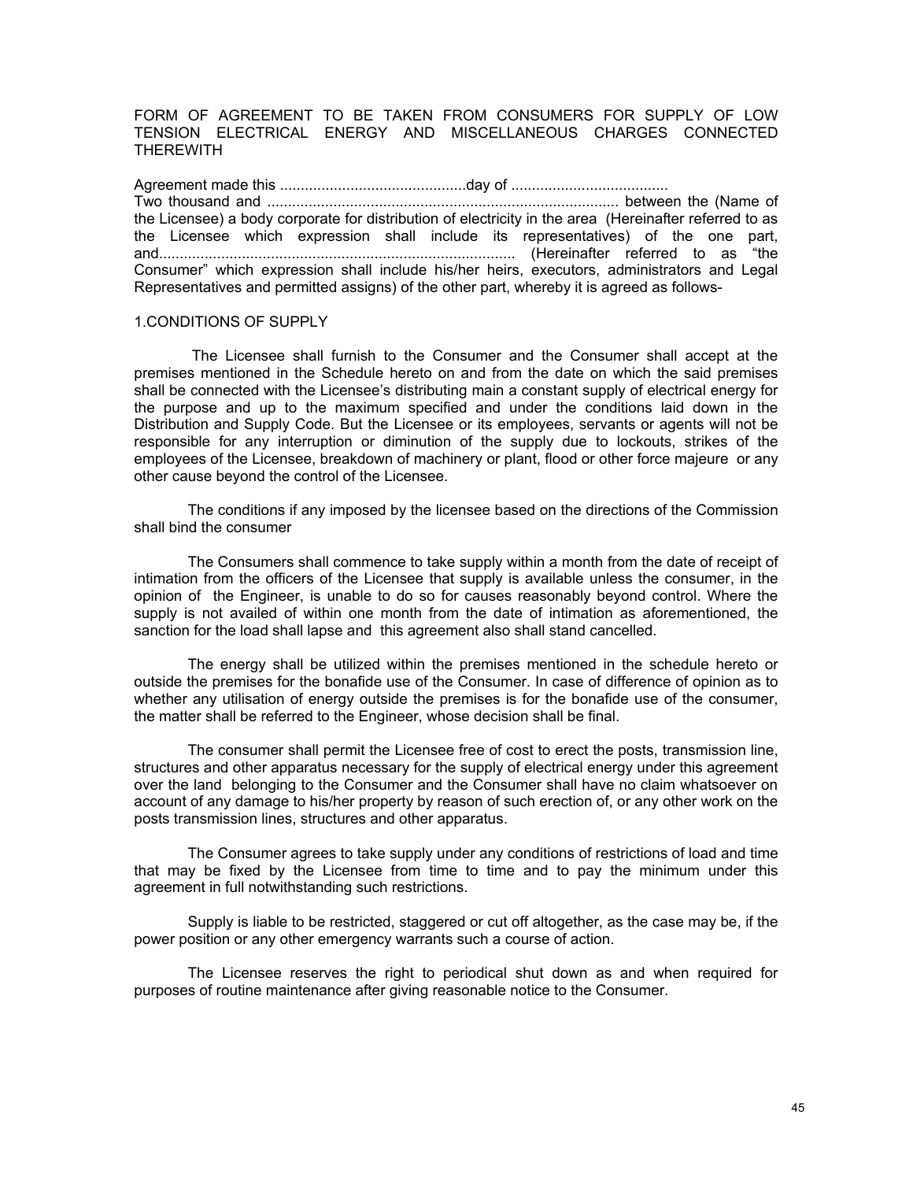FORM OF AGREEMENT TO BE TAKEN FROM CONSUMERS FOR SUPPLY OF LOW TENSION ELECTRICAL ENERGY AND MISCELLANEOUS CHARGES CONNECTED THEREWITH

Agreement made this ............................................day of ......................................
Two thousand and .................................................................................... between the (Name of the Licensee) a body corporate for distribution of electricity in the area (Hereinafter referred to as the Licensee which expression shall include its representatives) of the one part, and..................................................................................... (Hereinafter referred to as "the Consumer" which expression shall include his/her heirs, executors, administrators and Legal Representatives and permitted assigns) of the other part, whereby it is agreed as follows-

1.CONDITIONS OF SUPPLY

The Licensee shall furnish to the Consumer and the Consumer shall accept at the premises mentioned in the Schedule hereto on and from the date on which the said premises shall be connected with the Licensee's distributing main a constant supply of electrical energy for the purpose and up to the maximum specified and under the conditions laid down in the Distribution and Supply Code. But the Licensee or its employees, servants or agents will not be responsible for any interruption or diminution of the supply due to lockouts, strikes of the employees of the Licensee, breakdown of machinery or plant, flood or other force majeure or any other cause beyond the control of the Licensee.

The conditions if any imposed by the licensee based on the directions of the Commission shall bind the consumer

The Consumers shall commence to take supply within a month from the date of receipt of intimation from the officers of the Licensee that supply is available unless the consumer, in the opinion of the Engineer, is unable to do so for causes reasonably beyond control. Where the supply is not availed of within one month from the date of intimation as aforementioned, the sanction for the load shall lapse and this agreement also shall stand cancelled.

The energy shall be utilized within the premises mentioned in the schedule hereto or outside the premises for the bonafide use of the Consumer. In case of difference of opinion as to whether any utilisation of energy outside the premises is for the bonafide use of the consumer, the matter shall be referred to the Engineer, whose decision shall be final.

The consumer shall permit the Licensee free of cost to erect the posts, transmission line, structures and other apparatus necessary for the supply of electrical energy under this agreement over the land belonging to the Consumer and the Consumer shall have no claim whatsoever on account of any damage to his/her property by reason of such erection of, or any other work on the posts transmission lines, structures and other apparatus.

The Consumer agrees to take supply under any conditions of restrictions of load and time that may be fixed by the Licensee from time to time and to pay the minimum under this agreement in full notwithstanding such restrictions.

Supply is liable to be restricted, staggered or cut off altogether, as the case may be, if the power position or any other emergency warrants such a course of action.

The Licensee reserves the right to periodical shut down as and when required for purposes of routine maintenance after giving reasonable notice to the Consumer.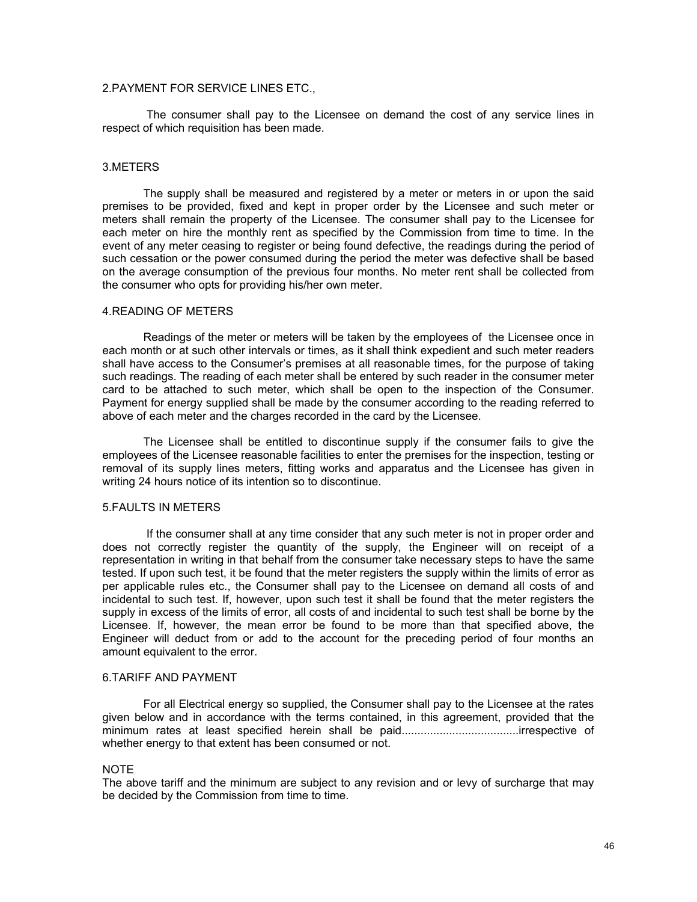## 2.PAYMENT FOR SERVICE LINES ETC.,

The consumer shall pay to the Licensee on demand the cost of any service lines in respect of which requisition has been made.

## 3.METERS

The supply shall be measured and registered by a meter or meters in or upon the said premises to be provided, fixed and kept in proper order by the Licensee and such meter or meters shall remain the property of the Licensee. The consumer shall pay to the Licensee for each meter on hire the monthly rent as specified by the Commission from time to time. In the event of any meter ceasing to register or being found defective, the readings during the period of such cessation or the power consumed during the period the meter was defective shall be based on the average consumption of the previous four months. No meter rent shall be collected from the consumer who opts for providing his/her own meter.

## 4.READING OF METERS

Readings of the meter or meters will be taken by the employees of the Licensee once in each month or at such other intervals or times, as it shall think expedient and such meter readers shall have access to the Consumer's premises at all reasonable times, for the purpose of taking such readings. The reading of each meter shall be entered by such reader in the consumer meter card to be attached to such meter, which shall be open to the inspection of the Consumer. Payment for energy supplied shall be made by the consumer according to the reading referred to above of each meter and the charges recorded in the card by the Licensee.

The Licensee shall be entitled to discontinue supply if the consumer fails to give the employees of the Licensee reasonable facilities to enter the premises for the inspection, testing or removal of its supply lines meters, fitting works and apparatus and the Licensee has given in writing 24 hours notice of its intention so to discontinue.

## 5.FAULTS IN METERS

If the consumer shall at any time consider that any such meter is not in proper order and does not correctly register the quantity of the supply, the Engineer will on receipt of a representation in writing in that behalf from the consumer take necessary steps to have the same tested. If upon such test, it be found that the meter registers the supply within the limits of error as per applicable rules etc., the Consumer shall pay to the Licensee on demand all costs of and incidental to such test. If, however, upon such test it shall be found that the meter registers the supply in excess of the limits of error, all costs of and incidental to such test shall be borne by the Licensee. If, however, the mean error be found to be more than that specified above, the Engineer will deduct from or add to the account for the preceding period of four months an amount equivalent to the error.

## 6.TARIFF AND PAYMENT

For all Electrical energy so supplied, the Consumer shall pay to the Licensee at the rates given below and in accordance with the terms contained, in this agreement, provided that the minimum rates at least specified herein shall be paid....................................irrespective of whether energy to that extent has been consumed or not.

NOTE

The above tariff and the minimum are subject to any revision and or levy of surcharge that may be decided by the Commission from time to time.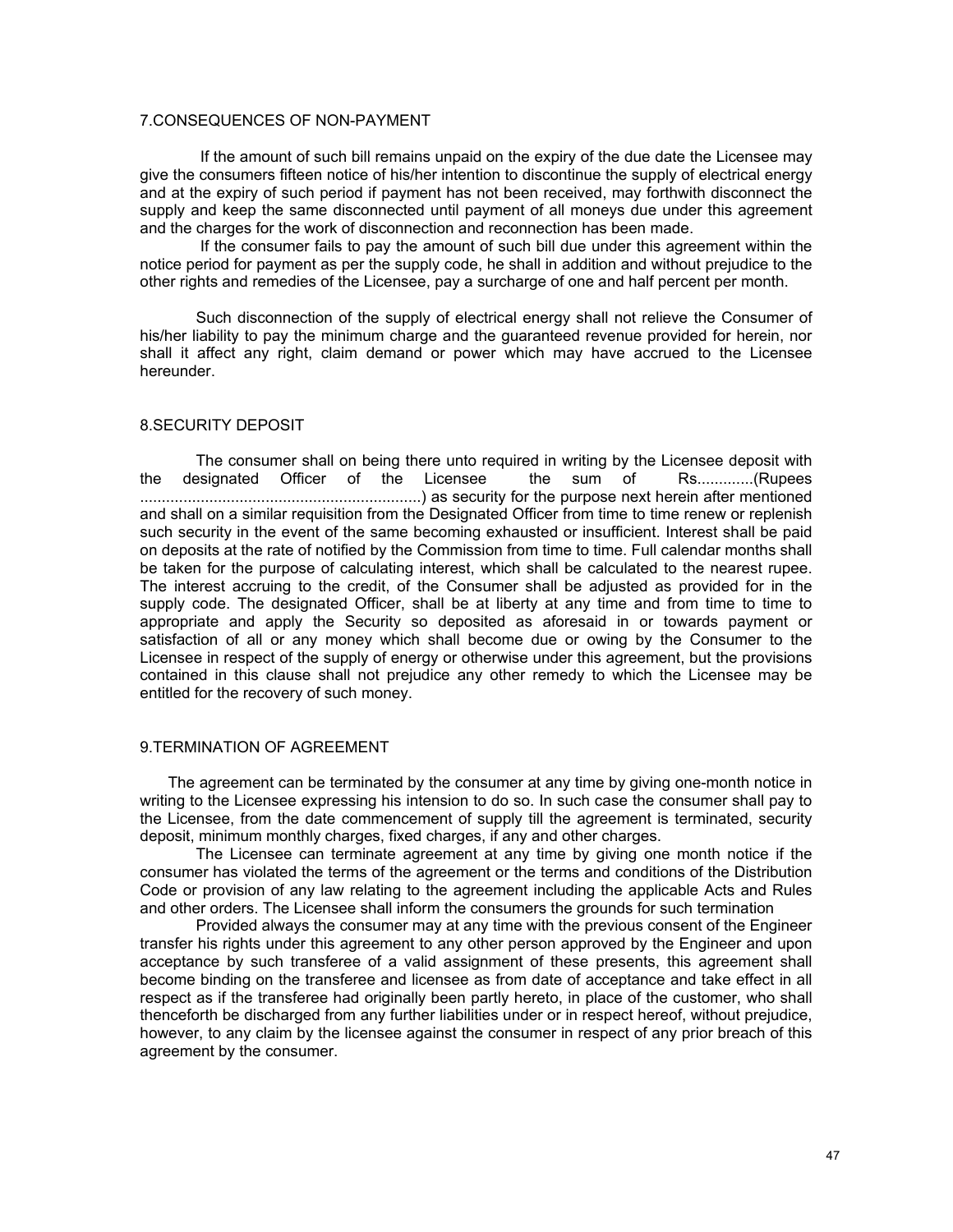## 7.CONSEQUENCES OF NON-PAYMENT

If the amount of such bill remains unpaid on the expiry of the due date the Licensee may give the consumers fifteen notice of his/her intention to discontinue the supply of electrical energy and at the expiry of such period if payment has not been received, may forthwith disconnect the supply and keep the same disconnected until payment of all moneys due under this agreement and the charges for the work of disconnection and reconnection has been made.

If the consumer fails to pay the amount of such bill due under this agreement within the notice period for payment as per the supply code, he shall in addition and without prejudice to the other rights and remedies of the Licensee, pay a surcharge of one and half percent per month.

Such disconnection of the supply of electrical energy shall not relieve the Consumer of his/her liability to pay the minimum charge and the guaranteed revenue provided for herein, nor shall it affect any right, claim demand or power which may have accrued to the Licensee hereunder.

## 8.SECURITY DEPOSIT

The consumer shall on being there unto required in writing by the Licensee deposit with the designated Officer of the Licensee the sum of Rs............(Rupees ................................................................) as security for the purpose next herein after mentioned and shall on a similar requisition from the Designated Officer from time to time renew or replenish such security in the event of the same becoming exhausted or insufficient. Interest shall be paid on deposits at the rate of notified by the Commission from time to time. Full calendar months shall be taken for the purpose of calculating interest, which shall be calculated to the nearest rupee. The interest accruing to the credit, of the Consumer shall be adjusted as provided for in the supply code. The designated Officer, shall be at liberty at any time and from time to time to appropriate and apply the Security so deposited as aforesaid in or towards payment or satisfaction of all or any money which shall become due or owing by the Consumer to the Licensee in respect of the supply of energy or otherwise under this agreement, but the provisions contained in this clause shall not prejudice any other remedy to which the Licensee may be entitled for the recovery of such money.

## 9.TERMINATION OF AGREEMENT

The agreement can be terminated by the consumer at any time by giving one-month notice in writing to the Licensee expressing his intension to do so. In such case the consumer shall pay to the Licensee, from the date commencement of supply till the agreement is terminated, security deposit, minimum monthly charges, fixed charges, if any and other charges.

The Licensee can terminate agreement at any time by giving one month notice if the consumer has violated the terms of the agreement or the terms and conditions of the Distribution Code or provision of any law relating to the agreement including the applicable Acts and Rules and other orders. The Licensee shall inform the consumers the grounds for such termination

Provided always the consumer may at any time with the previous consent of the Engineer transfer his rights under this agreement to any other person approved by the Engineer and upon acceptance by such transferee of a valid assignment of these presents, this agreement shall become binding on the transferee and licensee as from date of acceptance and take effect in all respect as if the transferee had originally been partly hereto, in place of the customer, who shall thenceforth be discharged from any further liabilities under or in respect hereof, without prejudice, however, to any claim by the licensee against the consumer in respect of any prior breach of this agreement by the consumer.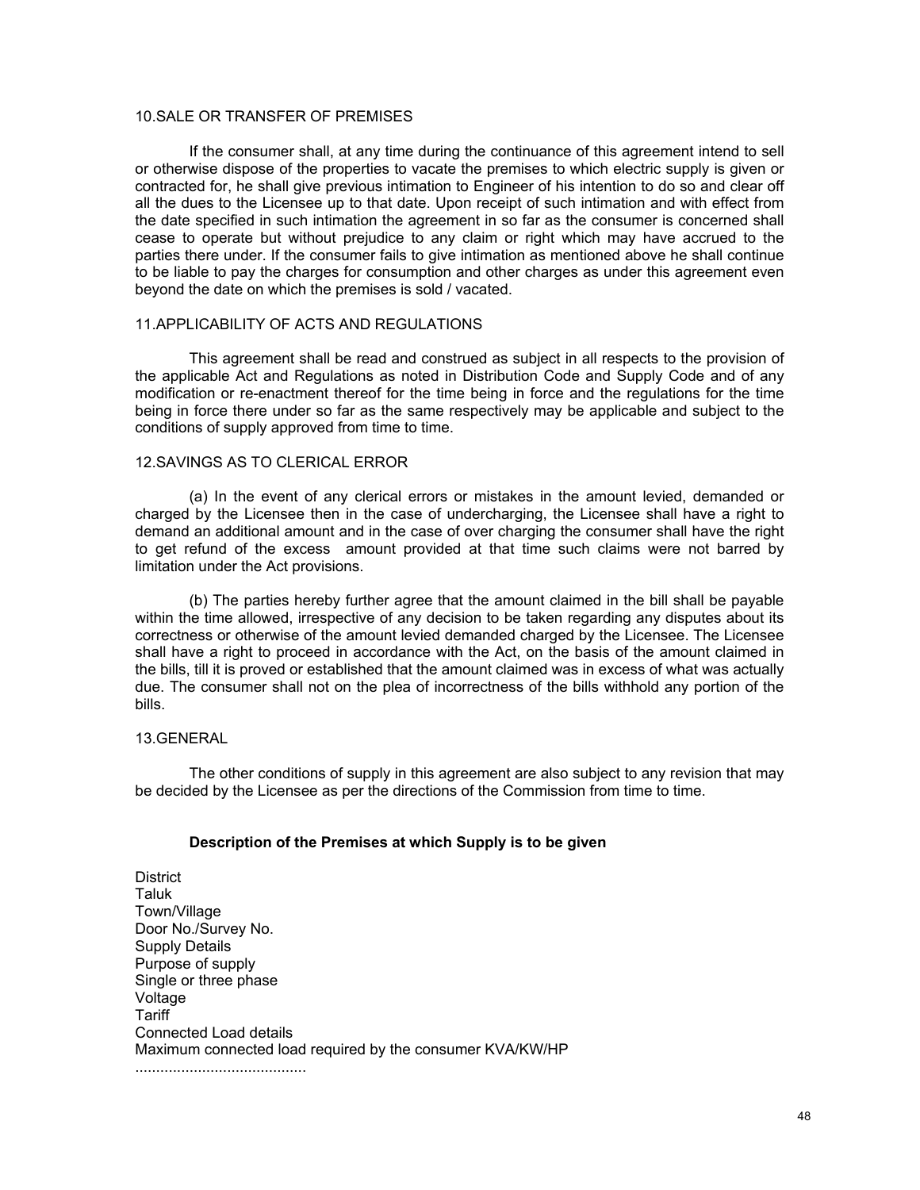10.SALE OR TRANSFER OF PREMISES

If the consumer shall, at any time during the continuance of this agreement intend to sell or otherwise dispose of the properties to vacate the premises to which electric supply is given or contracted for, he shall give previous intimation to Engineer of his intention to do so and clear off all the dues to the Licensee up to that date. Upon receipt of such intimation and with effect from the date specified in such intimation the agreement in so far as the consumer is concerned shall cease to operate but without prejudice to any claim or right which may have accrued to the parties there under. If the consumer fails to give intimation as mentioned above he shall continue to be liable to pay the charges for consumption and other charges as under this agreement even beyond the date on which the premises is sold / vacated.

11.APPLICABILITY OF ACTS AND REGULATIONS

This agreement shall be read and construed as subject in all respects to the provision of the applicable Act and Regulations as noted in Distribution Code and Supply Code and of any modification or re-enactment thereof for the time being in force and the regulations for the time being in force there under so far as the same respectively may be applicable and subject to the conditions of supply approved from time to time.

12.SAVINGS AS TO CLERICAL ERROR

(a) In the event of any clerical errors or mistakes in the amount levied, demanded or charged by the Licensee then in the case of undercharging, the Licensee shall have a right to demand an additional amount and in the case of over charging the consumer shall have the right to get refund of the excess amount provided at that time such claims were not barred by limitation under the Act provisions.

(b) The parties hereby further agree that the amount claimed in the bill shall be payable within the time allowed, irrespective of any decision to be taken regarding any disputes about its correctness or otherwise of the amount levied demanded charged by the Licensee. The Licensee shall have a right to proceed in accordance with the Act, on the basis of the amount claimed in the bills, till it is proved or established that the amount claimed was in excess of what was actually due. The consumer shall not on the plea of incorrectness of the bills withhold any portion of the bills.

13.GENERAL

The other conditions of supply in this agreement are also subject to any revision that may be decided by the Licensee as per the directions of the Commission from time to time.

**Description of the Premises at which Supply is to be given**

District
Taluk
Town/Village
Door No./Survey No.
Supply Details
Purpose of supply
Single or three phase
Voltage
Tariff
Connected Load details
Maximum connected load required by the consumer KVA/KW/HP
.........................................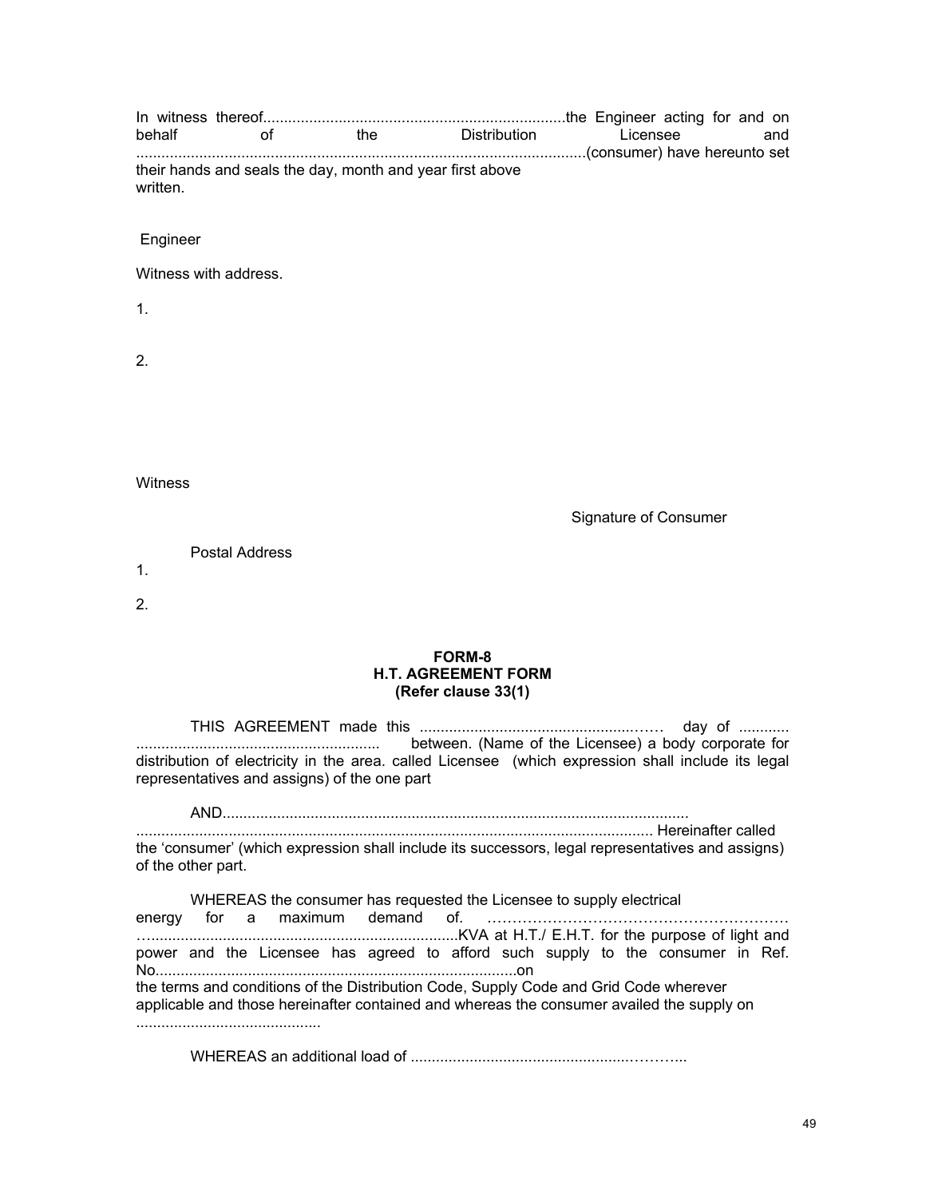In witness thereof.......................................................................the Engineer acting for and on behalf of the Distribution Licensee and ..........................................................................................................(consumer) have hereunto set their hands and seals the day, month and year first above written.

Engineer

Witness with address.

1.

2.

Witness

Signature of Consumer

Postal Address

1.

2.

**FORM-8**
**H.T. AGREEMENT FORM**
**(Refer clause 33(1)**

THIS AGREEMENT made this .......................................................…… day of ............ .......................................................... between. (Name of the Licensee) a body corporate for distribution of electricity in the area. called Licensee (which expression shall include its legal representatives and assigns) of the one part

AND............................................................................................................. ......................................................................................................................... Hereinafter called the 'consumer' (which expression shall include its successors, legal representatives and assigns) of the other part.

WHEREAS the consumer has requested the Licensee to supply electrical energy for a maximum demand of. ……………………………………………………… …........................................................................KVA at H.T./ E.H.T. for the purpose of light and power and the Licensee has agreed to afford such supply to the consumer in Ref. No.....................................................................................on the terms and conditions of the Distribution Code, Supply Code and Grid Code wherever applicable and those hereinafter contained and whereas the consumer availed the supply on ............................................

WHEREAS an additional load of ..................................................………..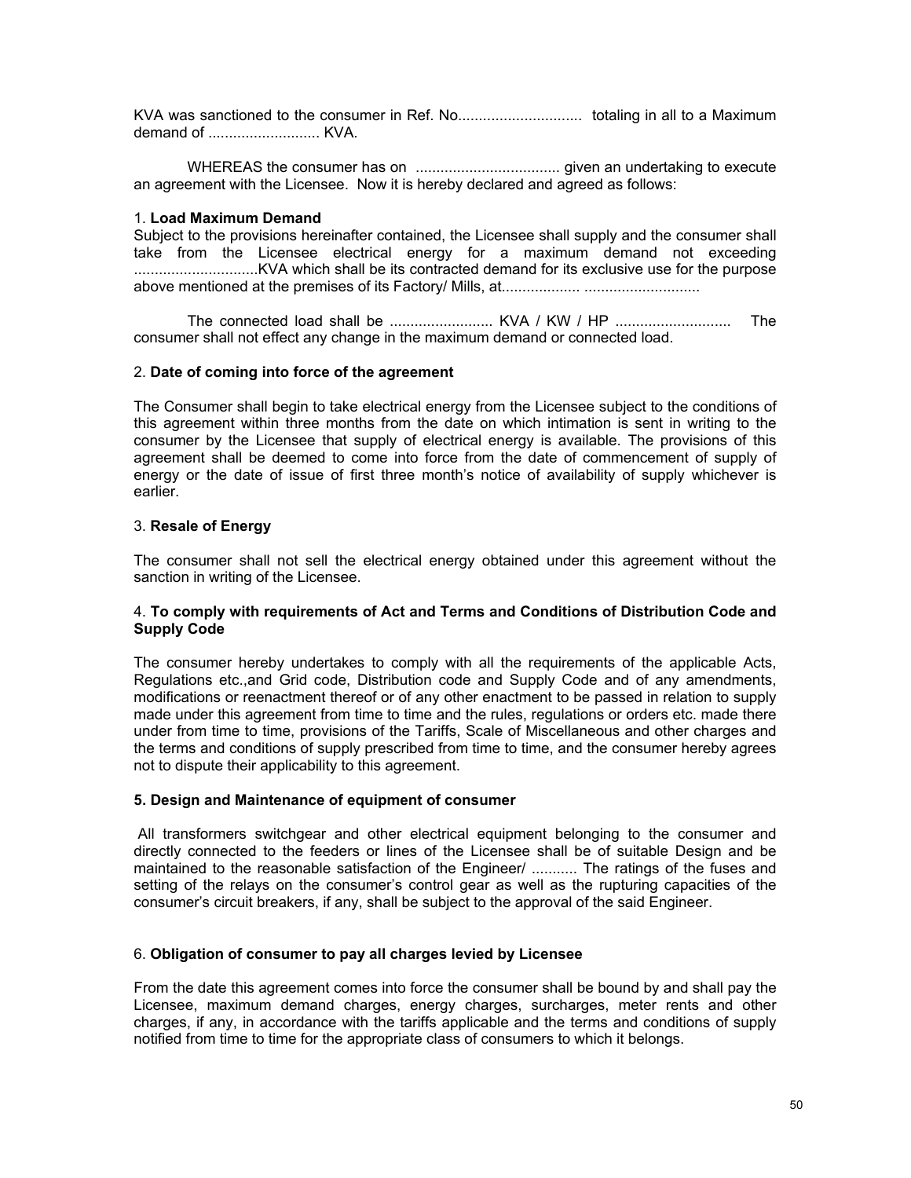KVA was sanctioned to the consumer in Ref. No............................. totaling in all to a Maximum demand of ........................... KVA.

WHEREAS the consumer has on ................................... given an undertaking to execute an agreement with the Licensee. Now it is hereby declared and agreed as follows:

1. **Load Maximum Demand**

Subject to the provisions hereinafter contained, the Licensee shall supply and the consumer shall take from the Licensee electrical energy for a maximum demand not exceeding ..............................KVA which shall be its contracted demand for its exclusive use for the purpose above mentioned at the premises of its Factory/ Mills, at.................. ............................

The connected load shall be ......................... KVA / KW / HP ........................... The consumer shall not effect any change in the maximum demand or connected load.

2. **Date of coming into force of the agreement**

The Consumer shall begin to take electrical energy from the Licensee subject to the conditions of this agreement within three months from the date on which intimation is sent in writing to the consumer by the Licensee that supply of electrical energy is available. The provisions of this agreement shall be deemed to come into force from the date of commencement of supply of energy or the date of issue of first three month's notice of availability of supply whichever is earlier.

3. **Resale of Energy**

The consumer shall not sell the electrical energy obtained under this agreement without the sanction in writing of the Licensee.

4. **To comply with requirements of Act and Terms and Conditions of Distribution Code and Supply Code**

The consumer hereby undertakes to comply with all the requirements of the applicable Acts, Regulations etc.,and Grid code, Distribution code and Supply Code and of any amendments, modifications or reenactment thereof or of any other enactment to be passed in relation to supply made under this agreement from time to time and the rules, regulations or orders etc. made there under from time to time, provisions of the Tariffs, Scale of Miscellaneous and other charges and the terms and conditions of supply prescribed from time to time, and the consumer hereby agrees not to dispute their applicability to this agreement.

**5. Design and Maintenance of equipment of consumer**

All transformers switchgear and other electrical equipment belonging to the consumer and directly connected to the feeders or lines of the Licensee shall be of suitable Design and be maintained to the reasonable satisfaction of the Engineer/ ........... The ratings of the fuses and setting of the relays on the consumer's control gear as well as the rupturing capacities of the consumer's circuit breakers, if any, shall be subject to the approval of the said Engineer.

6. **Obligation of consumer to pay all charges levied by Licensee**

From the date this agreement comes into force the consumer shall be bound by and shall pay the Licensee, maximum demand charges, energy charges, surcharges, meter rents and other charges, if any, in accordance with the tariffs applicable and the terms and conditions of supply notified from time to time for the appropriate class of consumers to which it belongs.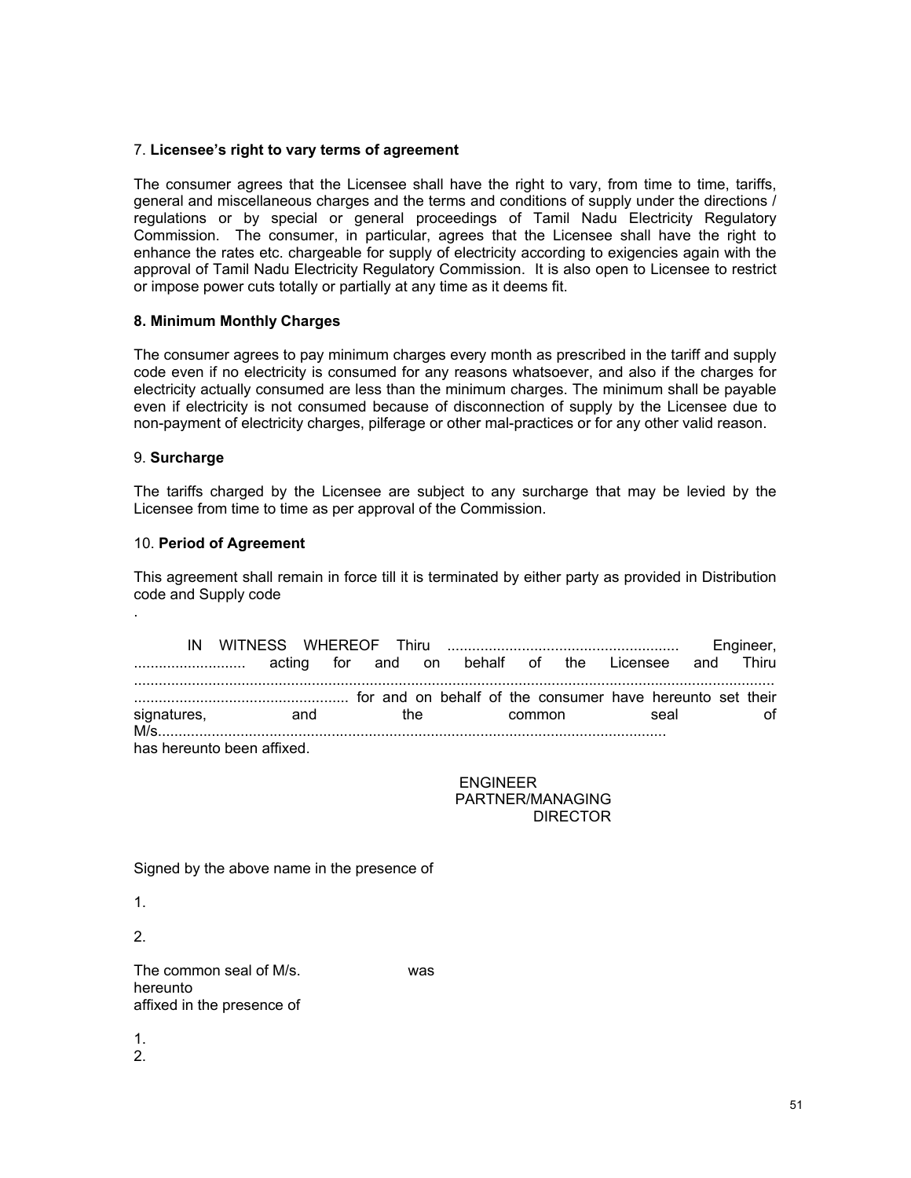7. **Licensee's right to vary terms of agreement**

The consumer agrees that the Licensee shall have the right to vary, from time to time, tariffs, general and miscellaneous charges and the terms and conditions of supply under the directions / regulations or by special or general proceedings of Tamil Nadu Electricity Regulatory Commission. The consumer, in particular, agrees that the Licensee shall have the right to enhance the rates etc. chargeable for supply of electricity according to exigencies again with the approval of Tamil Nadu Electricity Regulatory Commission. It is also open to Licensee to restrict or impose power cuts totally or partially at any time as it deems fit.

**8. Minimum Monthly Charges**

The consumer agrees to pay minimum charges every month as prescribed in the tariff and supply code even if no electricity is consumed for any reasons whatsoever, and also if the charges for electricity actually consumed are less than the minimum charges. The minimum shall be payable even if electricity is not consumed because of disconnection of supply by the Licensee due to non-payment of electricity charges, pilferage or other mal-practices or for any other valid reason.

9. **Surcharge**

The tariffs charged by the Licensee are subject to any surcharge that may be levied by the Licensee from time to time as per approval of the Commission.

10. **Period of Agreement**

This agreement shall remain in force till it is terminated by either party as provided in Distribution code and Supply code

.

IN WITNESS WHEREOF Thiru ........................................................ Engineer, ........................... acting for and on behalf of the Licensee and Thiru ........................................................................................................................................... .................................................... for and on behalf of the consumer have hereunto set their signatures, and the common seal of M/s.......................................................................................................................... has hereunto been affixed.

ENGINEER
PARTNER/MANAGING
DIRECTOR

Signed by the above name in the presence of

1.

2.

The common seal of M/s. was hereunto
affixed in the presence of

1.
2.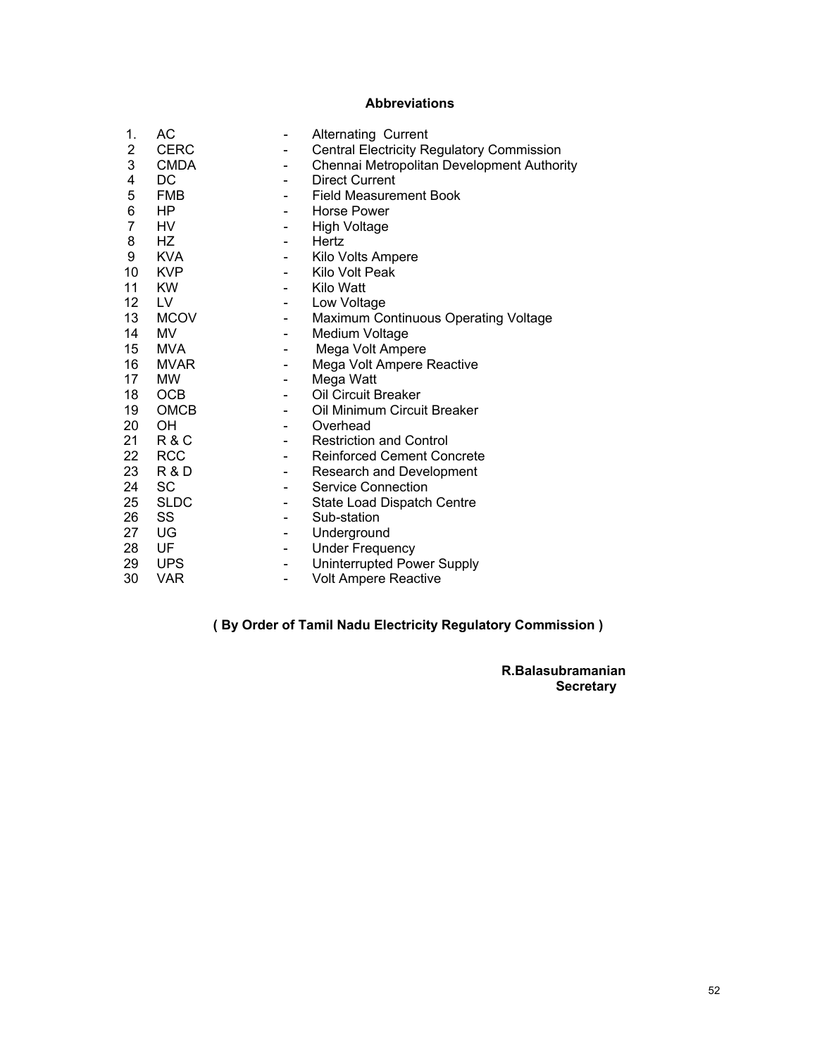### Abbreviations

| | | | |
|---|---|---|---|
| 1. | AC | - | Alternating Current |
| 2 | CERC | - | Central Electricity Regulatory Commission |
| 3 | CMDA | - | Chennai Metropolitan Development Authority |
| 4 | DC | - | Direct Current |
| 5 | FMB | - | Field Measurement Book |
| 6 | HP | - | Horse Power |
| 7 | HV | - | High Voltage |
| 8 | HZ | - | Hertz |
| 9 | KVA | - | Kilo Volts Ampere |
| 10 | KVP | - | Kilo Volt Peak |
| 11 | KW | - | Kilo Watt |
| 12 | LV | - | Low Voltage |
| 13 | MCOV | - | Maximum Continuous Operating Voltage |
| 14 | MV | - | Medium Voltage |
| 15 | MVA | - | Mega Volt Ampere |
| 16 | MVAR | - | Mega Volt Ampere Reactive |
| 17 | MW | - | Mega Watt |
| 18 | OCB | - | Oil Circuit Breaker |
| 19 | OMCB | - | Oil Minimum Circuit Breaker |
| 20 | OH | - | Overhead |
| 21 | R & C | - | Restriction and Control |
| 22 | RCC | - | Reinforced Cement Concrete |
| 23 | R & D | - | Research and Development |
| 24 | SC | - | Service Connection |
| 25 | SLDC | - | State Load Dispatch Centre |
| 26 | SS | - | Sub-station |
| 27 | UG | - | Underground |
| 28 | UF | - | Under Frequency |
| 29 | UPS | - | Uninterrupted Power Supply |
| 30 | VAR | - | Volt Ampere Reactive |

**( By Order of Tamil Nadu Electricity Regulatory Commission )**

**R.Balasubramanian**
**Secretary**